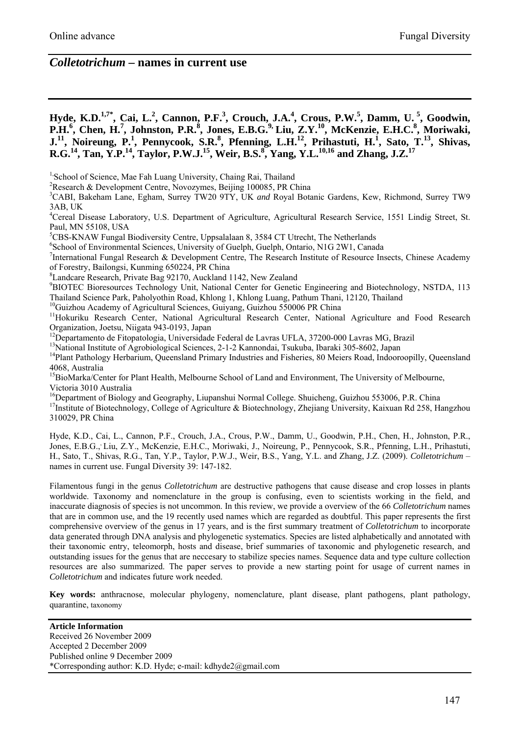# *Colletotrichum* – names in current use

**Hyde, K.D.[1,7*], Cai, L.[2], Cannon, P.F.[3], Crouch, J.A.[4], Crous, P.W.[5], Damm, U.[5], Goodwin, P.H.[6], Chen, H.[7], Johnston, P.R.[8], Jones, E.B.G.[9], Liu, Z.Y.[10], McKenzie, E.H.C.[8], Moriwaki, J.[11], Noireung, P.[1], Pennycook, S.R.[8], Pfenning, L.H.[12], Prihastuti, H.[1], Sato, T.[13], Shivas, R.G.[14], Tan, Y.P.[14], Taylor, P.W.J.[15], Weir, B.S.[8], Yang, Y.L.[10,16] and Zhang, J.Z.[17]**

[1] School of Science, Mae Fah Luang University, Chaing Rai, Thailand

[2] Research & Development Centre, Novozymes, Beijing 100085, PR China

[3] CABI, Bakeham Lane, Egham, Surrey TW20 9TY, UK *and* Royal Botanic Gardens, Kew, Richmond, Surrey TW9 3AB, UK

[4] Cereal Disease Laboratory, U.S. Department of Agriculture, Agricultural Research Service, 1551 Lindig Street, St. Paul, MN 55108, USA

[5] CBS-KNAW Fungal Biodiversity Centre, Uppsalalaan 8, 3584 CT Utrecht, The Netherlands

[6] School of Environmental Sciences, University of Guelph, Guelph, Ontario, N1G 2W1, Canada

[7] International Fungal Research & Development Centre, The Research Institute of Resource Insects, Chinese Academy of Forestry, Bailongsi, Kunming 650224, PR China

[8] Landcare Research, Private Bag 92170, Auckland 1142, New Zealand

[9] BIOTEC Bioresources Technology Unit, National Center for Genetic Engineering and Biotechnology, NSTDA, 113 Thailand Science Park, Paholyothin Road, Khlong 1, Khlong Luang, Pathum Thani, 12120, Thailand

[10] Guizhou Academy of Agricultural Sciences, Guiyang, Guizhou 550006 PR China

[11] Hokuriku Research Center, National Agricultural Research Center, National Agriculture and Food Research Organization, Joetsu, Niigata 943-0193, Japan

[12] Departamento de Fitopatologia, Universidade Federal de Lavras UFLA, 37200-000 Lavras MG, Brazil

[13] National Institute of Agrobiological Sciences, 2-1-2 Kannondai, Tsukuba, Ibaraki 305-8602, Japan

[14] Plant Pathology Herbarium, Queensland Primary Industries and Fisheries, 80 Meiers Road, Indooroopilly, Queensland 4068, Australia

[15] BioMarka/Center for Plant Health, Melbourne School of Land and Environment, The University of Melbourne, Victoria 3010 Australia

[16] Department of Biology and Geography, Liupanshui Normal College. Shuicheng, Guizhou 553006, P.R. China

[17] Institute of Biotechnology, College of Agriculture & Biotechnology, Zhejiang University, Kaixuan Rd 258, Hangzhou 310029, PR China

Hyde, K.D., Cai, L., Cannon, P.F., Crouch, J.A., Crous, P.W., Damm, U., Goodwin, P.H., Chen, H., Johnston, P.R., Jones, E.B.G., Liu, Z.Y., McKenzie, E.H.C., Moriwaki, J., Noireung, P., Pennycook, S.R., Pfenning, L.H., Prihastuti, H., Sato, T., Shivas, R.G., Tan, Y.P., Taylor, P.W.J., Weir, B.S., Yang, Y.L. and Zhang, J.Z. (2009). *Colletotrichum* – names in current use. Fungal Diversity 39: 147-182.

Filamentous fungi in the genus *Colletotrichum* are destructive pathogens that cause disease and crop losses in plants worldwide. Taxonomy and nomenclature in the group is confusing, even to scientists working in the field, and inaccurate diagnosis of species is not uncommon. In this review, we provide a overview of the 66 *Colletotrichum* names that are in common use, and the 19 recently used names which are regarded as doubtful. This paper represents the first comprehensive overview of the genus in 17 years, and is the first summary treatment of *Colletotrichum* to incorporate data generated through DNA analysis and phylogenetic systematics. Species are listed alphabetically and annotated with their taxonomic entry, teleomorph, hosts and disease, brief summaries of taxonomic and phylogenetic research, and outstanding issues for the genus that are neccesary to stabilize species names. Sequence data and type culture collection resources are also summarized. The paper serves to provide a new starting point for usage of current names in *Colletotrichum* and indicates future work needed.

**Key words:** anthracnose, molecular phylogeny, nomenclature, plant disease, plant pathogens, plant pathology, quarantine, taxonomy

**Article Information**
Received 26 November 2009
Accepted 2 December 2009
Published online 9 December 2009
*Corresponding author: K.D. Hyde; e-mail: kdhyde2@gmail.com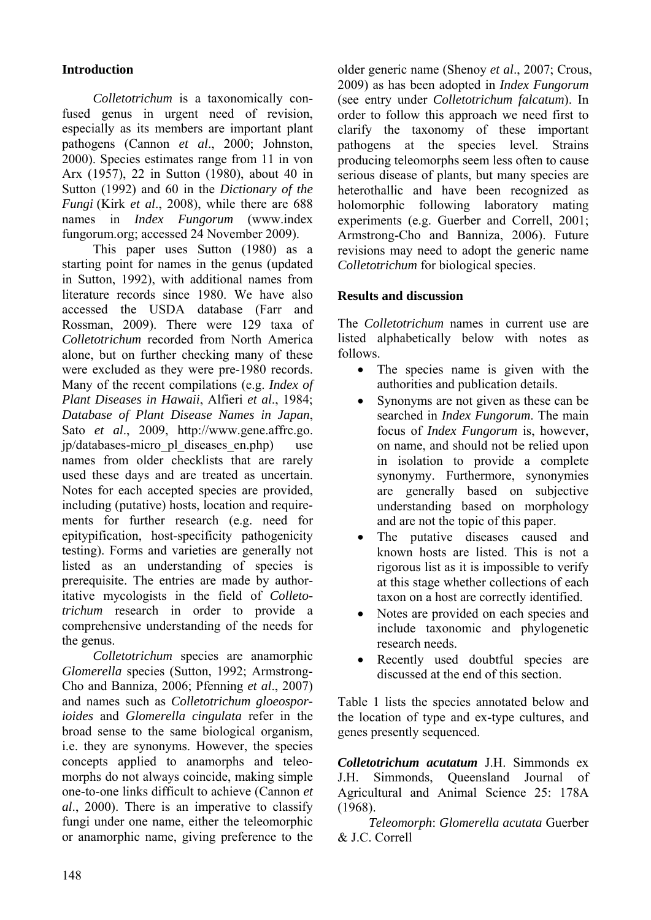## Introduction

*Colletotrichum* is a taxonomically confused genus in urgent need of revision, especially as its members are important plant pathogens (Cannon *et al*., 2000; Johnston, 2000). Species estimates range from 11 in von Arx (1957), 22 in Sutton (1980), about 40 in Sutton (1992) and 60 in the *Dictionary of the Fungi* (Kirk *et al*., 2008), while there are 688 names in *Index Fungorum* (www.indexfungorum.org; accessed 24 November 2009).

This paper uses Sutton (1980) as a starting point for names in the genus (updated in Sutton, 1992), with additional names from literature records since 1980. We have also accessed the USDA database (Farr and Rossman, 2009). There were 129 taxa of *Colletotrichum* recorded from North America alone, but on further checking many of these were excluded as they were pre-1980 records. Many of the recent compilations (e.g. *Index of Plant Diseases in Hawaii*, Alfieri *et al*., 1984; *Database of Plant Disease Names in Japan*, Sato *et al*., 2009, http://www.gene.affrc.go.jp/databases-micro_pl_diseases_en.php) use names from older checklists that are rarely used these days and are treated as uncertain. Notes for each accepted species are provided, including (putative) hosts, location and requirements for further research (e.g. need for epitypification, host-specificity pathogenicity testing). Forms and varieties are generally not listed as an understanding of species is prerequisite. The entries are made by authoritative mycologists in the field of *Colletotrichum* research in order to provide a comprehensive understanding of the needs for the genus.

*Colletotrichum* species are anamorphic *Glomerella* species (Sutton, 1992; Armstrong-Cho and Banniza, 2006; Pfenning *et al*., 2007) and names such as *Colletotrichum gloeosporioides* and *Glomerella cingulata* refer in the broad sense to the same biological organism, i.e. they are synonyms. However, the species concepts applied to anamorphs and teleomorphs do not always coincide, making simple one-to-one links difficult to achieve (Cannon *et al*., 2000). There is an imperative to classify fungi under one name, either the teleomorphic or anamorphic name, giving preference to the older generic name (Shenoy *et al*., 2007; Crous, 2009) as has been adopted in *Index Fungorum* (see entry under *Colletotrichum falcatum*). In order to follow this approach we need first to clarify the taxonomy of these important pathogens at the species level. Strains producing teleomorphs seem less often to cause serious disease of plants, but many species are heterothallic and have been recognized as holomorphic following laboratory mating experiments (e.g. Guerber and Correll, 2001; Armstrong-Cho and Banniza, 2006). Future revisions may need to adopt the generic name *Colletotrichum* for biological species.

## Results and discussion

The *Colletotrichum* names in current use are listed alphabetically below with notes as follows.

- The species name is given with the authorities and publication details.
- Synonyms are not given as these can be searched in *Index Fungorum*. The main focus of *Index Fungorum* is, however, on name, and should not be relied upon in isolation to provide a complete synonymy. Furthermore, synonymies are generally based on subjective understanding based on morphology and are not the topic of this paper.
- The putative diseases caused and known hosts are listed. This is not a rigorous list as it is impossible to verify at this stage whether collections of each taxon on a host are correctly identified.
- Notes are provided on each species and include taxonomic and phylogenetic research needs.
- Recently used doubtful species are discussed at the end of this section.

Table 1 lists the species annotated below and the location of type and ex-type cultures, and genes presently sequenced.

***Colletotrichum acutatum*** J.H. Simmonds ex J.H. Simmonds, Queensland Journal of Agricultural and Animal Science 25: 178A (1968).

*Teleomorph*: *Glomerella acutata* Guerber & J.C. Correll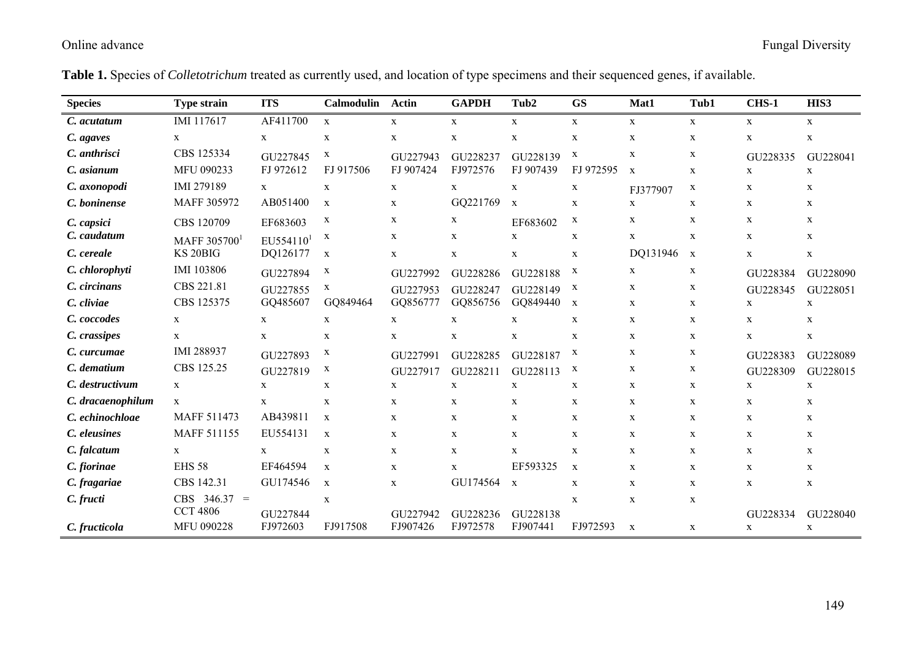**Table 1.** Species of *Colletotrichum* treated as currently used, and location of type specimens and their sequenced genes, if available.

| Species | Type strain | ITS | Calmodulin | Actin | GAPDH | Tub2 | GS | Mat1 | Tub1 | CHS-1 | HIS3 |
|---|---|---|---|---|---|---|---|---|---|---|---|
| ***C. acutatum*** | IMI 117617 | AF411700 | x | x | x | x | x | x | x | x | x |
| ***C. agaves*** | x | x | x | x | x | x | x | x | x | x | x |
| ***C. anthrisci*** | CBS 125334 | GU227845 | x | GU227943 | GU228237 | GU228139 | x | x | x | GU228335 | GU228041 |
| ***C. asianum*** | MFU 090233 | FJ 972612 | FJ 917506 | FJ 907424 | FJ972576 | FJ 907439 | FJ 972595 | x | x | x | x |
| ***C. axonopodi*** | IMI 279189 | x | x | x | x | x | x | FJ377907 | x | x | x |
| ***C. boninense*** | MAFF 305972 | AB051400 | x | x | GQ221769 | x | x | x | x | x | x |
| ***C. capsici*** | CBS 120709 | EF683603 | x | x | x | EF683602 | x | x | x | x | x |
| ***C. caudatum*** | MAFF 305700[1] | EU554110[1] | x | x | x | x | x | x | x | x | x |
| ***C. cereale*** | KS 20BIG | DQ126177 | x | x | x | x | x | DQ131946 | x | x | x |
| ***C. chlorophyti*** | IMI 103806 | GU227894 | x | GU227992 | GU228286 | GU228188 | x | x | x | GU228384 | GU228090 |
| ***C. circinans*** | CBS 221.81 | GU227855 | x | GU227953 | GU228247 | GU228149 | x | x | x | GU228345 | GU228051 |
| ***C. cliviae*** | CBS 125375 | GQ485607 | GQ849464 | GQ856777 | GQ856756 | GQ849440 | x | x | x | x | x |
| ***C. coccodes*** | x | x | x | x | x | x | x | x | x | x | x |
| ***C. crassipes*** | x | x | x | x | x | x | x | x | x | x | x |
| ***C. curcumae*** | IMI 288937 | GU227893 | x | GU227991 | GU228285 | GU228187 | x | x | x | GU228383 | GU228089 |
| ***C. dematium*** | CBS 125.25 | GU227819 | x | GU227917 | GU228211 | GU228113 | x | x | x | GU228309 | GU228015 |
| ***C. destructivum*** | x | x | x | x | x | x | x | x | x | x | x |
| ***C. dracaenophilum*** | x | x | x | x | x | x | x | x | x | x | x |
| ***C. echinochloae*** | MAFF 511473 | AB439811 | x | x | x | x | x | x | x | x | x |
| ***C. eleusines*** | MAFF 511155 | EU554131 | x | x | x | x | x | x | x | x | x |
| ***C. falcatum*** | x | x | x | x | x | x | x | x | x | x | x |
| ***C. fiorinae*** | EHS 58 | EF464594 | x | x | x | EF593325 | x | x | x | x | x |
| ***C. fragariae*** | CBS 142.31 | GU174546 | x | x | GU174564 | x | x | x | x | x | x |
| ***C. fructi*** | CBS 346.37 = CCT 4806 | GU227844 | x | GU227942 | GU228236 | GU228138 | x | x | x | GU228334 | GU228040 |
| ***C. fructicola*** | MFU 090228 | FJ972603 | FJ917508 | FJ907426 | FJ972578 | FJ907441 | FJ972593 | x | x | x | x |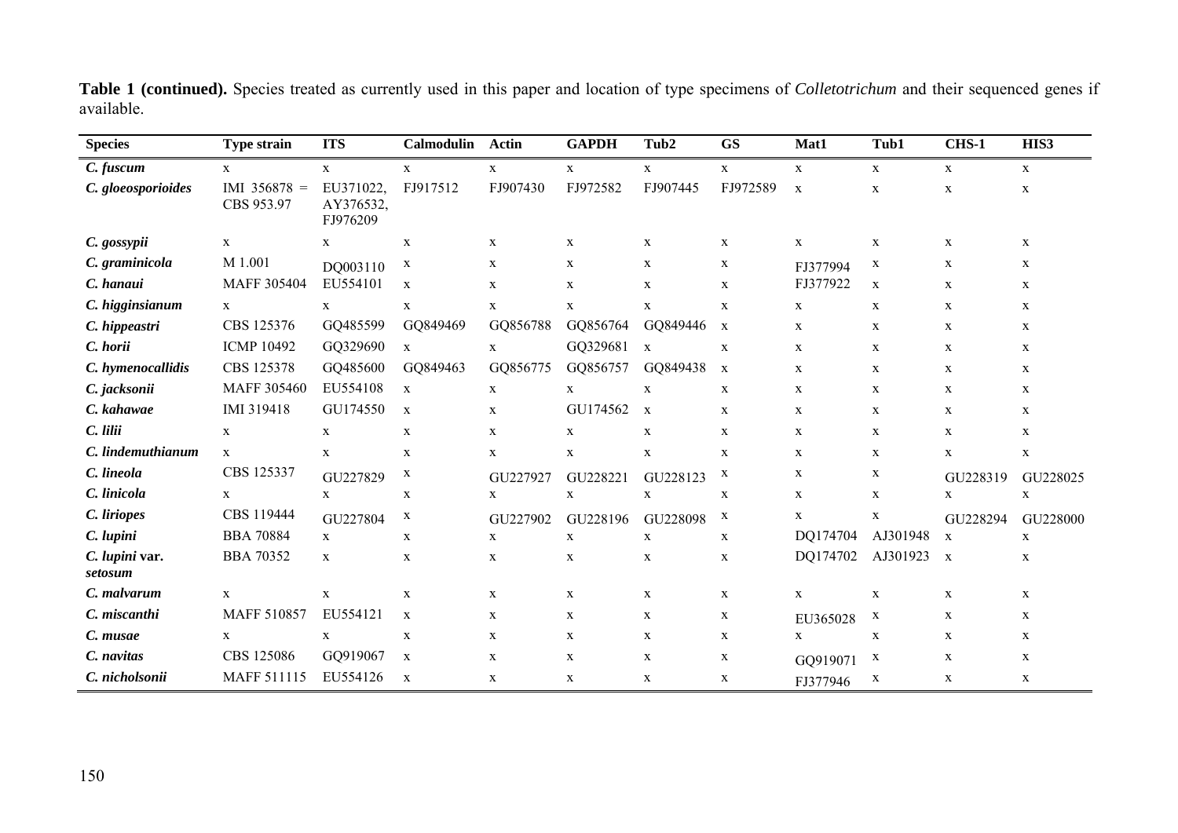**Table 1 (continued).** Species treated as currently used in this paper and location of type specimens of *Colletotrichum* and their sequenced genes if available.

| Species | Type strain | ITS | Calmodulin | Actin | GAPDH | Tub2 | GS | Mat1 | Tub1 | CHS-1 | HIS3 |
|---|---|---|---|---|---|---|---|---|---|---|---|
| ***C. fuscum*** | x | x | x | x | x | x | x | x | x | x | x |
| ***C. gloeosporioides*** | IMI 356878 = CBS 953.97 | EU371022, AY376532, FJ976209 | FJ917512 | FJ907430 | FJ972582 | FJ907445 | FJ972589 | x | x | x | x |
| ***C. gossypii*** | x | x | x | x | x | x | x | x | x | x | x |
| ***C. graminicola*** | M 1.001 | DQ003110 | x | x | x | x | x | FJ377994 | x | x | x |
| ***C. hanaui*** | MAFF 305404 | EU554101 | x | x | x | x | x | FJ377922 | x | x | x |
| ***C. higginsianum*** | x | x | x | x | x | x | x | x | x | x | x |
| ***C. hippeastri*** | CBS 125376 | GQ485599 | GQ849469 | GQ856788 | GQ856764 | GQ849446 | x | x | x | x | x |
| ***C. horii*** | ICMP 10492 | GQ329690 | x | x | GQ329681 | x | x | x | x | x | x |
| ***C. hymenocallidis*** | CBS 125378 | GQ485600 | GQ849463 | GQ856775 | GQ856757 | GQ849438 | x | x | x | x | x |
| ***C. jacksonii*** | MAFF 305460 | EU554108 | x | x | x | x | x | x | x | x | x |
| ***C. kahawae*** | IMI 319418 | GU174550 | x | x | GU174562 | x | x | x | x | x | x |
| ***C. lilii*** | x | x | x | x | x | x | x | x | x | x | x |
| ***C. lindemuthianum*** | x | x | x | x | x | x | x | x | x | x | x |
| ***C. lineola*** | CBS 125337 | GU227829 | x | GU227927 | GU228221 | GU228123 | x | x | x | GU228319 | GU228025 |
| ***C. linicola*** | x | x | x | x | x | x | x | x | x | x | x |
| ***C. liriopes*** | CBS 119444 | GU227804 | x | GU227902 | GU228196 | GU228098 | x | x | x | GU228294 | GU228000 |
| ***C. lupini*** | BBA 70884 | x | x | x | x | x | x | DQ174704 | AJ301948 | x | x |
| ***C. lupini* var. *setosum*** | BBA 70352 | x | x | x | x | x | x | DQ174702 | AJ301923 | x | x |
| ***C. malvarum*** | x | x | x | x | x | x | x | x | x | x | x |
| ***C. miscanthi*** | MAFF 510857 | EU554121 | x | x | x | x | x | EU365028 | x | x | x |
| ***C. musae*** | x | x | x | x | x | x | x | x | x | x | x |
| ***C. navitas*** | CBS 125086 | GQ919067 | x | x | x | x | x | GQ919071 | x | x | x |
| ***C. nicholsonii*** | MAFF 511115 | EU554126 | x | x | x | x | x | FJ377946 | x | x | x |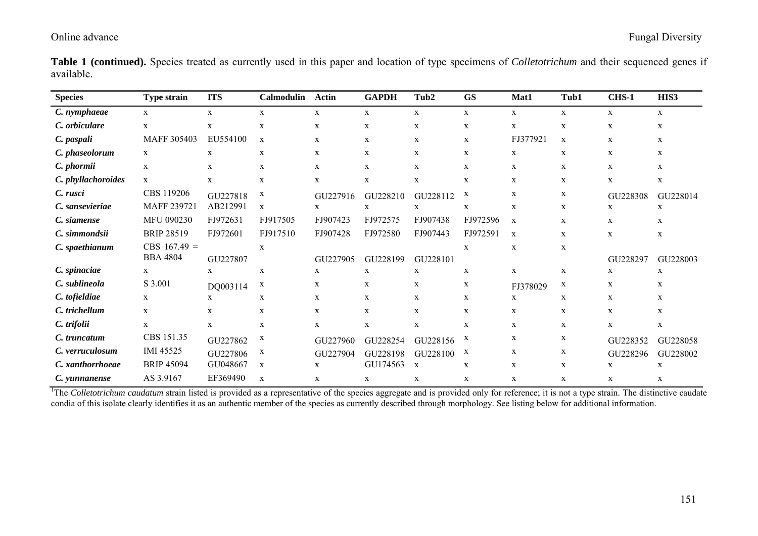**Table 1 (continued).** Species treated as currently used in this paper and location of type specimens of *Colletotrichum* and their sequenced genes if available.

| Species | Type strain | ITS | Calmodulin | Actin | GAPDH | Tub2 | GS | Mat1 | Tub1 | CHS-1 | HIS3 |
|---|---|---|---|---|---|---|---|---|---|---|---|
| *C. nymphaeae* | x | x | x | x | x | x | x | x | x | x | x |
| *C. orbiculare* | x | x | x | x | x | x | x | x | x | x | x |
| *C. paspali* | MAFF 305403 | EU554100 | x | x | x | x | x | FJ377921 | x | x | x |
| *C. phaseolorum* | x | x | x | x | x | x | x | x | x | x | x |
| *C. phormii* | x | x | x | x | x | x | x | x | x | x | x |
| *C. phyllachoroides* | x | x | x | x | x | x | x | x | x | x | x |
| *C. rusci* | CBS 119206 | GU227818 | x | GU227916 | GU228210 | GU228112 | x | x | x | GU228308 | GU228014 |
| *C. sansevieriae* | MAFF 239721 | AB212991 | x | x | x | x | x | x | x | x | x |
| *C. siamense* | MFU 090230 | FJ972631 | FJ917505 | FJ907423 | FJ972575 | FJ907438 | FJ972596 | x | x | x | x |
| *C. simmondsii* | BRIP 28519 | FJ972601 | FJ917510 | FJ907428 | FJ972580 | FJ907443 | FJ972591 | x | x | x | x |
| *C. spaethianum* | CBS 167.49 = BBA 4804 | GU227807 | x | GU227905 | GU228199 | GU228101 | x | x | x | GU228297 | GU228003 |
| *C. spinaciae* | x | x | x | x | x | x | x | x | x | x | x |
| *C. sublineola* | S 3.001 | DQ003114 | x | x | x | x | x | FJ378029 | x | x | x |
| *C. tofieldiae* | x | x | x | x | x | x | x | x | x | x | x |
| *C. trichellum* | x | x | x | x | x | x | x | x | x | x | x |
| *C. trifolii* | x | x | x | x | x | x | x | x | x | x | x |
| *C. truncatum* | CBS 151.35 | GU227862 | x | GU227960 | GU228254 | GU228156 | x | x | x | GU228352 | GU228058 |
| *C. verruculosum* | IMI 45525 | GU227806 | x | GU227904 | GU228198 | GU228100 | x | x | x | GU228296 | GU228002 |
| *C. xanthorrhoeae* | BRIP 45094 | GU048667 | x | x | GU174563 | x | x | x | x | x | x |
| *C. yunnanense* | AS 3.9167 | EF369490 | x | x | x | x | x | x | x | x | x |

[1]The *Colletotrichum caudatum* strain listed is provided as a representative of the species aggregate and is provided only for reference; it is not a type strain. The distinctive caudate condia of this isolate clearly identifies it as an authentic member of the species as currently described through morphology. See listing below for additional information.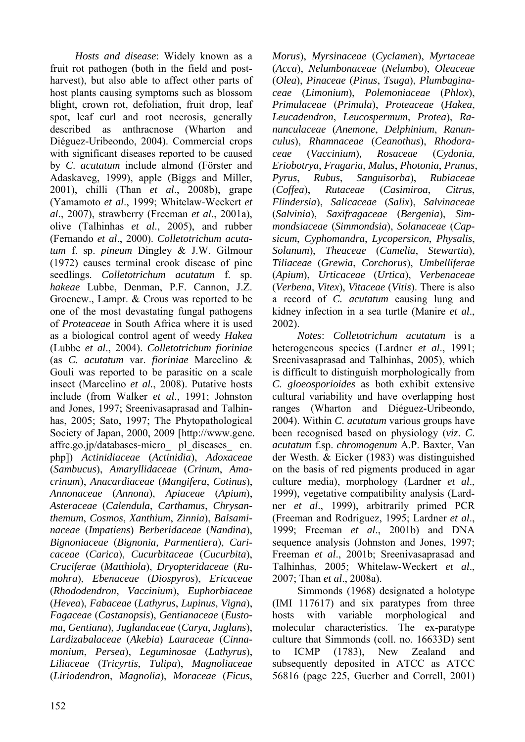*Hosts and disease*: Widely known as a fruit rot pathogen (both in the field and post-harvest), but also able to affect other parts of host plants causing symptoms such as blossom blight, crown rot, defoliation, fruit drop, leaf spot, leaf curl and root necrosis, generally described as anthracnose (Wharton and Diéguez-Uribeondo, 2004). Commercial crops with significant diseases reported to be caused by *C*. *acutatum* include almond (Förster and Adaskaveg, 1999), apple (Biggs and Miller, 2001), chilli (Than *et al*., 2008b), grape (Yamamoto *et al*., 1999; Whitelaw-Weckert *et al*., 2007), strawberry (Freeman *et al*., 2001a), olive (Talhinhas *et al*., 2005), and rubber (Fernando *et al*., 2000). *Colletotrichum acutatum* f. sp. *pineum* Dingley & J.W. Gilmour (1972) causes terminal crook disease of pine seedlings. *Colletotrichum acutatum* f. sp. *hakeae* Lubbe, Denman, P.F. Cannon, J.Z. Groenew., Lampr. & Crous was reported to be one of the most devastating fungal pathogens of *Proteaceae* in South Africa where it is used as a biological control agent of weedy *Hakea* (Lubbe *et al*., 2004). *Colletotrichum fioriniae* (as *C. acutatum* var. *fioriniae* Marcelino & Gouli was reported to be parasitic on a scale insect (Marcelino *et al.*, 2008). Putative hosts include (from Walker *et al*., 1991; Johnston and Jones, 1997; Sreenivasaprasad and Talhinhas, 2005; Sato, 1997; The Phytopathological Society of Japan, 2000, 2009 [http://www.gene.affrc.go.jp/databases-micro_ pl_diseases_ en.php]) *Actinidiaceae* (*Actinidia*), *Adoxaceae* (*Sambucus*), *Amaryllidaceae* (*Crinum*, *Amacrinum*), *Anacardiaceae* (*Mangifera*, *Cotinus*), *Annonaceae* (*Annona*), *Apiaceae* (*Apium*), *Asteraceae* (*Calendula*, *Carthamus*, *Chrysanthemum*, *Cosmos*, *Xanthium*, *Zinnia*), *Balsaminaceae* (*Impatiens*) *Berberidaceae* (*Nandina*), *Bignoniaceae* (*Bignonia, Parmentiera*), *Caricaceae* (*Carica*), *Cucurbitaceae* (*Cucurbita*), *Cruciferae* (*Matthiola*), *Dryopteridaceae* (*Rumohra*), *Ebenaceae* (*Diospyros*), *Ericaceae* (*Rhododendron*, *Vaccinium*), *Euphorbiaceae* (*Hevea*), *Fabaceae* (*Lathyrus*, *Lupinus*, *Vigna*), *Fagaceae* (*Castanopsis*), *Gentianaceae* (*Eustoma*, *Gentiana*), *Juglandaceae* (*Carya*, *Juglans*), *Lardizabalaceae* (*Akebia*) *Lauraceae* (*Cinnamonium*, *Persea*), *Leguminosae* (*Lathyrus*), *Liliaceae* (*Tricyrtis*, *Tulipa*), *Magnoliaceae* (*Liriodendron*, *Magnolia*), *Moraceae* (*Ficus*, *Morus*), *Myrsinaceae* (*Cyclamen*), *Myrtaceae* (*Acca*), *Nelumbonaceae* (*Nelumbo*), *Oleaceae* (*Olea*), *Pinaceae* (*Pinus*, *Tsuga*), *Plumbaginaceae* (*Limonium*), *Polemoniaceae* (*Phlox*), *Primulaceae* (*Primula*), *Proteaceae* (*Hakea*, *Leucadendron*, *Leucospermum*, *Protea*), *Ranunculaceae* (*Anemone*, *Delphinium*, *Ranunculus*), *Rhamnaceae* (*Ceanothus*), *Rhodoraceae* (*Vaccinium*), *Rosaceae* (*Cydonia*, *Eriobotrya*, *Fragaria*, *Malus*, *Photonia*, *Prunus*, *Pyrus*, *Rubus*, *Sanguisorba*), *Rubiaceae* (*Coffea*), *Rutaceae* (*Casimiroa*, *Citrus*, *Flindersia*), *Salicaceae* (*Salix*), *Salvinaceae* (*Salvinia*), *Saxifragaceae* (*Bergenia*), *Simmondsiaceae* (*Simmondsia*), *Solanaceae* (*Capsicum*, *Cyphomandra*, *Lycopersicon*, *Physalis*, *Solanum*), *Theaceae* (*Camelia*, *Stewartia*), *Tiliaceae* (*Grewia*, *Corchorus*), *Umbelliferae* (*Apium*), *Urticaceae* (*Urtica*), *Verbenaceae* (*Verbena*, *Vitex*), *Vitaceae* (*Vitis*). There is also a record of *C. acutatum* causing lung and kidney infection in a sea turtle (Manire *et al*., 2002).

*Notes*: *Colletotrichum acutatum* is a heterogeneous species (Lardner *et al*., 1991; Sreenivasaprasad and Talhinhas, 2005), which is difficult to distinguish morphologically from *C*. *gloeosporioides* as both exhibit extensive cultural variability and have overlapping host ranges (Wharton and Diéguez-Uribeondo, 2004). Within *C*. *acutatum* various groups have been recognised based on physiology (*viz*. *C*. *acutatum* f.sp. *chromogenum* A.P. Baxter, Van der Westh. & Eicker (1983) was distinguished on the basis of red pigments produced in agar culture media), morphology (Lardner *et al*., 1999), vegetative compatibility analysis (Lardner *et al*., 1999), arbitrarily primed PCR (Freeman and Rodriguez, 1995; Lardner *et al*., 1999; Freeman *et al*., 2001b) and DNA sequence analysis (Johnston and Jones, 1997; Freeman *et al*., 2001b; Sreenivasaprasad and Talhinhas, 2005; Whitelaw-Weckert *et al*., 2007; Than *et al*., 2008a).

Simmonds (1968) designated a holotype (IMI 117617) and six paratypes from three hosts with variable morphological and molecular characteristics. The ex-paratype culture that Simmonds (coll. no. 16633D) sent to ICMP (1783), New Zealand and subsequently deposited in ATCC as ATCC 56816 (page 225, Guerber and Correll, 2001)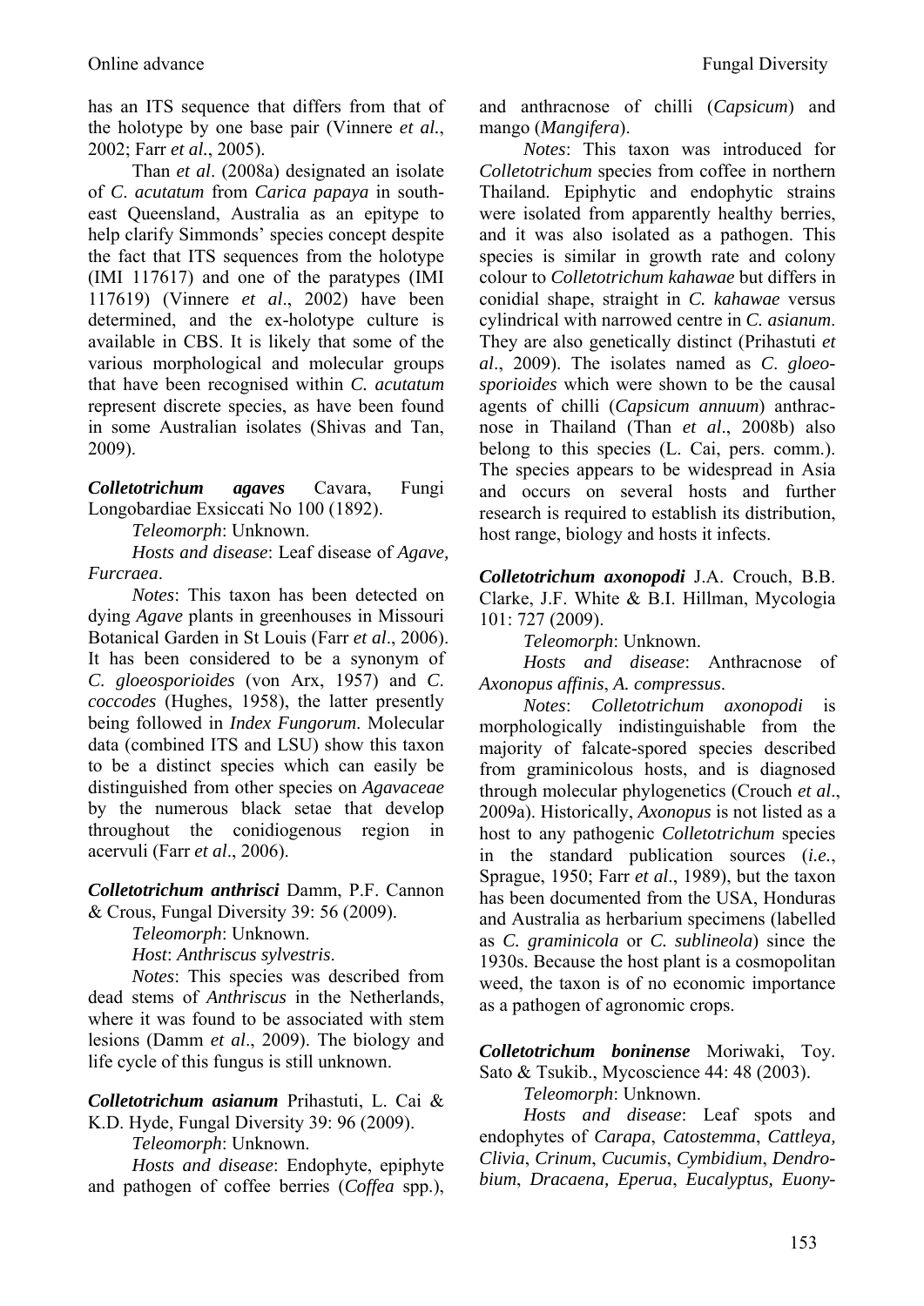has an ITS sequence that differs from that of the holotype by one base pair (Vinnere *et al.*, 2002; Farr *et al.*, 2005).

Than *et al*. (2008a) designated an isolate of *C*. *acutatum* from *Carica papaya* in south-east Queensland, Australia as an epitype to help clarify Simmonds' species concept despite the fact that ITS sequences from the holotype (IMI 117617) and one of the paratypes (IMI 117619) (Vinnere *et al*., 2002) have been determined, and the ex-holotype culture is available in CBS. It is likely that some of the various morphological and molecular groups that have been recognised within *C. acutatum* represent discrete species, as have been found in some Australian isolates (Shivas and Tan, 2009).

***Colletotrichum agaves*** Cavara, Fungi Longobardiae Exsiccati No 100 (1892).

*Teleomorph*: Unknown.

*Hosts and disease*: Leaf disease of *Agave, Furcraea*.

*Notes*: This taxon has been detected on dying *Agave* plants in greenhouses in Missouri Botanical Garden in St Louis (Farr *et al*., 2006). It has been considered to be a synonym of *C*. *gloeosporioides* (von Arx, 1957) and *C. coccodes* (Hughes, 1958), the latter presently being followed in *Index Fungorum*. Molecular data (combined ITS and LSU) show this taxon to be a distinct species which can easily be distinguished from other species on *Agavaceae* by the numerous black setae that develop throughout the conidiogenous region in acervuli (Farr *et al*., 2006).

***Colletotrichum anthrisci*** Damm, P.F. Cannon & Crous, Fungal Diversity 39: 56 (2009).

*Teleomorph*: Unknown.

*Host*: *Anthriscus sylvestris*.

*Notes*: This species was described from dead stems of *Anthriscus* in the Netherlands, where it was found to be associated with stem lesions (Damm *et al*., 2009). The biology and life cycle of this fungus is still unknown.

***Colletotrichum asianum*** Prihastuti, L. Cai & K.D. Hyde, Fungal Diversity 39: 96 (2009).

*Teleomorph*: Unknown.

*Hosts and disease*: Endophyte, epiphyte and pathogen of coffee berries (*Coffea* spp.), and anthracnose of chilli (*Capsicum*) and mango (*Mangifera*).

*Notes*: This taxon was introduced for *Colletotrichum* species from coffee in northern Thailand. Epiphytic and endophytic strains were isolated from apparently healthy berries, and it was also isolated as a pathogen. This species is similar in growth rate and colony colour to *Colletotrichum kahawae* but differs in conidial shape, straight in *C. kahawae* versus cylindrical with narrowed centre in *C. asianum*. They are also genetically distinct (Prihastuti *et al*., 2009). The isolates named as *C*. *gloeosporioides* which were shown to be the causal agents of chilli (*Capsicum annuum*) anthracnose in Thailand (Than *et al*., 2008b) also belong to this species (L. Cai, pers. comm.). The species appears to be widespread in Asia and occurs on several hosts and further research is required to establish its distribution, host range, biology and hosts it infects.

***Colletotrichum axonopodi*** J.A. Crouch, B.B. Clarke, J.F. White & B.I. Hillman, Mycologia 101: 727 (2009).

*Teleomorph*: Unknown.

*Hosts and disease*: Anthracnose of *Axonopus affinis*, *A. compressus*.

*Notes*: *Colletotrichum axonopodi* is morphologically indistinguishable from the majority of falcate-spored species described from graminicolous hosts, and is diagnosed through molecular phylogenetics (Crouch *et al*., 2009a). Historically, *Axonopus* is not listed as a host to any pathogenic *Colletotrichum* species in the standard publication sources (*i.e.*, Sprague, 1950; Farr *et al*., 1989), but the taxon has been documented from the USA, Honduras and Australia as herbarium specimens (labelled as *C. graminicola* or *C. sublineola*) since the 1930s. Because the host plant is a cosmopolitan weed, the taxon is of no economic importance as a pathogen of agronomic crops.

***Colletotrichum boninense*** Moriwaki, Toy. Sato & Tsukib., Mycoscience 44: 48 (2003).

*Teleomorph*: Unknown.

*Hosts and disease*: Leaf spots and endophytes of *Carapa*, *Catostemma*, *Cattleya, Clivia*, *Crinum*, *Cucumis*, *Cymbidium*, *Dendrobium*, *Dracaena, Eperua*, *Eucalyptus, Euony-*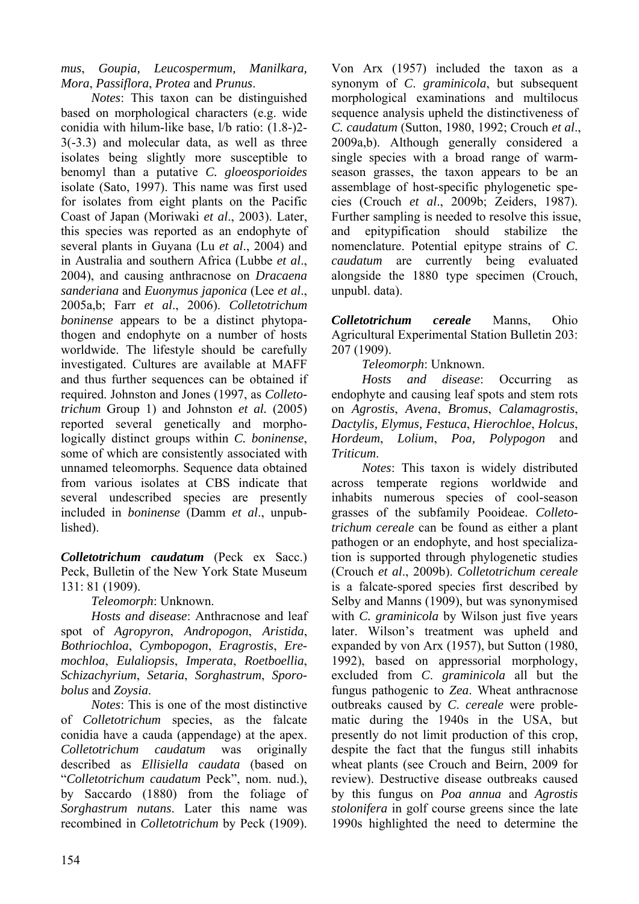*mus*, *Goupia, Leucospermum, Manilkara, Mora*, *Passiflora*, *Protea* and *Prunus*.

*Notes*: This taxon can be distinguished based on morphological characters (e.g. wide conidia with hilum-like base, l/b ratio: (1.8-)2-3(-3.3) and molecular data, as well as three isolates being slightly more susceptible to benomyl than a putative *C. gloeosporioides* isolate (Sato, 1997). This name was first used for isolates from eight plants on the Pacific Coast of Japan (Moriwaki *et al*., 2003). Later, this species was reported as an endophyte of several plants in Guyana (Lu *et al*., 2004) and in Australia and southern Africa (Lubbe *et al*., 2004), and causing anthracnose on *Dracaena sanderiana* and *Euonymus japonica* (Lee *et al*., 2005a,b; Farr *et al*., 2006). *Colletotrichum boninense* appears to be a distinct phytopathogen and endophyte on a number of hosts worldwide. The lifestyle should be carefully investigated. Cultures are available at MAFF and thus further sequences can be obtained if required. Johnston and Jones (1997, as *Colletotrichum* Group 1) and Johnston *et al.* (2005) reported several genetically and morphologically distinct groups within *C. boninense*, some of which are consistently associated with unnamed teleomorphs. Sequence data obtained from various isolates at CBS indicate that several undescribed species are presently included in *boninense* (Damm *et al*., unpublished).

***Colletotrichum caudatum*** (Peck ex Sacc.) Peck, Bulletin of the New York State Museum 131: 81 (1909).

*Teleomorph*: Unknown.

*Hosts and disease*: Anthracnose and leaf spot of *Agropyron*, *Andropogon*, *Aristida*, *Bothriochloa*, *Cymbopogon*, *Eragrostis*, *Eremochloa*, *Eulaliopsis*, *Imperata*, *Roetboellia*, *Schizachyrium*, *Setaria*, *Sorghastrum*, *Sporobolus* and *Zoysia*.

*Notes*: This is one of the most distinctive of *Colletotrichum* species, as the falcate conidia have a cauda (appendage) at the apex. *Colletotrichum caudatum* was originally described as *Ellisiella caudata* (based on "*Colletotrichum caudatum* Peck", nom. nud.), by Saccardo (1880) from the foliage of *Sorghastrum nutans*. Later this name was recombined in *Colletotrichum* by Peck (1909). Von Arx (1957) included the taxon as a synonym of *C. graminicola*, but subsequent morphological examinations and multilocus sequence analysis upheld the distinctiveness of *C. caudatum* (Sutton, 1980, 1992; Crouch *et al*., 2009a,b). Although generally considered a single species with a broad range of warm-season grasses, the taxon appears to be an assemblage of host-specific phylogenetic species (Crouch *et al*., 2009b; Zeiders, 1987). Further sampling is needed to resolve this issue, and epitypification should stabilize the nomenclature. Potential epitype strains of *C. caudatum* are currently being evaluated alongside the 1880 type specimen (Crouch, unpubl. data).

***Colletotrichum cereale*** Manns, Ohio Agricultural Experimental Station Bulletin 203: 207 (1909).

*Teleomorph*: Unknown.

*Hosts and disease*: Occurring as endophyte and causing leaf spots and stem rots on *Agrostis*, *Avena*, *Bromus*, *Calamagrostis*, *Dactylis, Elymus, Festuca*, *Hierochloe*, *Holcus*, *Hordeum*, *Lolium*, *Poa, Polypogon* and *Triticum*.

*Notes*: This taxon is widely distributed across temperate regions worldwide and inhabits numerous species of cool-season grasses of the subfamily Pooideae. *Colletotrichum cereale* can be found as either a plant pathogen or an endophyte, and host specialization is supported through phylogenetic studies (Crouch *et al*., 2009b). *Colletotrichum cereale* is a falcate-spored species first described by Selby and Manns (1909), but was synonymised with *C. graminicola* by Wilson just five years later. Wilson's treatment was upheld and expanded by von Arx (1957), but Sutton (1980, 1992), based on appressorial morphology, excluded from *C. graminicola* all but the fungus pathogenic to *Zea*. Wheat anthracnose outbreaks caused by *C. cereale* were problematic during the 1940s in the USA, but presently do not limit production of this crop, despite the fact that the fungus still inhabits wheat plants (see Crouch and Beirn, 2009 for review). Destructive disease outbreaks caused by this fungus on *Poa annua* and *Agrostis stolonifera* in golf course greens since the late 1990s highlighted the need to determine the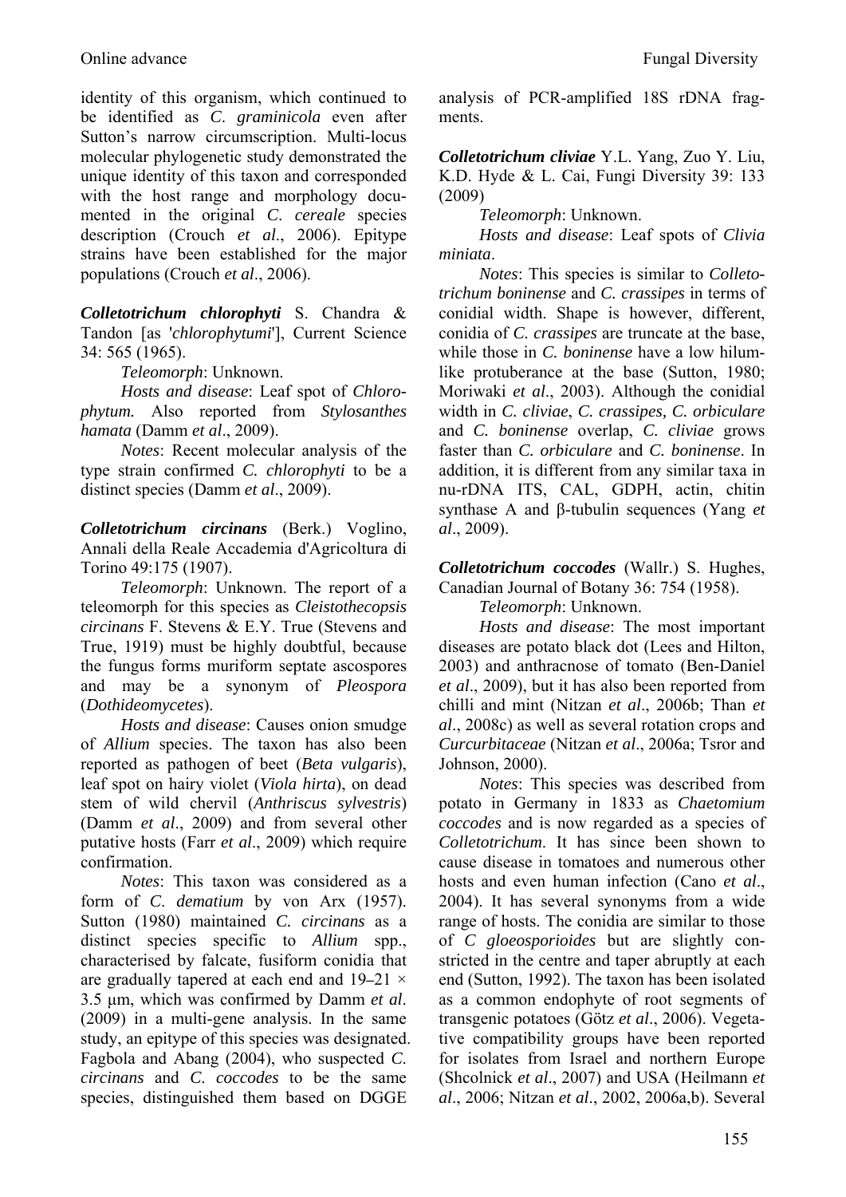identity of this organism, which continued to be identified as *C. graminicola* even after Sutton's narrow circumscription. Multi-locus molecular phylogenetic study demonstrated the unique identity of this taxon and corresponded with the host range and morphology documented in the original *C. cereale* species description (Crouch *et al*., 2006). Epitype strains have been established for the major populations (Crouch *et al*., 2006).

***Colletotrichum chlorophyti*** S. Chandra & Tandon [as '*chlorophytumi*'], Current Science 34: 565 (1965).

*Teleomorph*: Unknown.

*Hosts and disease*: Leaf spot of *Chlorophytum.* Also reported from *Stylosanthes hamata* (Damm *et al*., 2009).

*Notes*: Recent molecular analysis of the type strain confirmed *C. chlorophyti* to be a distinct species (Damm *et al*., 2009).

***Colletotrichum circinans*** (Berk.) Voglino, Annali della Reale Accademia d'Agricoltura di Torino 49:175 (1907).

*Teleomorph*: Unknown. The report of a teleomorph for this species as *Cleistothecopsis circinans* F. Stevens & E.Y. True (Stevens and True, 1919) must be highly doubtful, because the fungus forms muriform septate ascospores and may be a synonym of *Pleospora* (*Dothideomycetes*).

*Hosts and disease*: Causes onion smudge of *Allium* species. The taxon has also been reported as pathogen of beet (*Beta vulgaris*), leaf spot on hairy violet (*Viola hirta*), on dead stem of wild chervil (*Anthriscus sylvestris*) (Damm *et al*., 2009) and from several other putative hosts (Farr *et al*., 2009) which require confirmation.

*Notes*: This taxon was considered as a form of *C. dematium* by von Arx (1957). Sutton (1980) maintained *C. circinans* as a distinct species specific to *Allium* spp., characterised by falcate, fusiform conidia that are gradually tapered at each end and 19–21 × 3.5 μm, which was confirmed by Damm *et al*. (2009) in a multi-gene analysis. In the same study, an epitype of this species was designated. Fagbola and Abang (2004), who suspected *C. circinans* and *C. coccodes* to be the same species, distinguished them based on DGGE analysis of PCR-amplified 18S rDNA fragments.

***Colletotrichum cliviae*** Y.L. Yang, Zuo Y. Liu, K.D. Hyde & L. Cai, Fungi Diversity 39: 133 (2009)

*Teleomorph*: Unknown.

*Hosts and disease*: Leaf spots of *Clivia miniata*.

*Notes*: This species is similar to *Colletotrichum boninense* and *C. crassipes* in terms of conidial width. Shape is however, different, conidia of *C. crassipes* are truncate at the base, while those in *C. boninense* have a low hilum-like protuberance at the base (Sutton, 1980; Moriwaki *et al*., 2003). Although the conidial width in *C. cliviae*, *C. crassipes, C. orbiculare* and *C. boninense* overlap, *C. cliviae* grows faster than *C. orbiculare* and *C. boninense*. In addition, it is different from any similar taxa in nu-rDNA ITS, CAL, GDPH, actin, chitin synthase A and β-tubulin sequences (Yang *et al*., 2009).

***Colletotrichum coccodes*** (Wallr.) S. Hughes, Canadian Journal of Botany 36: 754 (1958).

*Teleomorph*: Unknown.

*Hosts and disease*: The most important diseases are potato black dot (Lees and Hilton, 2003) and anthracnose of tomato (Ben-Daniel *et al*., 2009), but it has also been reported from chilli and mint (Nitzan *et al*., 2006b; Than *et al*., 2008c) as well as several rotation crops and *Curcurbitaceae* (Nitzan *et al*., 2006a; Tsror and Johnson, 2000).

*Notes*: This species was described from potato in Germany in 1833 as *Chaetomium coccodes* and is now regarded as a species of *Colletotrichum*. It has since been shown to cause disease in tomatoes and numerous other hosts and even human infection (Cano *et al*., 2004). It has several synonyms from a wide range of hosts. The conidia are similar to those of *C gloeosporioides* but are slightly constricted in the centre and taper abruptly at each end (Sutton, 1992). The taxon has been isolated as a common endophyte of root segments of transgenic potatoes (Götz *et al*., 2006). Vegetative compatibility groups have been reported for isolates from Israel and northern Europe (Shcolnick *et al*., 2007) and USA (Heilmann *et al*., 2006; Nitzan *et al*., 2002, 2006a,b). Several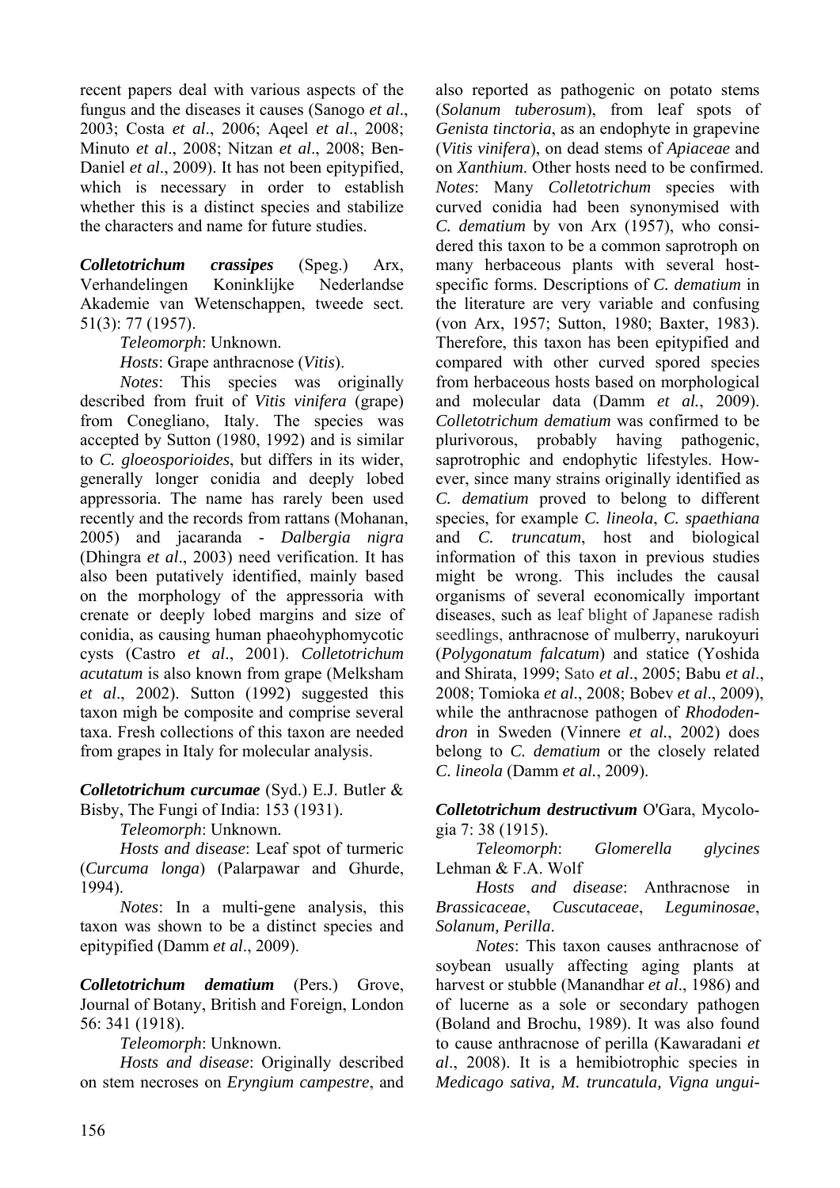recent papers deal with various aspects of the fungus and the diseases it causes (Sanogo *et al*., 2003; Costa *et al*., 2006; Aqeel *et al*., 2008; Minuto *et al*., 2008; Nitzan *et al*., 2008; Ben-Daniel *et al*., 2009). It has not been epitypified, which is necessary in order to establish whether this is a distinct species and stabilize the characters and name for future studies.

***Colletotrichum crassipes*** (Speg.) Arx, Verhandelingen Koninklijke Nederlandse Akademie van Wetenschappen, tweede sect. 51(3): 77 (1957).

*Teleomorph*: Unknown.

*Hosts*: Grape anthracnose (*Vitis*).

*Notes*: This species was originally described from fruit of *Vitis vinifera* (grape) from Conegliano, Italy. The species was accepted by Sutton (1980, 1992) and is similar to *C. gloeosporioides*, but differs in its wider, generally longer conidia and deeply lobed appressoria. The name has rarely been used recently and the records from rattans (Mohanan, 2005) and jacaranda - *Dalbergia nigra* (Dhingra *et al*., 2003) need verification. It has also been putatively identified, mainly based on the morphology of the appressoria with crenate or deeply lobed margins and size of conidia, as causing human phaeohyphomycotic cysts (Castro *et al*., 2001). *Colletotrichum acutatum* is also known from grape (Melksham *et al*., 2002). Sutton (1992) suggested this taxon migh be composite and comprise several taxa. Fresh collections of this taxon are needed from grapes in Italy for molecular analysis.

***Colletotrichum curcumae*** (Syd.) E.J. Butler & Bisby, The Fungi of India: 153 (1931).

*Teleomorph*: Unknown.

*Hosts and disease*: Leaf spot of turmeric (*Curcuma longa*) (Palarpawar and Ghurde, 1994).

*Notes*: In a multi-gene analysis, this taxon was shown to be a distinct species and epitypified (Damm *et al*., 2009).

***Colletotrichum dematium*** (Pers.) Grove, Journal of Botany, British and Foreign, London 56: 341 (1918).

*Teleomorph*: Unknown.

*Hosts and disease*: Originally described on stem necroses on *Eryngium campestre*, and also reported as pathogenic on potato stems (*Solanum tuberosum*), from leaf spots of *Genista tinctoria*, as an endophyte in grapevine (*Vitis vinifera*), on dead stems of *Apiaceae* and on *Xanthium*. Other hosts need to be confirmed.

*Notes*: Many *Colletotrichum* species with curved conidia had been synonymised with *C. dematium* by von Arx (1957), who considered this taxon to be a common saprotroph on many herbaceous plants with several host-specific forms. Descriptions of *C. dematium* in the literature are very variable and confusing (von Arx, 1957; Sutton, 1980; Baxter, 1983). Therefore, this taxon has been epitypified and compared with other curved spored species from herbaceous hosts based on morphological and molecular data (Damm *et al.*, 2009). *Colletotrichum dematium* was confirmed to be plurivorous, probably having pathogenic, saprotrophic and endophytic lifestyles. However, since many strains originally identified as *C. dematium* proved to belong to different species, for example *C. lineola*, *C. spaethiana* and *C. truncatum*, host and biological information of this taxon in previous studies might be wrong. This includes the causal organisms of several economically important diseases, such as leaf blight of Japanese radish seedlings, anthracnose of mulberry, narukoyuri (*Polygonatum falcatum*) and statice (Yoshida and Shirata, 1999; Sato *et al*., 2005; Babu *et al*., 2008; Tomioka *et al*., 2008; Bobev *et al*., 2009), while the anthracnose pathogen of *Rhododendron* in Sweden (Vinnere *et al.*, 2002) does belong to *C. dematium* or the closely related *C. lineola* (Damm *et al.*, 2009).

***Colletotrichum destructivum*** O'Gara, Mycologia 7: 38 (1915).

*Teleomorph*: *Glomerella glycines* Lehman & F.A. Wolf

*Hosts and disease*: Anthracnose in *Brassicaceae*, *Cuscutaceae*, *Leguminosae*, *Solanum, Perilla*.

*Notes*: This taxon causes anthracnose of soybean usually affecting aging plants at harvest or stubble (Manandhar *et al*., 1986) and of lucerne as a sole or secondary pathogen (Boland and Brochu, 1989). It was also found to cause anthracnose of perilla (Kawaradani *et al*., 2008). It is a hemibiotrophic species in *Medicago sativa, M. truncatula, Vigna ungui-*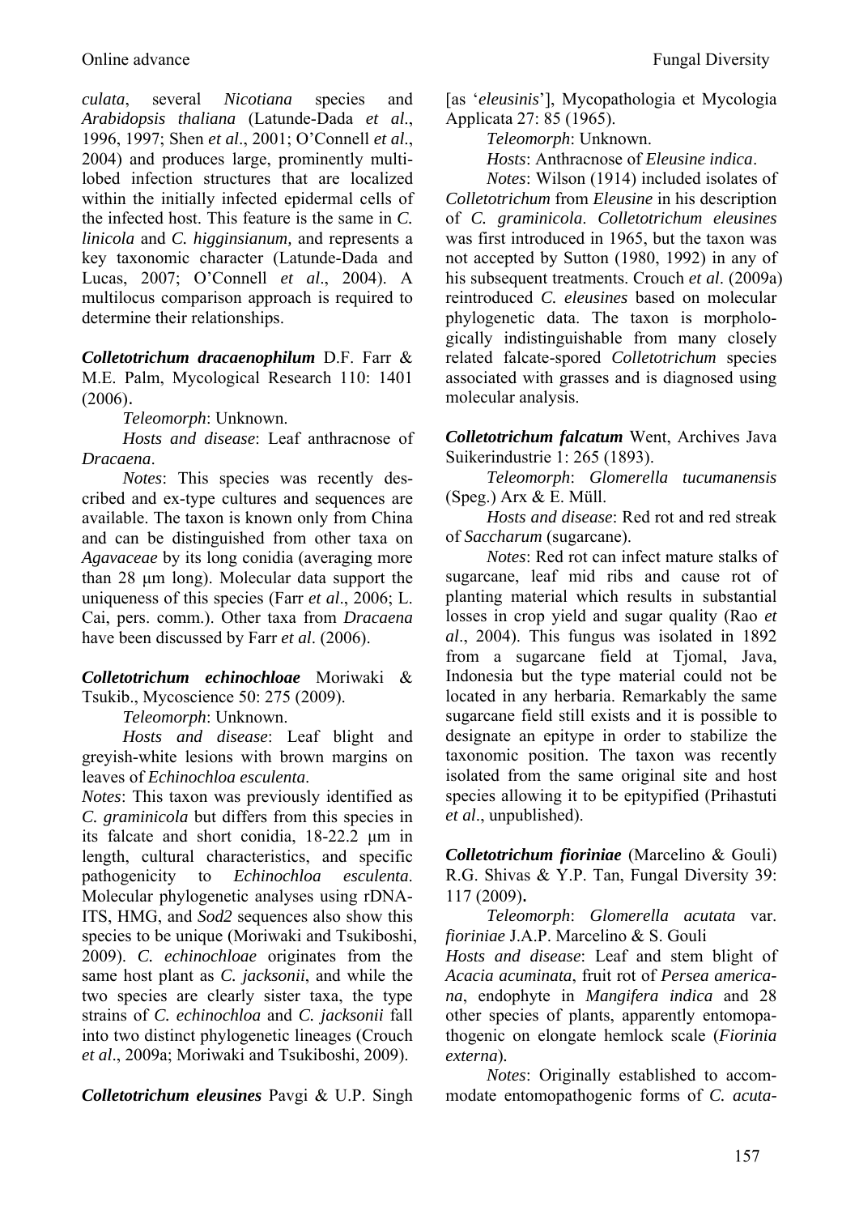*culata*, several *Nicotiana* species and *Arabidopsis thaliana* (Latunde-Dada *et al*., 1996, 1997; Shen *et al*., 2001; O'Connell *et al*., 2004) and produces large, prominently multi-lobed infection structures that are localized within the initially infected epidermal cells of the infected host. This feature is the same in *C. linicola* and *C. higginsianum,* and represents a key taxonomic character (Latunde-Dada and Lucas, 2007; O'Connell *et al*., 2004). A multilocus comparison approach is required to determine their relationships.

***Colletotrichum dracaenophilum*** D.F. Farr & M.E. Palm, Mycological Research 110: 1401 (2006).

*Teleomorph*: Unknown.

*Hosts and disease*: Leaf anthracnose of *Dracaena*.

*Notes*: This species was recently described and ex-type cultures and sequences are available. The taxon is known only from China and can be distinguished from other taxa on *Agavaceae* by its long conidia (averaging more than 28 μm long). Molecular data support the uniqueness of this species (Farr *et al*., 2006; L. Cai, pers. comm.). Other taxa from *Dracaena* have been discussed by Farr *et al*. (2006).

***Colletotrichum echinochloae*** Moriwaki & Tsukib., Mycoscience 50: 275 (2009).

*Teleomorph*: Unknown.

*Hosts and disease*: Leaf blight and greyish-white lesions with brown margins on leaves of *Echinochloa esculenta*.

*Notes*: This taxon was previously identified as *C. graminicola* but differs from this species in its falcate and short conidia, 18-22.2 μm in length, cultural characteristics, and specific pathogenicity to *Echinochloa esculenta*. Molecular phylogenetic analyses using rDNA-ITS, HMG, and *Sod2* sequences also show this species to be unique (Moriwaki and Tsukiboshi, 2009). *C. echinochloae* originates from the same host plant as *C. jacksonii*, and while the two species are clearly sister taxa, the type strains of *C. echinochloa* and *C. jacksonii* fall into two distinct phylogenetic lineages (Crouch *et al*., 2009a; Moriwaki and Tsukiboshi, 2009).

***Colletotrichum eleusines*** Pavgi & U.P. Singh [as '*eleusinis*'], Mycopathologia et Mycologia Applicata 27: 85 (1965).

*Teleomorph*: Unknown.

*Hosts*: Anthracnose of *Eleusine indica*.

*Notes*: Wilson (1914) included isolates of *Colletotrichum* from *Eleusine* in his description of *C. graminicola*. *Colletotrichum eleusines* was first introduced in 1965, but the taxon was not accepted by Sutton (1980, 1992) in any of his subsequent treatments. Crouch *et al*. (2009a) reintroduced *C. eleusines* based on molecular phylogenetic data. The taxon is morphologically indistinguishable from many closely related falcate-spored *Colletotrichum* species associated with grasses and is diagnosed using molecular analysis.

***Colletotrichum falcatum*** Went, Archives Java Suikerindustrie 1: 265 (1893).

*Teleomorph*: *Glomerella tucumanensis* (Speg.) Arx & E. Müll.

*Hosts and disease*: Red rot and red streak of *Saccharum* (sugarcane).

*Notes*: Red rot can infect mature stalks of sugarcane, leaf mid ribs and cause rot of planting material which results in substantial losses in crop yield and sugar quality (Rao *et al*., 2004). This fungus was isolated in 1892 from a sugarcane field at Tjomal, Java, Indonesia but the type material could not be located in any herbaria. Remarkably the same sugarcane field still exists and it is possible to designate an epitype in order to stabilize the taxonomic position. The taxon was recently isolated from the same original site and host species allowing it to be epitypified (Prihastuti *et al*., unpublished).

***Colletotrichum fioriniae*** (Marcelino & Gouli) R.G. Shivas & Y.P. Tan, Fungal Diversity 39: 117 (2009).

*Teleomorph*: *Glomerella acutata* var. *fioriniae* J.A.P. Marcelino & S. Gouli

*Hosts and disease*: Leaf and stem blight of *Acacia acuminata*, fruit rot of *Persea americana*, endophyte in *Mangifera indica* and 28 other species of plants, apparently entomopathogenic on elongate hemlock scale (*Fiorinia externa*).

*Notes*: Originally established to accommodate entomopathogenic forms of *C. acuta-*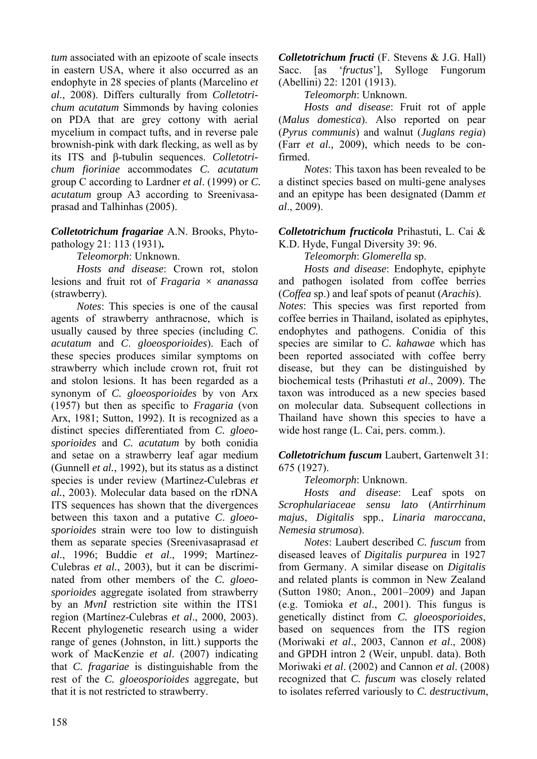*tum* associated with an epizoote of scale insects in eastern USA, where it also occurred as an endophyte in 28 species of plants (Marcelino *et al*., 2008). Differs culturally from *Colletotrichum acutatum* Simmonds by having colonies on PDA that are grey cottony with aerial mycelium in compact tufts, and in reverse pale brownish-pink with dark flecking, as well as by its ITS and β-tubulin sequences. *Colletotrichum fioriniae* accommodates *C. acutatum* group C according to Lardner *et al*. (1999) or *C. acutatum* group A3 according to Sreenivasaprasad and Talhinhas (2005).

***Colletotrichum fragariae*** A.N. Brooks, Phytopathology 21: 113 (1931)**.**

*Teleomorph*: Unknown.

*Hosts and disease*: Crown rot, stolon lesions and fruit rot of *Fragaria* × *ananassa* (strawberry).

*Notes*: This species is one of the causal agents of strawberry anthracnose, which is usually caused by three species (including *C. acutatum* and *C. gloeosporioides*). Each of these species produces similar symptoms on strawberry which include crown rot, fruit rot and stolon lesions. It has been regarded as a synonym of *C. gloeosporioides* by von Arx (1957) but then as specific to *Fragaria* (von Arx, 1981; Sutton, 1992). It is recognized as a distinct species differentiated from *C. gloeosporioides* and *C. acutatum* by both conidia and setae on a strawberry leaf agar medium (Gunnell *et al.*, 1992), but its status as a distinct species is under review (Martínez-Culebras *et al.*, 2003). Molecular data based on the rDNA ITS sequences has shown that the divergences between this taxon and a putative *C. gloeosporioides* strain were too low to distinguish them as separate species (Sreenivasaprasad *et al*., 1996; Buddie *et al*., 1999; Martínez-Culebras *et al.*, 2003), but it can be discriminated from other members of the *C. gloeosporioides* aggregate isolated from strawberry by an *MvnI* restriction site within the ITS1 region (Martínez-Culebras *et al*., 2000, 2003). Recent phylogenetic research using a wider range of genes (Johnston, in litt.) supports the work of MacKenzie *et al*. (2007) indicating that *C. fragariae* is distinguishable from the rest of the *C. gloeosporioides* aggregate, but that it is not restricted to strawberry.

***Colletotrichum fructi*** (F. Stevens & J.G. Hall) Sacc. [as '*fructus*'], Sylloge Fungorum (Abellini) 22: 1201 (1913).

*Teleomorph*: Unknown.

*Hosts and disease*: Fruit rot of apple (*Malus domestica*). Also reported on pear (*Pyrus communis*) and walnut (*Juglans regia*) (Farr *et al.,* 2009), which needs to be confirmed.

*Notes*: This taxon has been revealed to be a distinct species based on multi-gene analyses and an epitype has been designated (Damm *et al*., 2009).

***Colletotrichum fructicola*** Prihastuti, L. Cai & K.D. Hyde, Fungal Diversity 39: 96.

*Teleomorph*: *Glomerella* sp.

*Hosts and disease*: Endophyte, epiphyte and pathogen isolated from coffee berries (*Coffea* sp.) and leaf spots of peanut (*Arachis*).

*Notes*: This species was first reported from coffee berries in Thailand, isolated as epiphytes, endophytes and pathogens. Conidia of this species are similar to *C. kahawae* which has been reported associated with coffee berry disease, but they can be distinguished by biochemical tests (Prihastuti *et al*., 2009). The taxon was introduced as a new species based on molecular data. Subsequent collections in Thailand have shown this species to have a wide host range (L. Cai, pers. comm.).

***Colletotrichum fuscum*** Laubert, Gartenwelt 31: 675 (1927).

*Teleomorph*: Unknown.

*Hosts and disease*: Leaf spots on *Scrophulariaceae sensu lato* (*Antirrhinum majus*, *Digitalis* spp., *Linaria maroccana*, *Nemesia strumosa*).

*Notes*: Laubert described *C. fuscum* from diseased leaves of *Digitalis purpurea* in 1927 from Germany. A similar disease on *Digitalis* and related plants is common in New Zealand (Sutton 1980; Anon., 2001–2009) and Japan (e.g. Tomioka *et al*., 2001). This fungus is genetically distinct from *C. gloeosporioides*, based on sequences from the ITS region (Moriwaki *et al*., 2003, Cannon *et al*., 2008) and GPDH intron 2 (Weir, unpubl. data). Both Moriwaki *et al*. (2002) and Cannon *et al*. (2008) recognized that *C. fuscum* was closely related to isolates referred variously to *C. destructivum*,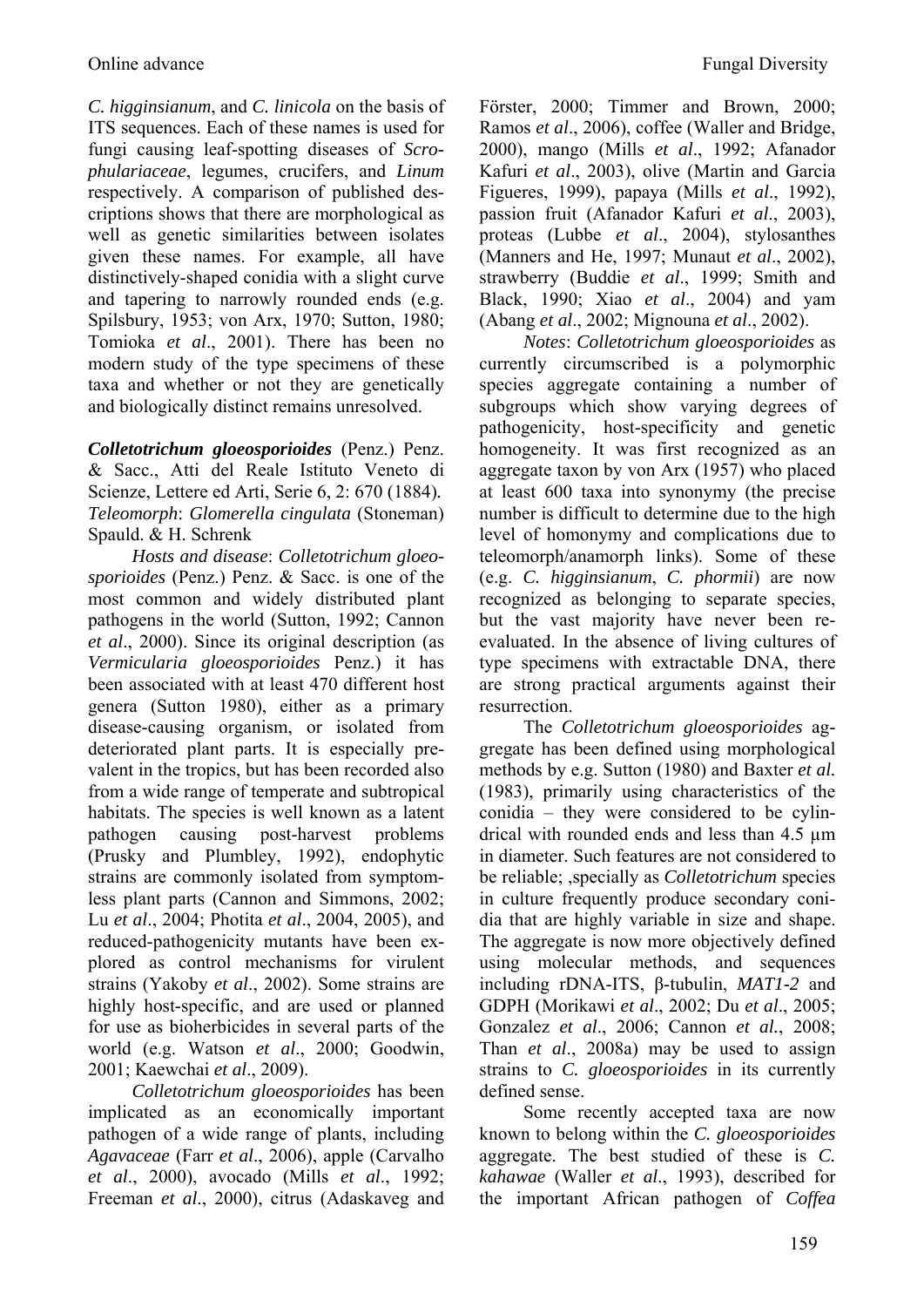*C. higginsianum*, and *C. linicola* on the basis of ITS sequences. Each of these names is used for fungi causing leaf-spotting diseases of *Scrophulariaceae*, legumes, crucifers, and *Linum* respectively. A comparison of published descriptions shows that there are morphological as well as genetic similarities between isolates given these names. For example, all have distinctively-shaped conidia with a slight curve and tapering to narrowly rounded ends (e.g. Spilsbury, 1953; von Arx, 1970; Sutton, 1980; Tomioka *et al*., 2001). There has been no modern study of the type specimens of these taxa and whether or not they are genetically and biologically distinct remains unresolved.

***Colletotrichum gloeosporioides*** (Penz.) Penz. & Sacc., Atti del Reale Istituto Veneto di Scienze, Lettere ed Arti, Serie 6, 2: 670 (1884). *Teleomorph*: *Glomerella cingulata* (Stoneman) Spauld. & H. Schrenk

*Hosts and disease*: *Colletotrichum gloeosporioides* (Penz.) Penz. & Sacc. is one of the most common and widely distributed plant pathogens in the world (Sutton, 1992; Cannon *et al*., 2000). Since its original description (as *Vermicularia gloeosporioides* Penz.) it has been associated with at least 470 different host genera (Sutton 1980), either as a primary disease-causing organism, or isolated from deteriorated plant parts. It is especially prevalent in the tropics, but has been recorded also from a wide range of temperate and subtropical habitats. The species is well known as a latent pathogen causing post-harvest problems (Prusky and Plumbley, 1992), endophytic strains are commonly isolated from symptomless plant parts (Cannon and Simmons, 2002; Lu *et al*., 2004; Photita *et al*., 2004, 2005), and reduced-pathogenicity mutants have been explored as control mechanisms for virulent strains (Yakoby *et al*., 2002). Some strains are highly host-specific, and are used or planned for use as bioherbicides in several parts of the world (e.g. Watson *et al*., 2000; Goodwin, 2001; Kaewchai *et al*., 2009).

*Colletotrichum gloeosporioides* has been implicated as an economically important pathogen of a wide range of plants, including *Agavaceae* (Farr *et al*., 2006), apple (Carvalho *et al*., 2000), avocado (Mills *et al*., 1992; Freeman *et al*., 2000), citrus (Adaskaveg and Förster, 2000; Timmer and Brown, 2000; Ramos *et al*., 2006), coffee (Waller and Bridge, 2000), mango (Mills *et al*., 1992; Afanador Kafuri *et al*., 2003), olive (Martin and Garcia Figueres, 1999), papaya (Mills *et al*., 1992), passion fruit (Afanador Kafuri *et al*., 2003), proteas (Lubbe *et al*., 2004), stylosanthes (Manners and He, 1997; Munaut *et al*., 2002), strawberry (Buddie *et al*., 1999; Smith and Black, 1990; Xiao *et al*., 2004) and yam (Abang *et al*., 2002; Mignouna *et al*., 2002).

*Notes*: *Colletotrichum gloeosporioides* as currently circumscribed is a polymorphic species aggregate containing a number of subgroups which show varying degrees of pathogenicity, host-specificity and genetic homogeneity. It was first recognized as an aggregate taxon by von Arx (1957) who placed at least 600 taxa into synonymy (the precise number is difficult to determine due to the high level of homonymy and complications due to teleomorph/anamorph links). Some of these (e.g. *C. higginsianum*, *C. phormii*) are now recognized as belonging to separate species, but the vast majority have never been re-evaluated. In the absence of living cultures of type specimens with extractable DNA, there are strong practical arguments against their resurrection.

The *Colletotrichum gloeosporioides* aggregate has been defined using morphological methods by e.g. Sutton (1980) and Baxter *et al.* (1983), primarily using characteristics of the conidia – they were considered to be cylindrical with rounded ends and less than 4.5 μm in diameter. Such features are not considered to be reliable; ,specially as *Colletotrichum* species in culture frequently produce secondary conidia that are highly variable in size and shape. The aggregate is now more objectively defined using molecular methods, and sequences including rDNA-ITS, β-tubulin, *MAT1-2* and GDPH (Morikawi *et al*., 2002; Du *et al*., 2005; Gonzalez *et al*., 2006; Cannon *et al.*, 2008; Than *et al*., 2008a) may be used to assign strains to *C. gloeosporioides* in its currently defined sense.

Some recently accepted taxa are now known to belong within the *C. gloeosporioides* aggregate. The best studied of these is *C. kahawae* (Waller *et al*., 1993), described for the important African pathogen of *Coffea*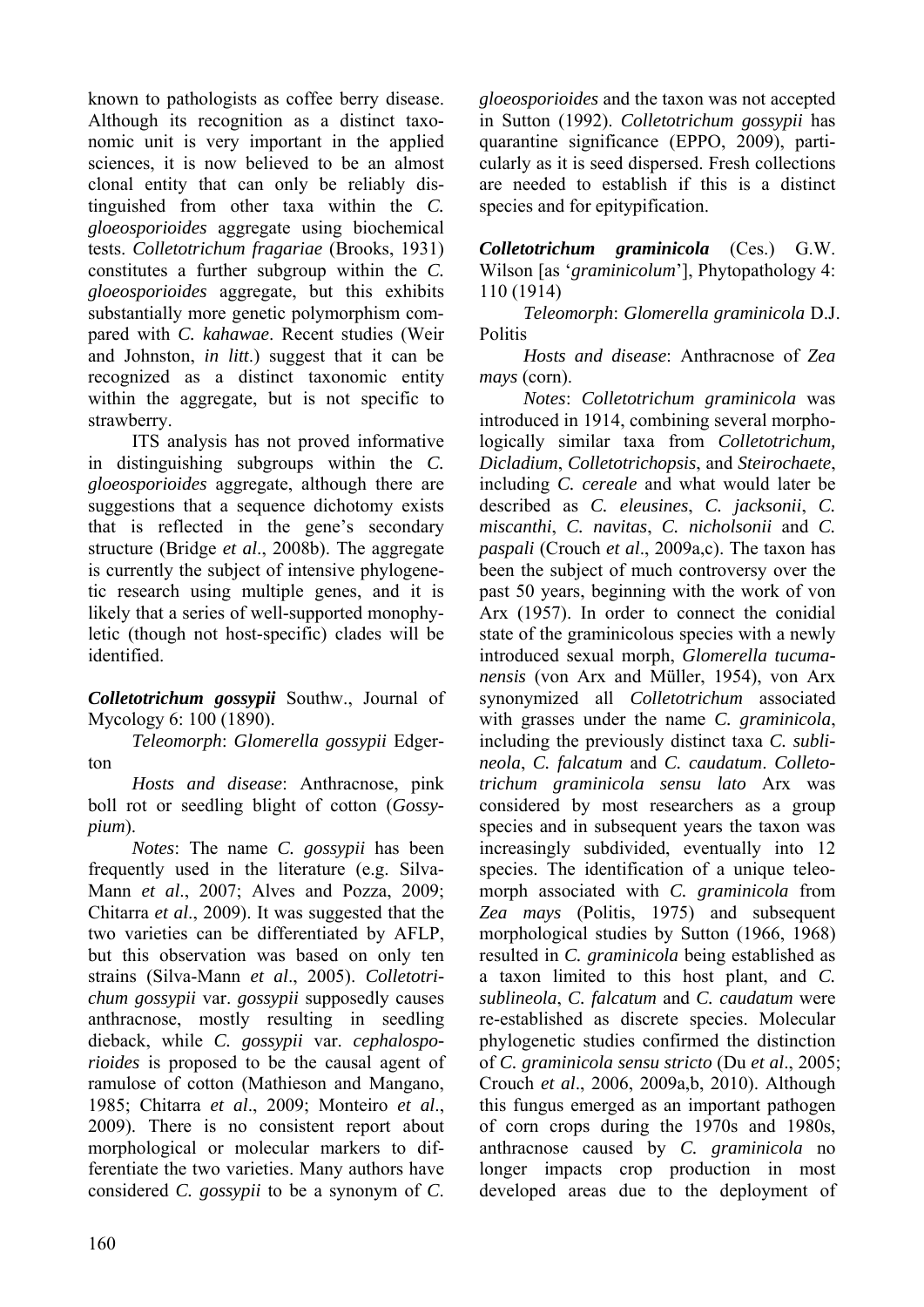known to pathologists as coffee berry disease. Although its recognition as a distinct taxonomic unit is very important in the applied sciences, it is now believed to be an almost clonal entity that can only be reliably distinguished from other taxa within the *C. gloeosporioides* aggregate using biochemical tests. *Colletotrichum fragariae* (Brooks, 1931) constitutes a further subgroup within the *C. gloeosporioides* aggregate, but this exhibits substantially more genetic polymorphism compared with *C. kahawae*. Recent studies (Weir and Johnston, *in litt*.) suggest that it can be recognized as a distinct taxonomic entity within the aggregate, but is not specific to strawberry.

ITS analysis has not proved informative in distinguishing subgroups within the *C. gloeosporioides* aggregate, although there are suggestions that a sequence dichotomy exists that is reflected in the gene's secondary structure (Bridge *et al*., 2008b). The aggregate is currently the subject of intensive phylogenetic research using multiple genes, and it is likely that a series of well-supported monophyletic (though not host-specific) clades will be identified.

***Colletotrichum gossypii*** Southw., Journal of Mycology 6: 100 (1890).

*Teleomorph*: *Glomerella gossypii* Edgerton

*Hosts and disease*: Anthracnose, pink boll rot or seedling blight of cotton (*Gossypium*).

*Notes*: The name *C. gossypii* has been frequently used in the literature (e.g. Silva-Mann *et al*., 2007; Alves and Pozza, 2009; Chitarra *et al*., 2009). It was suggested that the two varieties can be differentiated by AFLP, but this observation was based on only ten strains (Silva-Mann *et al*., 2005). *Colletotrichum gossypii* var. *gossypii* supposedly causes anthracnose, mostly resulting in seedling dieback, while *C. gossypii* var. *cephalosporioides* is proposed to be the causal agent of ramulose of cotton (Mathieson and Mangano, 1985; Chitarra *et al*., 2009; Monteiro *et al*., 2009). There is no consistent report about morphological or molecular markers to differentiate the two varieties. Many authors have considered *C. gossypii* to be a synonym of *C. gloeosporioides* and the taxon was not accepted in Sutton (1992). *Colletotrichum gossypii* has quarantine significance (EPPO, 2009), particularly as it is seed dispersed. Fresh collections are needed to establish if this is a distinct species and for epitypification.

***Colletotrichum graminicola*** (Ces.) G.W. Wilson [as '*graminicolum*'], Phytopathology 4: 110 (1914)

*Teleomorph*: *Glomerella graminicola* D.J. Politis

*Hosts and disease*: Anthracnose of *Zea mays* (corn).

*Notes*: *Colletotrichum graminicola* was introduced in 1914, combining several morphologically similar taxa from *Colletotrichum, Dicladium*, *Colletotrichopsis*, and *Steirochaete*, including *C. cereale* and what would later be described as *C. eleusines*, *C. jacksonii*, *C. miscanthi*, *C. navitas*, *C. nicholsonii* and *C. paspali* (Crouch *et al*., 2009a,c). The taxon has been the subject of much controversy over the past 50 years, beginning with the work of von Arx (1957). In order to connect the conidial state of the graminicolous species with a newly introduced sexual morph, *Glomerella tucumanensis* (von Arx and Müller, 1954), von Arx synonymized all *Colletotrichum* associated with grasses under the name *C. graminicola*, including the previously distinct taxa *C. sublineola*, *C. falcatum* and *C. caudatum*. *Colletotrichum graminicola sensu lato* Arx was considered by most researchers as a group species and in subsequent years the taxon was increasingly subdivided, eventually into 12 species. The identification of a unique teleomorph associated with *C. graminicola* from *Zea mays* (Politis, 1975) and subsequent morphological studies by Sutton (1966, 1968) resulted in *C. graminicola* being established as a taxon limited to this host plant, and *C. sublineola*, *C. falcatum* and *C. caudatum* were re-established as discrete species. Molecular phylogenetic studies confirmed the distinction of *C. graminicola sensu stricto* (Du *et al*., 2005; Crouch *et al*., 2006, 2009a,b, 2010). Although this fungus emerged as an important pathogen of corn crops during the 1970s and 1980s, anthracnose caused by *C. graminicola* no longer impacts crop production in most developed areas due to the deployment of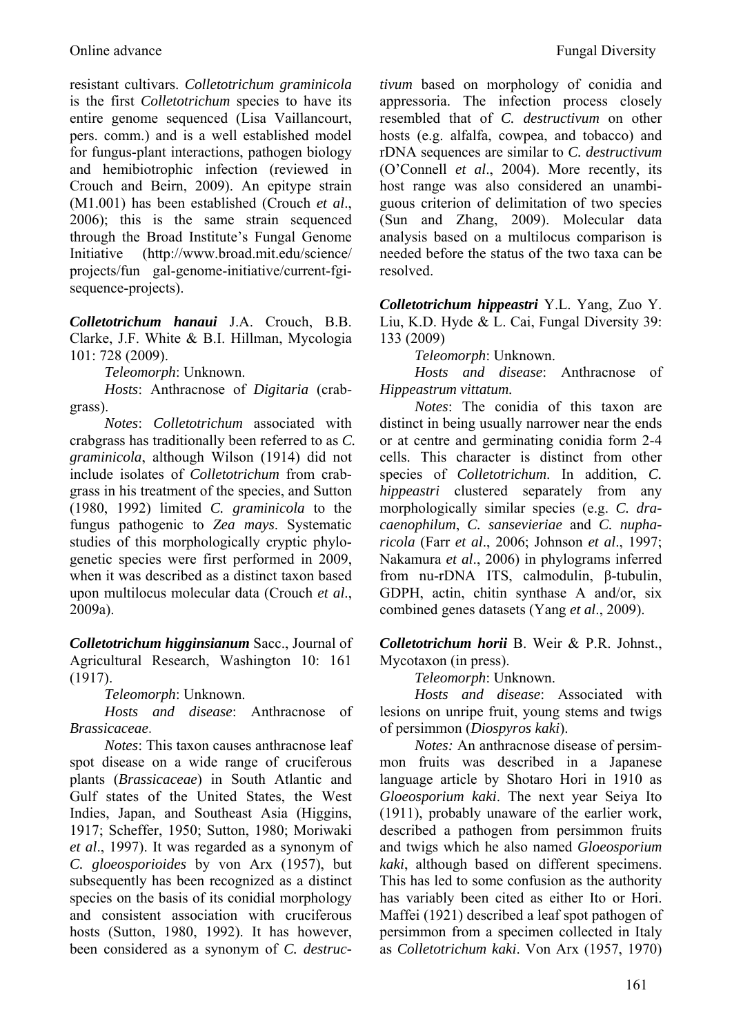resistant cultivars. *Colletotrichum graminicola* is the first *Colletotrichum* species to have its entire genome sequenced (Lisa Vaillancourt, pers. comm.) and is a well established model for fungus-plant interactions, pathogen biology and hemibiotrophic infection (reviewed in Crouch and Beirn, 2009). An epitype strain (M1.001) has been established (Crouch *et al*., 2006); this is the same strain sequenced through the Broad Institute's Fungal Genome Initiative (http://www.broad.mit.edu/science/projects/fungal-genome-initiative/current-fgi-sequence-projects).

***Colletotrichum hanaui*** J.A. Crouch, B.B. Clarke, J.F. White & B.I. Hillman, Mycologia 101: 728 (2009).

*Teleomorph*: Unknown.

*Hosts*: Anthracnose of *Digitaria* (crabgrass).

*Notes*: *Colletotrichum* associated with crabgrass has traditionally been referred to as *C. graminicola*, although Wilson (1914) did not include isolates of *Colletotrichum* from crabgrass in his treatment of the species, and Sutton (1980, 1992) limited *C. graminicola* to the fungus pathogenic to *Zea mays*. Systematic studies of this morphologically cryptic phylogenetic species were first performed in 2009, when it was described as a distinct taxon based upon multilocus molecular data (Crouch *et al*., 2009a).

***Colletotrichum higginsianum*** Sacc., Journal of Agricultural Research, Washington 10: 161 (1917).

*Teleomorph*: Unknown.

*Hosts and disease*: Anthracnose of *Brassicaceae*.

*Notes*: This taxon causes anthracnose leaf spot disease on a wide range of cruciferous plants (*Brassicaceae*) in South Atlantic and Gulf states of the United States, the West Indies, Japan, and Southeast Asia (Higgins, 1917; Scheffer, 1950; Sutton, 1980; Moriwaki *et al*., 1997). It was regarded as a synonym of *C. gloeosporioides* by von Arx (1957), but subsequently has been recognized as a distinct species on the basis of its conidial morphology and consistent association with cruciferous hosts (Sutton, 1980, 1992). It has however, been considered as a synonym of *C. destructivum* based on morphology of conidia and appressoria. The infection process closely resembled that of *C. destructivum* on other hosts (e.g. alfalfa, cowpea, and tobacco) and rDNA sequences are similar to *C. destructivum* (O'Connell *et al*., 2004). More recently, its host range was also considered an unambiguous criterion of delimitation of two species (Sun and Zhang, 2009). Molecular data analysis based on a multilocus comparison is needed before the status of the two taxa can be resolved.

***Colletotrichum hippeastri*** Y.L. Yang, Zuo Y. Liu, K.D. Hyde & L. Cai, Fungal Diversity 39: 133 (2009)

*Teleomorph*: Unknown.

*Hosts and disease*: Anthracnose of *Hippeastrum vittatum.*

*Notes*: The conidia of this taxon are distinct in being usually narrower near the ends or at centre and germinating conidia form 2-4 cells. This character is distinct from other species of *Colletotrichum*. In addition, *C. hippeastri* clustered separately from any morphologically similar species (e.g. *C. dracaenophilum*, *C. sansevieriae* and *C. nupharicola* (Farr *et al*., 2006; Johnson *et al*., 1997; Nakamura *et al*., 2006) in phylograms inferred from nu-rDNA ITS, calmodulin, β-tubulin, GDPH, actin, chitin synthase A and/or, six combined genes datasets (Yang *et al*., 2009).

***Colletotrichum horii*** B. Weir & P.R. Johnst., Mycotaxon (in press).

*Teleomorph*: Unknown.

*Hosts and disease*: Associated with lesions on unripe fruit, young stems and twigs of persimmon (*Diospyros kaki*).

*Notes:* An anthracnose disease of persimmon fruits was described in a Japanese language article by Shotaro Hori in 1910 as *Gloeosporium kaki*. The next year Seiya Ito (1911), probably unaware of the earlier work, described a pathogen from persimmon fruits and twigs which he also named *Gloeosporium kaki*, although based on different specimens. This has led to some confusion as the authority has variably been cited as either Ito or Hori. Maffei (1921) described a leaf spot pathogen of persimmon from a specimen collected in Italy as *Colletotrichum kaki*. Von Arx (1957, 1970)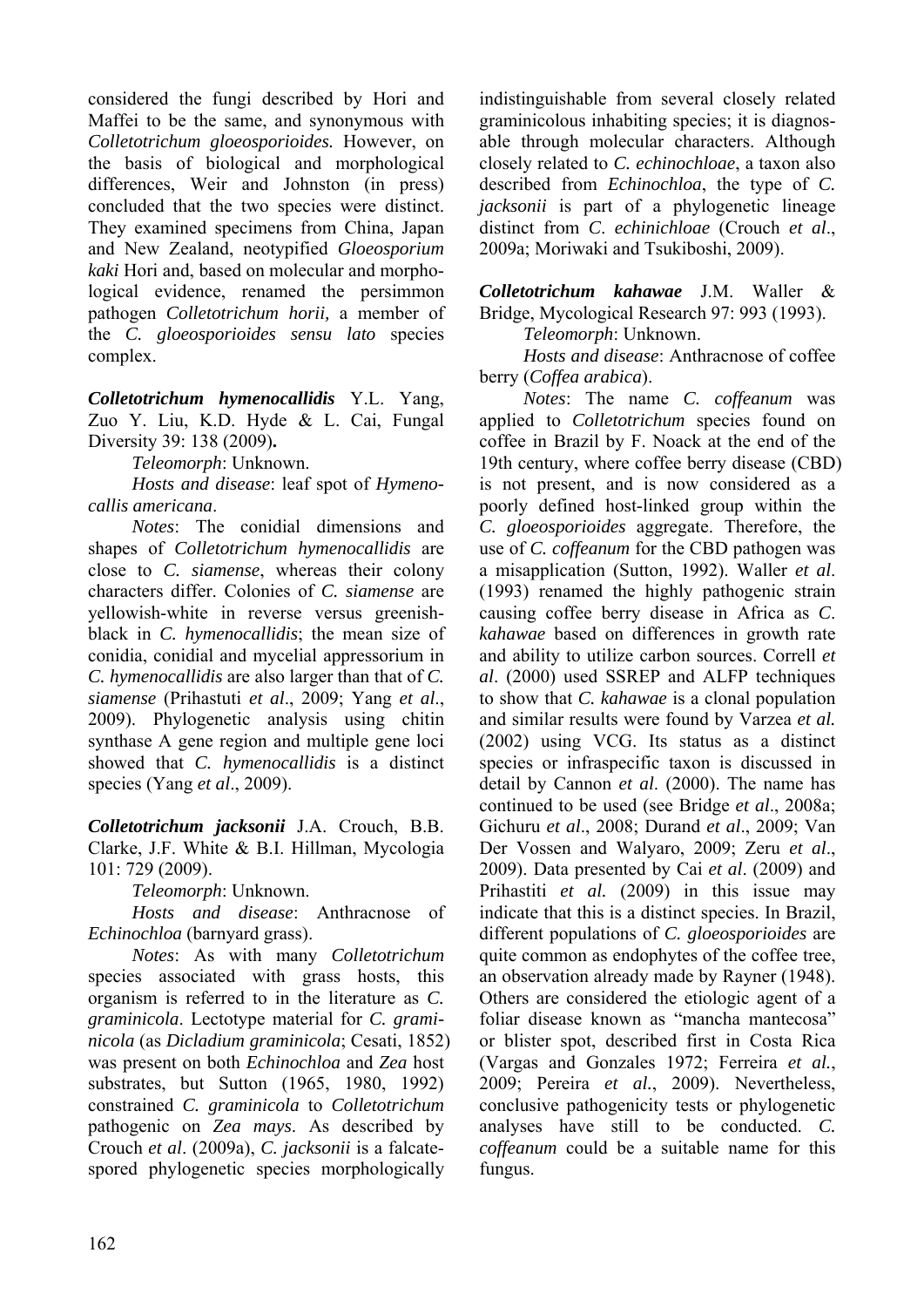considered the fungi described by Hori and Maffei to be the same, and synonymous with *Colletotrichum gloeosporioides.* However, on the basis of biological and morphological differences, Weir and Johnston (in press) concluded that the two species were distinct. They examined specimens from China, Japan and New Zealand, neotypified *Gloeosporium kaki* Hori and, based on molecular and morphological evidence, renamed the persimmon pathogen *Colletotrichum horii,* a member of the *C. gloeosporioides sensu lato* species complex.

***Colletotrichum hymenocallidis*** Y.L. Yang, Zuo Y. Liu, K.D. Hyde & L. Cai, Fungal Diversity 39: 138 (2009)**.**

*Teleomorph*: Unknown.

*Hosts and disease*: leaf spot of *Hymenocallis americana*.

*Notes*: The conidial dimensions and shapes of *Colletotrichum hymenocallidis* are close to *C. siamense*, whereas their colony characters differ. Colonies of *C. siamense* are yellowish-white in reverse versus greenish-black in *C. hymenocallidis*; the mean size of conidia, conidial and mycelial appressorium in *C. hymenocallidis* are also larger than that of *C. siamense* (Prihastuti *et al*., 2009; Yang *et al*., 2009). Phylogenetic analysis using chitin synthase A gene region and multiple gene loci showed that *C. hymenocallidis* is a distinct species (Yang *et al*., 2009).

***Colletotrichum jacksonii*** J.A. Crouch, B.B. Clarke, J.F. White & B.I. Hillman, Mycologia 101: 729 (2009).

*Teleomorph*: Unknown.

*Hosts and disease*: Anthracnose of *Echinochloa* (barnyard grass).

*Notes*: As with many *Colletotrichum* species associated with grass hosts, this organism is referred to in the literature as *C. graminicola*. Lectotype material for *C. graminicola* (as *Dicladium graminicola*; Cesati, 1852) was present on both *Echinochloa* and *Zea* host substrates, but Sutton (1965, 1980, 1992) constrained *C. graminicola* to *Colletotrichum* pathogenic on *Zea mays*. As described by Crouch *et al*. (2009a), *C. jacksonii* is a falcate-spored phylogenetic species morphologically indistinguishable from several closely related graminicolous inhabiting species; it is diagnosable through molecular characters. Although closely related to *C. echinochloae*, a taxon also described from *Echinochloa*, the type of *C. jacksonii* is part of a phylogenetic lineage distinct from *C*. *echinichloae* (Crouch *et al*., 2009a; Moriwaki and Tsukiboshi, 2009).

***Colletotrichum kahawae*** J.M. Waller & Bridge, Mycological Research 97: 993 (1993).

*Teleomorph*: Unknown.

*Hosts and disease*: Anthracnose of coffee berry (*Coffea arabica*).

*Notes*: The name *C. coffeanum* was applied to *Colletotrichum* species found on coffee in Brazil by F. Noack at the end of the 19th century, where coffee berry disease (CBD) is not present, and is now considered as a poorly defined host-linked group within the *C. gloeosporioides* aggregate. Therefore, the use of *C. coffeanum* for the CBD pathogen was a misapplication (Sutton, 1992). Waller *et al*. (1993) renamed the highly pathogenic strain causing coffee berry disease in Africa as *C*. *kahawae* based on differences in growth rate and ability to utilize carbon sources. Correll *et al*. (2000) used SSREP and ALFP techniques to show that *C. kahawae* is a clonal population and similar results were found by Varzea *et al.* (2002) using VCG. Its status as a distinct species or infraspecific taxon is discussed in detail by Cannon *et al*. (2000). The name has continued to be used (see Bridge *et al*., 2008a; Gichuru *et al*., 2008; Durand *et al*., 2009; Van Der Vossen and Walyaro, 2009; Zeru *et al*., 2009). Data presented by Cai *et al*. (2009) and Prihastiti *et al.* (2009) in this issue may indicate that this is a distinct species. In Brazil, different populations of *C. gloeosporioides* are quite common as endophytes of the coffee tree, an observation already made by Rayner (1948). Others are considered the etiologic agent of a foliar disease known as "mancha mantecosa" or blister spot, described first in Costa Rica (Vargas and Gonzales 1972; Ferreira *et al.*, 2009; Pereira *et al.*, 2009). Nevertheless, conclusive pathogenicity tests or phylogenetic analyses have still to be conducted. *C. coffeanum* could be a suitable name for this fungus.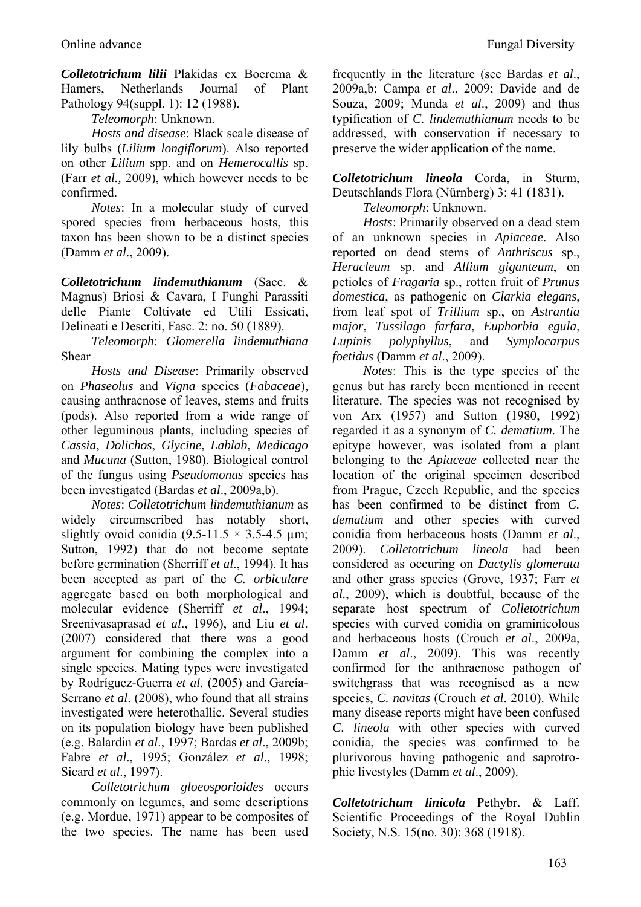***Colletotrichum lilii*** Plakidas ex Boerema & Hamers, Netherlands Journal of Plant Pathology 94(suppl. 1): 12 (1988).

*Teleomorph*: Unknown.

*Hosts and disease*: Black scale disease of lily bulbs (*Lilium longiflorum*). Also reported on other *Lilium* spp. and on *Hemerocallis* sp. (Farr *et al.,* 2009), which however needs to be confirmed.

*Notes*: In a molecular study of curved spored species from herbaceous hosts, this taxon has been shown to be a distinct species (Damm *et al*., 2009).

***Colletotrichum lindemuthianum*** (Sacc. & Magnus) Briosi & Cavara, I Funghi Parassiti delle Piante Coltivate ed Utili Essicati, Delineati e Descriti, Fasc. 2: no. 50 (1889).

*Teleomorph*: *Glomerella lindemuthiana* Shear

*Hosts and Disease*: Primarily observed on *Phaseolus* and *Vigna* species (*Fabaceae*), causing anthracnose of leaves, stems and fruits (pods). Also reported from a wide range of other leguminous plants, including species of *Cassia*, *Dolichos*, *Glycine*, *Lablab*, *Medicago* and *Mucuna* (Sutton, 1980). Biological control of the fungus using *Pseudomonas* species has been investigated (Bardas *et al*., 2009a,b).

*Notes*: *Colletotrichum lindemuthianum* as widely circumscribed has notably short, slightly ovoid conidia (9.5-11.5 × 3.5-4.5 µm; Sutton, 1992) that do not become septate before germination (Sherriff *et al*., 1994). It has been accepted as part of the *C. orbiculare* aggregate based on both morphological and molecular evidence (Sherriff *et al*., 1994; Sreenivasaprasad *et al*., 1996), and Liu *et al*. (2007) considered that there was a good argument for combining the complex into a single species. Mating types were investigated by Rodríguez-Guerra *et al.* (2005) and García-Serrano *et al*. (2008), who found that all strains investigated were heterothallic. Several studies on its population biology have been published (e.g. Balardin *et al*., 1997; Bardas *et al*., 2009b; Fabre *et al*., 1995; González *et al*., 1998; Sicard *et al*., 1997).

*Colletotrichum gloeosporioides* occurs commonly on legumes, and some descriptions (e.g. Mordue, 1971) appear to be composites of the two species. The name has been used frequently in the literature (see Bardas *et al*., 2009a,b; Campa *et al*., 2009; Davide and de Souza, 2009; Munda *et al*., 2009) and thus typification of *C. lindemuthianum* needs to be addressed, with conservation if necessary to preserve the wider application of the name.

***Colletotrichum lineola*** Corda, in Sturm, Deutschlands Flora (Nürnberg) 3: 41 (1831).

*Teleomorph*: Unknown.

*Hosts*: Primarily observed on a dead stem of an unknown species in *Apiaceae*. Also reported on dead stems of *Anthriscus* sp., *Heracleum* sp. and *Allium giganteum*, on petioles of *Fragaria* sp., rotten fruit of *Prunus domestica*, as pathogenic on *Clarkia elegans*, from leaf spot of *Trillium* sp., on *Astrantia major*, *Tussilago farfara*, *Euphorbia egula*, *Lupinis polyphyllus*, and *Symplocarpus foetidus* (Damm *et al*., 2009).

*Notes*: This is the type species of the genus but has rarely been mentioned in recent literature. The species was not recognised by von Arx (1957) and Sutton (1980, 1992) regarded it as a synonym of *C. dematium*. The epitype however, was isolated from a plant belonging to the *Apiaceae* collected near the location of the original specimen described from Prague, Czech Republic, and the species has been confirmed to be distinct from *C. dematium* and other species with curved conidia from herbaceous hosts (Damm *et al*., 2009). *Colletotrichum lineola* had been considered as occuring on *Dactylis glomerata* and other grass species (Grove, 1937; Farr *et al*., 2009), which is doubtful, because of the separate host spectrum of *Colletotrichum* species with curved conidia on graminicolous and herbaceous hosts (Crouch *et al*., 2009a, Damm *et al*., 2009). This was recently confirmed for the anthracnose pathogen of switchgrass that was recognised as a new species, *C. navitas* (Crouch *et al*. 2010). While many disease reports might have been confused *C. lineola* with other species with curved conidia, the species was confirmed to be plurivorous having pathogenic and saprotrophic livestyles (Damm *et al*., 2009).

***Colletotrichum linicola*** Pethybr. & Laff. Scientific Proceedings of the Royal Dublin Society, N.S. 15(no. 30): 368 (1918).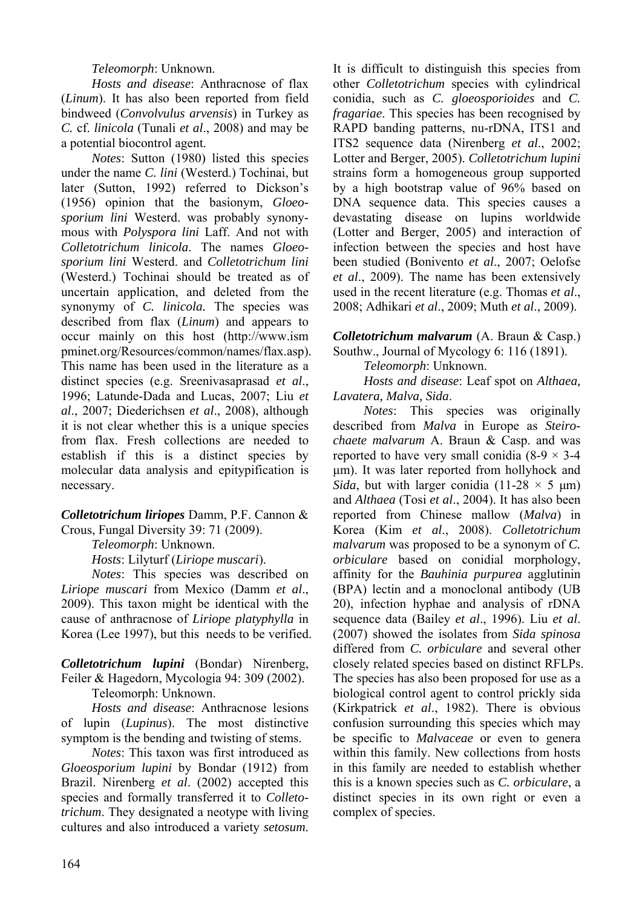*Teleomorph*: Unknown.

*Hosts and disease*: Anthracnose of flax (*Linum*). It has also been reported from field bindweed (*Convolvulus arvensis*) in Turkey as *C.* cf. *linicola* (Tunali *et al*., 2008) and may be a potential biocontrol agent.

*Notes*: Sutton (1980) listed this species under the name *C. lini* (Westerd.) Tochinai, but later (Sutton, 1992) referred to Dickson's (1956) opinion that the basionym, *Gloeosporium lini* Westerd. was probably synonymous with *Polyspora lini* Laff. And not with *Colletotrichum linicola*. The names *Gloeosporium lini* Westerd. and *Colletotrichum lini* (Westerd.) Tochinai should be treated as of uncertain application, and deleted from the synonymy of *C. linicola.* The species was described from flax (*Linum*) and appears to occur mainly on this host (http://www.ismpminet.org/Resources/common/names/flax.asp). This name has been used in the literature as a distinct species (e.g. Sreenivasaprasad *et al*., 1996; Latunde-Dada and Lucas, 2007; Liu *et al*., 2007; Diederichsen *et al*., 2008), although it is not clear whether this is a unique species from flax. Fresh collections are needed to establish if this is a distinct species by molecular data analysis and epitypification is necessary.

***Colletotrichum liriopes*** Damm, P.F. Cannon & Crous, Fungal Diversity 39: 71 (2009).

*Teleomorph*: Unknown.

*Hosts*: Lilyturf (*Liriope muscari*).

*Notes*: This species was described on *Liriope muscari* from Mexico (Damm *et al*., 2009). This taxon might be identical with the cause of anthracnose of *Liriope platyphylla* in Korea (Lee 1997), but this needs to be verified.

***Colletotrichum lupini*** (Bondar) Nirenberg, Feiler & Hagedorn, Mycologia 94: 309 (2002).

Teleomorph: Unknown.

*Hosts and disease*: Anthracnose lesions of lupin (*Lupinus*). The most distinctive symptom is the bending and twisting of stems.

*Notes*: This taxon was first introduced as *Gloeosporium lupini* by Bondar (1912) from Brazil. Nirenberg *et al*. (2002) accepted this species and formally transferred it to *Colletotrichum*. They designated a neotype with living cultures and also introduced a variety *setosum*. It is difficult to distinguish this species from other *Colletotrichum* species with cylindrical conidia, such as *C. gloeosporioides* and *C. fragariae*. This species has been recognised by RAPD banding patterns, nu-rDNA, ITS1 and ITS2 sequence data (Nirenberg *et al*., 2002; Lotter and Berger, 2005). *Colletotrichum lupini* strains form a homogeneous group supported by a high bootstrap value of 96% based on DNA sequence data. This species causes a devastating disease on lupins worldwide (Lotter and Berger, 2005) and interaction of infection between the species and host have been studied (Bonivento *et al*., 2007; Oelofse *et al*., 2009). The name has been extensively used in the recent literature (e.g. Thomas *et al*., 2008; Adhikari *et al*., 2009; Muth *et al*., 2009).

***Colletotrichum malvarum*** (A. Braun & Casp.) Southw., Journal of Mycology 6: 116 (1891).

*Teleomorph*: Unknown.

*Hosts and disease*: Leaf spot on *Althaea, Lavatera, Malva, Sida*.

*Notes*: This species was originally described from *Malva* in Europe as *Steirochaete malvarum* A. Braun & Casp. and was reported to have very small conidia (8-9 × 3-4 μm). It was later reported from hollyhock and *Sida*, but with larger conidia (11-28 × 5 μm) and *Althaea* (Tosi *et al*., 2004). It has also been reported from Chinese mallow (*Malva*) in Korea (Kim *et al*., 2008). *Colletotrichum malvarum* was proposed to be a synonym of *C. orbiculare* based on conidial morphology, affinity for the *Bauhinia purpurea* agglutinin (BPA) lectin and a monoclonal antibody (UB 20), infection hyphae and analysis of rDNA sequence data (Bailey *et al*., 1996). Liu *et al*. (2007) showed the isolates from *Sida spinosa* differed from *C. orbiculare* and several other closely related species based on distinct RFLPs. The species has also been proposed for use as a biological control agent to control prickly sida (Kirkpatrick *et al*., 1982). There is obvious confusion surrounding this species which may be specific to *Malvaceae* or even to genera within this family. New collections from hosts in this family are needed to establish whether this is a known species such as *C. orbiculare*, a distinct species in its own right or even a complex of species.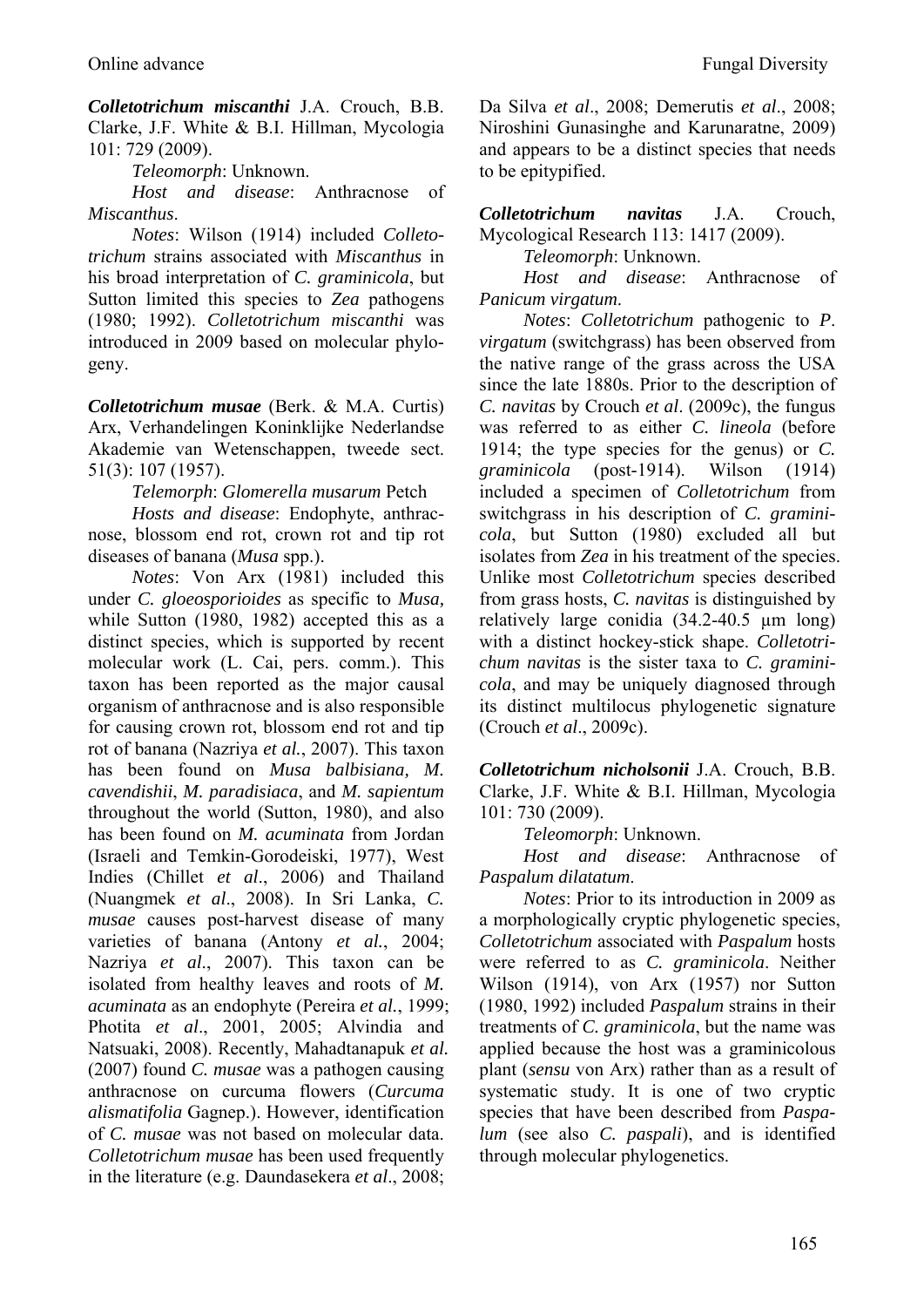***Colletotrichum miscanthi*** J.A. Crouch, B.B. Clarke, J.F. White & B.I. Hillman, Mycologia 101: 729 (2009).

*Teleomorph*: Unknown.

*Host and disease*: Anthracnose of *Miscanthus*.

*Notes*: Wilson (1914) included *Colletotrichum* strains associated with *Miscanthus* in his broad interpretation of *C. graminicola*, but Sutton limited this species to *Zea* pathogens (1980; 1992). *Colletotrichum miscanthi* was introduced in 2009 based on molecular phylogeny.

***Colletotrichum musae*** (Berk. & M.A. Curtis) Arx, Verhandelingen Koninklijke Nederlandse Akademie van Wetenschappen, tweede sect. 51(3): 107 (1957).

*Telemorph*: *Glomerella musarum* Petch

*Hosts and disease*: Endophyte, anthracnose, blossom end rot, crown rot and tip rot diseases of banana (*Musa* spp.).

*Notes*: Von Arx (1981) included this under *C. gloeosporioides* as specific to *Musa,* while Sutton (1980, 1982) accepted this as a distinct species, which is supported by recent molecular work (L. Cai, pers. comm.). This taxon has been reported as the major causal organism of anthracnose and is also responsible for causing crown rot, blossom end rot and tip rot of banana (Nazriya *et al.*, 2007). This taxon has been found on *Musa balbisiana, M. cavendishii*, *M. paradisiaca*, and *M. sapientum* throughout the world (Sutton, 1980), and also has been found on *M. acuminata* from Jordan (Israeli and Temkin-Gorodeiski, 1977), West Indies (Chillet *et al*., 2006) and Thailand (Nuangmek *et al*., 2008). In Sri Lanka, *C. musae* causes post-harvest disease of many varieties of banana (Antony *et al.*, 2004; Nazriya *et al*., 2007). This taxon can be isolated from healthy leaves and roots of *M. acuminata* as an endophyte (Pereira *et al.*, 1999; Photita *et al*., 2001, 2005; Alvindia and Natsuaki, 2008). Recently, Mahadtanapuk *et al.* (2007) found *C. musae* was a pathogen causing anthracnose on curcuma flowers (*Curcuma alismatifolia* Gagnep.). However, identification of *C. musae* was not based on molecular data. *Colletotrichum musae* has been used frequently in the literature (e.g. Daundasekera *et al*., 2008; Da Silva *et al*., 2008; Demerutis *et al*., 2008; Niroshini Gunasinghe and Karunaratne, 2009) and appears to be a distinct species that needs to be epitypified.

***Colletotrichum navitas*** J.A. Crouch, Mycological Research 113: 1417 (2009).

*Teleomorph*: Unknown.

*Host and disease*: Anthracnose of *Panicum virgatum*.

*Notes*: *Colletotrichum* pathogenic to *P. virgatum* (switchgrass) has been observed from the native range of the grass across the USA since the late 1880s. Prior to the description of *C. navitas* by Crouch *et al*. (2009c), the fungus was referred to as either *C. lineola* (before 1914; the type species for the genus) or *C. graminicola* (post-1914). Wilson (1914) included a specimen of *Colletotrichum* from switchgrass in his description of *C. graminicola*, but Sutton (1980) excluded all but isolates from *Zea* in his treatment of the species. Unlike most *Colletotrichum* species described from grass hosts, *C. navitas* is distinguished by relatively large conidia (34.2-40.5 μm long) with a distinct hockey-stick shape. *Colletotrichum navitas* is the sister taxa to *C. graminicola*, and may be uniquely diagnosed through its distinct multilocus phylogenetic signature (Crouch *et al*., 2009c).

***Colletotrichum nicholsonii*** J.A. Crouch, B.B. Clarke, J.F. White & B.I. Hillman, Mycologia 101: 730 (2009).

*Teleomorph*: Unknown.

*Host and disease*: Anthracnose of *Paspalum dilatatum*.

*Notes*: Prior to its introduction in 2009 as a morphologically cryptic phylogenetic species, *Colletotrichum* associated with *Paspalum* hosts were referred to as *C. graminicola*. Neither Wilson (1914), von Arx (1957) nor Sutton (1980, 1992) included *Paspalum* strains in their treatments of *C. graminicola*, but the name was applied because the host was a graminicolous plant (*sensu* von Arx) rather than as a result of systematic study. It is one of two cryptic species that have been described from *Paspalum* (see also *C. paspali*), and is identified through molecular phylogenetics.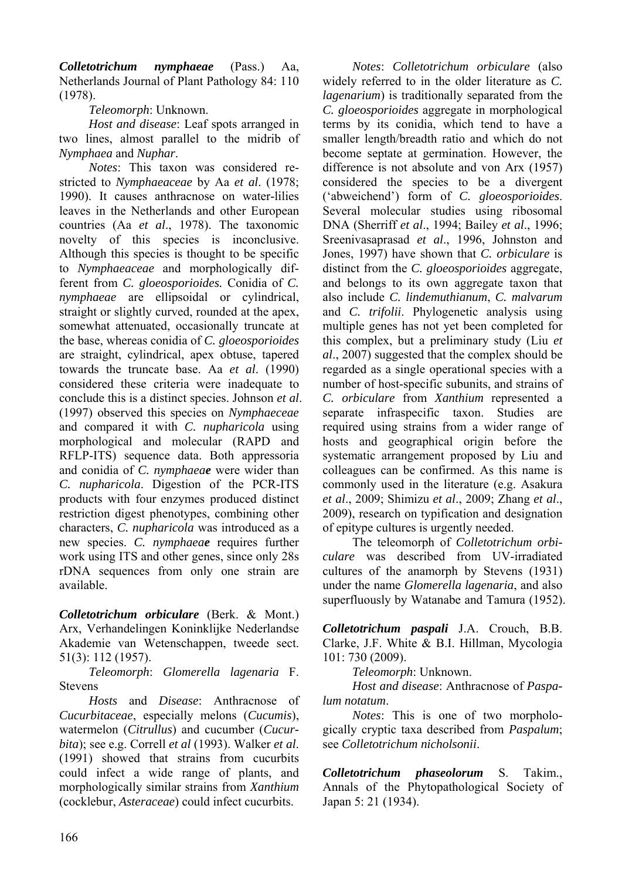***Colletotrichum nymphaeae*** (Pass.) Aa, Netherlands Journal of Plant Pathology 84: 110 (1978).

*Teleomorph*: Unknown.

*Host and disease*: Leaf spots arranged in two lines, almost parallel to the midrib of *Nymphaea* and *Nuphar*.

*Notes*: This taxon was considered restricted to *Nymphaeaceae* by Aa *et al*. (1978; 1990). It causes anthracnose on water-lilies leaves in the Netherlands and other European countries (Aa *et al*., 1978). The taxonomic novelty of this species is inconclusive. Although this species is thought to be specific to *Nymphaeaceae* and morphologically different from *C. gloeosporioides.* Conidia of *C. nymphaeae* are ellipsoidal or cylindrical, straight or slightly curved, rounded at the apex, somewhat attenuated, occasionally truncate at the base, whereas conidia of *C. gloeosporioides* are straight, cylindrical, apex obtuse, tapered towards the truncate base. Aa *et al*. (1990) considered these criteria were inadequate to conclude this is a distinct species. Johnson *et al*. (1997) observed this species on *Nymphaeceae* and compared it with *C. nupharicola* using morphological and molecular (RAPD and RFLP-ITS) sequence data. Both appressoria and conidia of *C. nymphaeae* were wider than *C. nupharicola*. Digestion of the PCR-ITS products with four enzymes produced distinct restriction digest phenotypes, combining other characters, *C. nupharicola* was introduced as a new species. *C. nymphaeae* requires further work using ITS and other genes, since only 28s rDNA sequences from only one strain are available.

***Colletotrichum orbiculare*** (Berk. & Mont.) Arx, Verhandelingen Koninklijke Nederlandse Akademie van Wetenschappen, tweede sect. 51(3): 112 (1957).

*Teleomorph*: *Glomerella lagenaria* F. Stevens

*Hosts* and *Disease*: Anthracnose of *Cucurbitaceae*, especially melons (*Cucumis*), watermelon (*Citrullus*) and cucumber (*Cucurbita*); see e.g. Correll *et al* (1993). Walker *et al*. (1991) showed that strains from cucurbits could infect a wide range of plants, and morphologically similar strains from *Xanthium* (cocklebur, *Asteraceae*) could infect cucurbits.

*Notes*: *Colletotrichum orbiculare* (also widely referred to in the older literature as *C. lagenarium*) is traditionally separated from the *C. gloeosporioides* aggregate in morphological terms by its conidia, which tend to have a smaller length/breadth ratio and which do not become septate at germination. However, the difference is not absolute and von Arx (1957) considered the species to be a divergent ('abweichend') form of *C. gloeosporioides*. Several molecular studies using ribosomal DNA (Sherriff *et al*., 1994; Bailey *et al*., 1996; Sreenivasaprasad *et al*., 1996, Johnston and Jones, 1997) have shown that *C. orbiculare* is distinct from the *C. gloeosporioides* aggregate, and belongs to its own aggregate taxon that also include *C. lindemuthianum*, *C. malvarum* and *C. trifolii*. Phylogenetic analysis using multiple genes has not yet been completed for this complex, but a preliminary study (Liu *et al*., 2007) suggested that the complex should be regarded as a single operational species with a number of host-specific subunits, and strains of *C. orbiculare* from *Xanthium* represented a separate infraspecific taxon. Studies are required using strains from a wider range of hosts and geographical origin before the systematic arrangement proposed by Liu and colleagues can be confirmed. As this name is commonly used in the literature (e.g. Asakura *et al*., 2009; Shimizu *et al*., 2009; Zhang *et al*., 2009), research on typification and designation of epitype cultures is urgently needed.

The teleomorph of *Colletotrichum orbiculare* was described from UV-irradiated cultures of the anamorph by Stevens (1931) under the name *Glomerella lagenaria*, and also superfluously by Watanabe and Tamura (1952).

***Colletotrichum paspali*** J.A. Crouch, B.B. Clarke, J.F. White & B.I. Hillman, Mycologia 101: 730 (2009).

*Teleomorph*: Unknown.

*Host and disease*: Anthracnose of *Paspalum notatum*.

*Notes*: This is one of two morphologically cryptic taxa described from *Paspalum*; see *Colletotrichum nicholsonii*.

***Colletotrichum phaseolorum*** S. Takim., Annals of the Phytopathological Society of Japan 5: 21 (1934).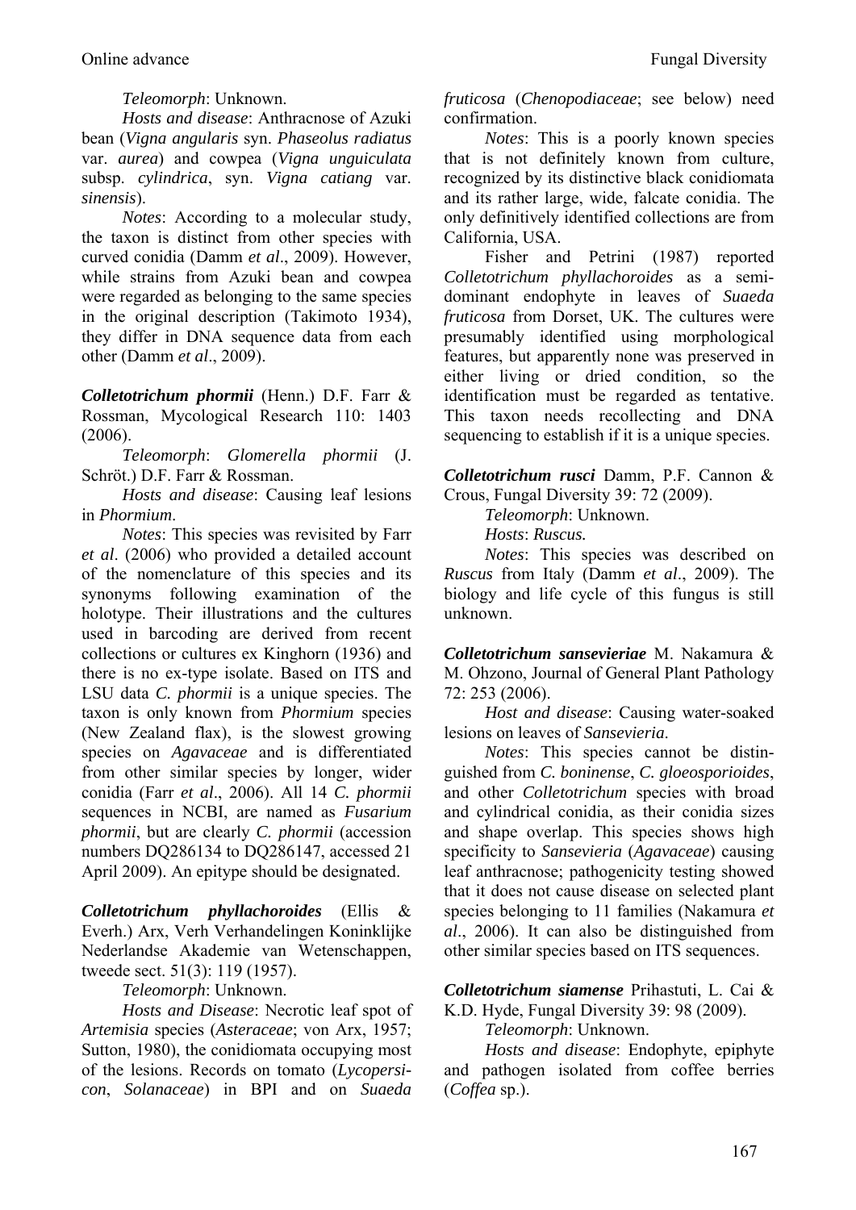*Teleomorph*: Unknown.

*Hosts and disease*: Anthracnose of Azuki bean (*Vigna angularis* syn. *Phaseolus radiatus* var. *aurea*) and cowpea (*Vigna unguiculata* subsp. *cylindrica*, syn. *Vigna catiang* var. *sinensis*).

*Notes*: According to a molecular study, the taxon is distinct from other species with curved conidia (Damm *et al*., 2009). However, while strains from Azuki bean and cowpea were regarded as belonging to the same species in the original description (Takimoto 1934), they differ in DNA sequence data from each other (Damm *et al*., 2009).

***Colletotrichum phormii*** (Henn.) D.F. Farr & Rossman, Mycological Research 110: 1403 (2006).

*Teleomorph*: *Glomerella phormii* (J. Schröt.) D.F. Farr & Rossman.

*Hosts and disease*: Causing leaf lesions in *Phormium*.

*Notes*: This species was revisited by Farr *et al*. (2006) who provided a detailed account of the nomenclature of this species and its synonyms following examination of the holotype. Their illustrations and the cultures used in barcoding are derived from recent collections or cultures ex Kinghorn (1936) and there is no ex-type isolate. Based on ITS and LSU data *C. phormii* is a unique species. The taxon is only known from *Phormium* species (New Zealand flax), is the slowest growing species on *Agavaceae* and is differentiated from other similar species by longer, wider conidia (Farr *et al*., 2006). All 14 *C. phormii* sequences in NCBI, are named as *Fusarium phormii*, but are clearly *C. phormii* (accession numbers DQ286134 to DQ286147, accessed 21 April 2009). An epitype should be designated.

***Colletotrichum phyllachoroides*** (Ellis & Everh.) Arx, Verh Verhandelingen Koninklijke Nederlandse Akademie van Wetenschappen, tweede sect. 51(3): 119 (1957).

*Teleomorph*: Unknown.

*Hosts and Disease*: Necrotic leaf spot of *Artemisia* species (*Asteraceae*; von Arx, 1957; Sutton, 1980), the conidiomata occupying most of the lesions. Records on tomato (*Lycopersicon*, *Solanaceae*) in BPI and on *Suaeda fruticosa* (*Chenopodiaceae*; see below) need confirmation.

*Notes*: This is a poorly known species that is not definitely known from culture, recognized by its distinctive black conidiomata and its rather large, wide, falcate conidia. The only definitively identified collections are from California, USA.

Fisher and Petrini (1987) reported *Colletotrichum phyllachoroides* as a semi-dominant endophyte in leaves of *Suaeda fruticosa* from Dorset, UK. The cultures were presumably identified using morphological features, but apparently none was preserved in either living or dried condition, so the identification must be regarded as tentative. This taxon needs recollecting and DNA sequencing to establish if it is a unique species.

***Colletotrichum rusci*** Damm, P.F. Cannon & Crous, Fungal Diversity 39: 72 (2009).

*Teleomorph*: Unknown.

*Hosts*: *Ruscus.*

*Notes*: This species was described on *Ruscus* from Italy (Damm *et al*., 2009). The biology and life cycle of this fungus is still unknown.

***Colletotrichum sansevieriae*** M. Nakamura & M. Ohzono, Journal of General Plant Pathology 72: 253 (2006).

*Host and disease*: Causing water-soaked lesions on leaves of *Sansevieria*.

*Notes*: This species cannot be distinguished from *C. boninense*, *C. gloeosporioides*, and other *Colletotrichum* species with broad and cylindrical conidia, as their conidia sizes and shape overlap. This species shows high specificity to *Sansevieria* (*Agavaceae*) causing leaf anthracnose; pathogenicity testing showed that it does not cause disease on selected plant species belonging to 11 families (Nakamura *et al*., 2006). It can also be distinguished from other similar species based on ITS sequences.

***Colletotrichum siamense*** Prihastuti, L. Cai & K.D. Hyde, Fungal Diversity 39: 98 (2009).

*Teleomorph*: Unknown.

*Hosts and disease*: Endophyte, epiphyte and pathogen isolated from coffee berries (*Coffea* sp.).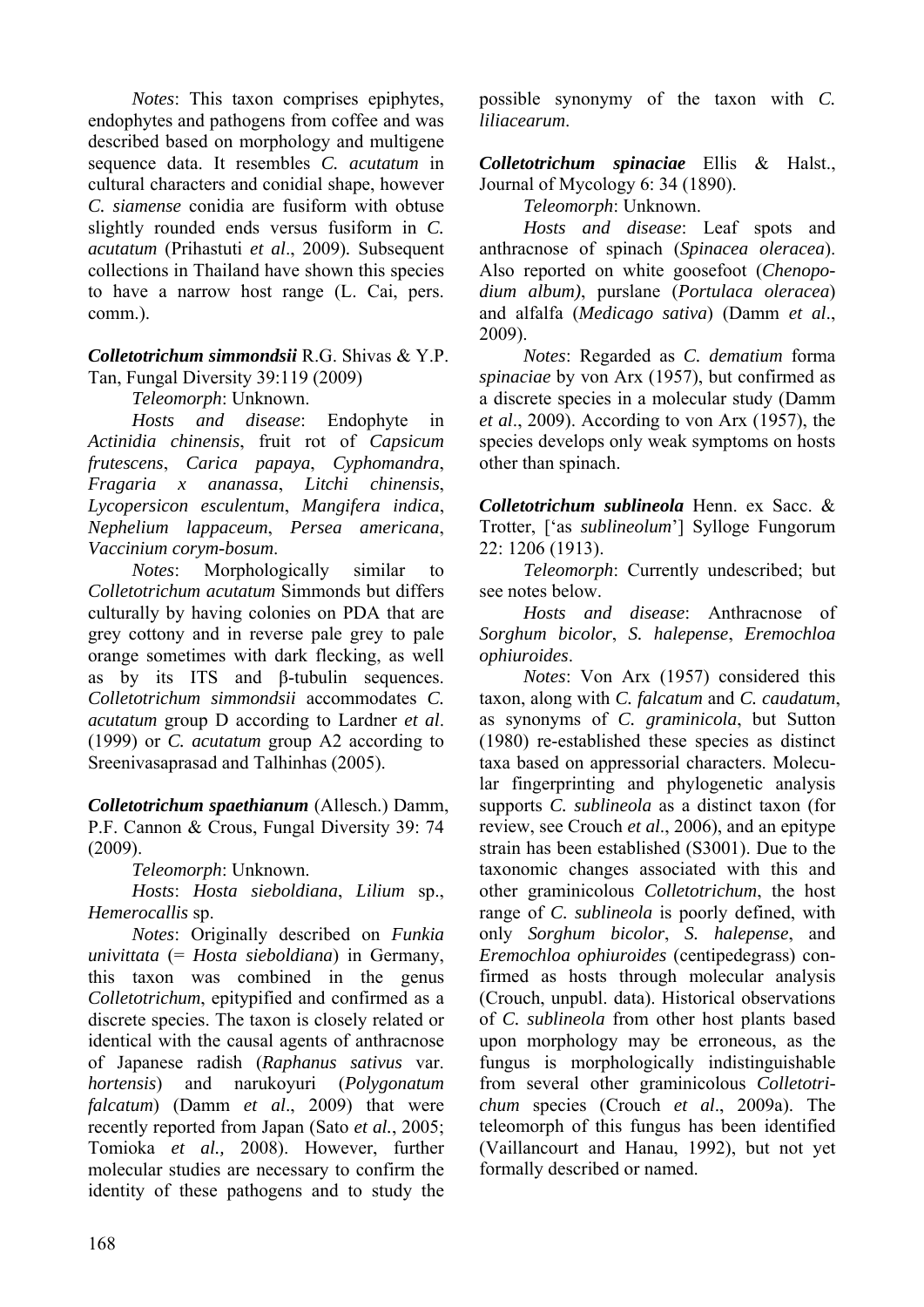*Notes*: This taxon comprises epiphytes, endophytes and pathogens from coffee and was described based on morphology and multigene sequence data. It resembles *C. acutatum* in cultural characters and conidial shape, however *C. siamense* conidia are fusiform with obtuse slightly rounded ends versus fusiform in *C. acutatum* (Prihastuti *et al*., 2009). Subsequent collections in Thailand have shown this species to have a narrow host range (L. Cai, pers. comm.).

***Colletotrichum simmondsii*** R.G. Shivas & Y.P. Tan, Fungal Diversity 39:119 (2009)

*Teleomorph*: Unknown.

*Hosts and disease*: Endophyte in *Actinidia chinensis*, fruit rot of *Capsicum frutescens*, *Carica papaya*, *Cyphomandra*, *Fragaria x ananassa*, *Litchi chinensis*, *Lycopersicon esculentum*, *Mangifera indica*, *Nephelium lappaceum*, *Persea americana*, *Vaccinium corym-bosum*.

*Notes*: Morphologically similar to *Colletotrichum acutatum* Simmonds but differs culturally by having colonies on PDA that are grey cottony and in reverse pale grey to pale orange sometimes with dark flecking, as well as by its ITS and β-tubulin sequences. *Colletotrichum simmondsii* accommodates *C. acutatum* group D according to Lardner *et al*. (1999) or *C. acutatum* group A2 according to Sreenivasaprasad and Talhinhas (2005).

***Colletotrichum spaethianum*** (Allesch.) Damm, P.F. Cannon & Crous, Fungal Diversity 39: 74 (2009).

*Teleomorph*: Unknown.

*Hosts*: *Hosta sieboldiana*, *Lilium* sp., *Hemerocallis* sp.

*Notes*: Originally described on *Funkia univittata* (= *Hosta sieboldiana*) in Germany, this taxon was combined in the genus *Colletotrichum*, epitypified and confirmed as a discrete species. The taxon is closely related or identical with the causal agents of anthracnose of Japanese radish (*Raphanus sativus* var. *hortensis*) and narukoyuri (*Polygonatum falcatum*) (Damm *et al*., 2009) that were recently reported from Japan (Sato *et al.*, 2005; Tomioka *et al.,* 2008). However, further molecular studies are necessary to confirm the identity of these pathogens and to study the possible synonymy of the taxon with *C. liliacearum*.

***Colletotrichum spinaciae*** Ellis & Halst., Journal of Mycology 6: 34 (1890).

*Teleomorph*: Unknown.

*Hosts and disease*: Leaf spots and anthracnose of spinach (*Spinacea oleracea*). Also reported on white goosefoot (*Chenopodium album)*, purslane (*Portulaca oleracea*) and alfalfa (*Medicago sativa*) (Damm *et al*., 2009).

*Notes*: Regarded as *C. dematium* forma *spinaciae* by von Arx (1957), but confirmed as a discrete species in a molecular study (Damm *et al*., 2009). According to von Arx (1957), the species develops only weak symptoms on hosts other than spinach.

***Colletotrichum sublineola*** Henn. ex Sacc. & Trotter, ['as *sublineolum*'] Sylloge Fungorum 22: 1206 (1913).

*Teleomorph*: Currently undescribed; but see notes below.

*Hosts and disease*: Anthracnose of *Sorghum bicolor*, *S. halepense*, *Eremochloa ophiuroides*.

*Notes*: Von Arx (1957) considered this taxon, along with *C. falcatum* and *C. caudatum*, as synonyms of *C. graminicola*, but Sutton (1980) re-established these species as distinct taxa based on appressorial characters. Molecular fingerprinting and phylogenetic analysis supports *C. sublineola* as a distinct taxon (for review, see Crouch *et al*., 2006), and an epitype strain has been established (S3001). Due to the taxonomic changes associated with this and other graminicolous *Colletotrichum*, the host range of *C. sublineola* is poorly defined, with only *Sorghum bicolor*, *S. halepense*, and *Eremochloa ophiuroides* (centipedegrass) confirmed as hosts through molecular analysis (Crouch, unpubl. data). Historical observations of *C. sublineola* from other host plants based upon morphology may be erroneous, as the fungus is morphologically indistinguishable from several other graminicolous *Colletotrichum* species (Crouch *et al*., 2009a). The teleomorph of this fungus has been identified (Vaillancourt and Hanau, 1992), but not yet formally described or named.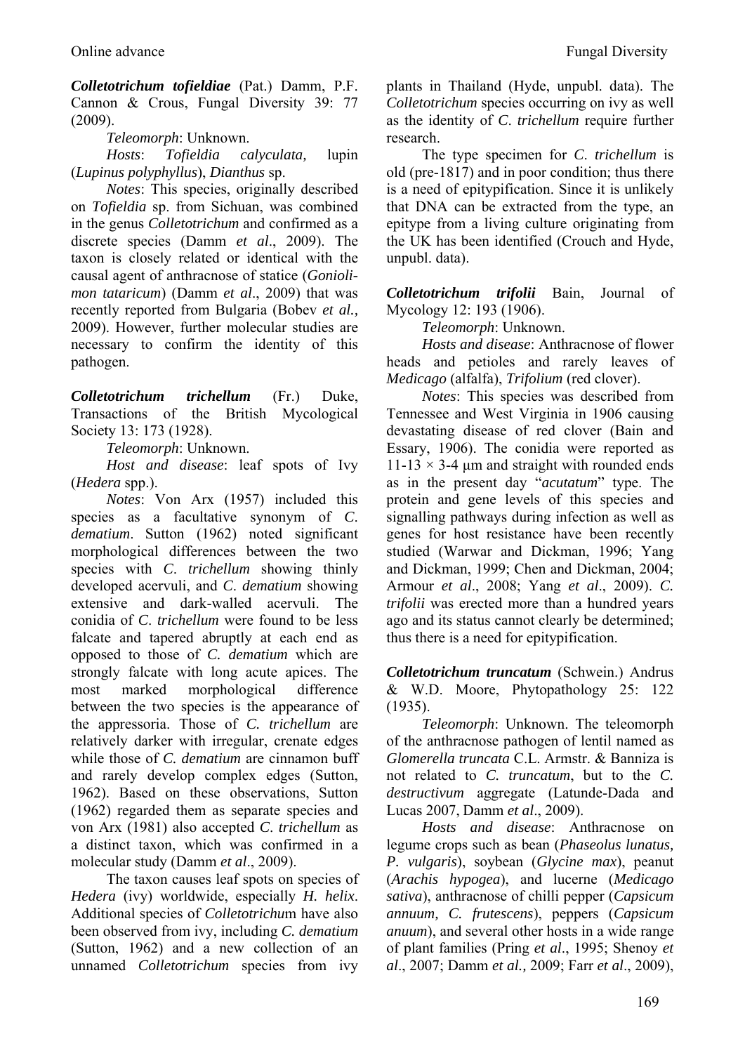***Colletotrichum tofieldiae*** (Pat.) Damm, P.F. Cannon & Crous, Fungal Diversity 39: 77 (2009).

*Teleomorph*: Unknown.

*Hosts*: *Tofieldia calyculata,* lupin (*Lupinus polyphyllus*), *Dianthus* sp.

*Notes*: This species, originally described on *Tofieldia* sp. from Sichuan, was combined in the genus *Colletotrichum* and confirmed as a discrete species (Damm *et al*., 2009). The taxon is closely related or identical with the causal agent of anthracnose of statice (*Goniolimon tataricum*) (Damm *et al*., 2009) that was recently reported from Bulgaria (Bobev *et al.,* 2009). However, further molecular studies are necessary to confirm the identity of this pathogen.

***Colletotrichum trichellum*** (Fr.) Duke, Transactions of the British Mycological Society 13: 173 (1928).

*Teleomorph*: Unknown.

*Host and disease*: leaf spots of Ivy (*Hedera* spp.).

*Notes*: Von Arx (1957) included this species as a facultative synonym of *C. dematium*. Sutton (1962) noted significant morphological differences between the two species with *C. trichellum* showing thinly developed acervuli, and *C. dematium* showing extensive and dark-walled acervuli. The conidia of *C. trichellum* were found to be less falcate and tapered abruptly at each end as opposed to those of *C. dematium* which are strongly falcate with long acute apices. The most marked morphological difference between the two species is the appearance of the appressoria. Those of *C. trichellum* are relatively darker with irregular, crenate edges while those of *C. dematium* are cinnamon buff and rarely develop complex edges (Sutton, 1962). Based on these observations, Sutton (1962) regarded them as separate species and von Arx (1981) also accepted *C. trichellum* as a distinct taxon, which was confirmed in a molecular study (Damm *et al*., 2009).

The taxon causes leaf spots on species of *Hedera* (ivy) worldwide, especially *H. helix*. Additional species of *Colletotrichum* have also been observed from ivy, including *C. dematium* (Sutton, 1962) and a new collection of an unnamed *Colletotrichum* species from ivy plants in Thailand (Hyde, unpubl. data). The *Colletotrichum* species occurring on ivy as well as the identity of *C. trichellum* require further research.

The type specimen for *C. trichellum* is old (pre-1817) and in poor condition; thus there is a need of epitypification. Since it is unlikely that DNA can be extracted from the type, an epitype from a living culture originating from the UK has been identified (Crouch and Hyde, unpubl. data).

***Colletotrichum trifolii*** Bain, Journal of Mycology 12: 193 (1906).

*Teleomorph*: Unknown.

*Hosts and disease*: Anthracnose of flower heads and petioles and rarely leaves of *Medicago* (alfalfa), *Trifolium* (red clover).

*Notes*: This species was described from Tennessee and West Virginia in 1906 causing devastating disease of red clover (Bain and Essary, 1906). The conidia were reported as 11-13 × 3-4 µm and straight with rounded ends as in the present day "*acutatum*" type. The protein and gene levels of this species and signalling pathways during infection as well as genes for host resistance have been recently studied (Warwar and Dickman, 1996; Yang and Dickman, 1999; Chen and Dickman, 2004; Armour *et al*., 2008; Yang *et al*., 2009). *C. trifolii* was erected more than a hundred years ago and its status cannot clearly be determined; thus there is a need for epitypification.

***Colletotrichum truncatum*** (Schwein.) Andrus & W.D. Moore, Phytopathology 25: 122 (1935).

*Teleomorph*: Unknown. The teleomorph of the anthracnose pathogen of lentil named as *Glomerella truncata* C.L. Armstr. & Banniza is not related to *C. truncatum*, but to the *C. destructivum* aggregate (Latunde-Dada and Lucas 2007, Damm *et al*., 2009).

*Hosts and disease*: Anthracnose on legume crops such as bean (*Phaseolus lunatus, P. vulgaris*), soybean (*Glycine max*), peanut (*Arachis hypogea*), and lucerne (*Medicago sativa*), anthracnose of chilli pepper (*Capsicum annuum, C. frutescens*), peppers (*Capsicum anuum*), and several other hosts in a wide range of plant families (Pring *et al*., 1995; Shenoy *et al*., 2007; Damm *et al.,* 2009; Farr *et al*., 2009),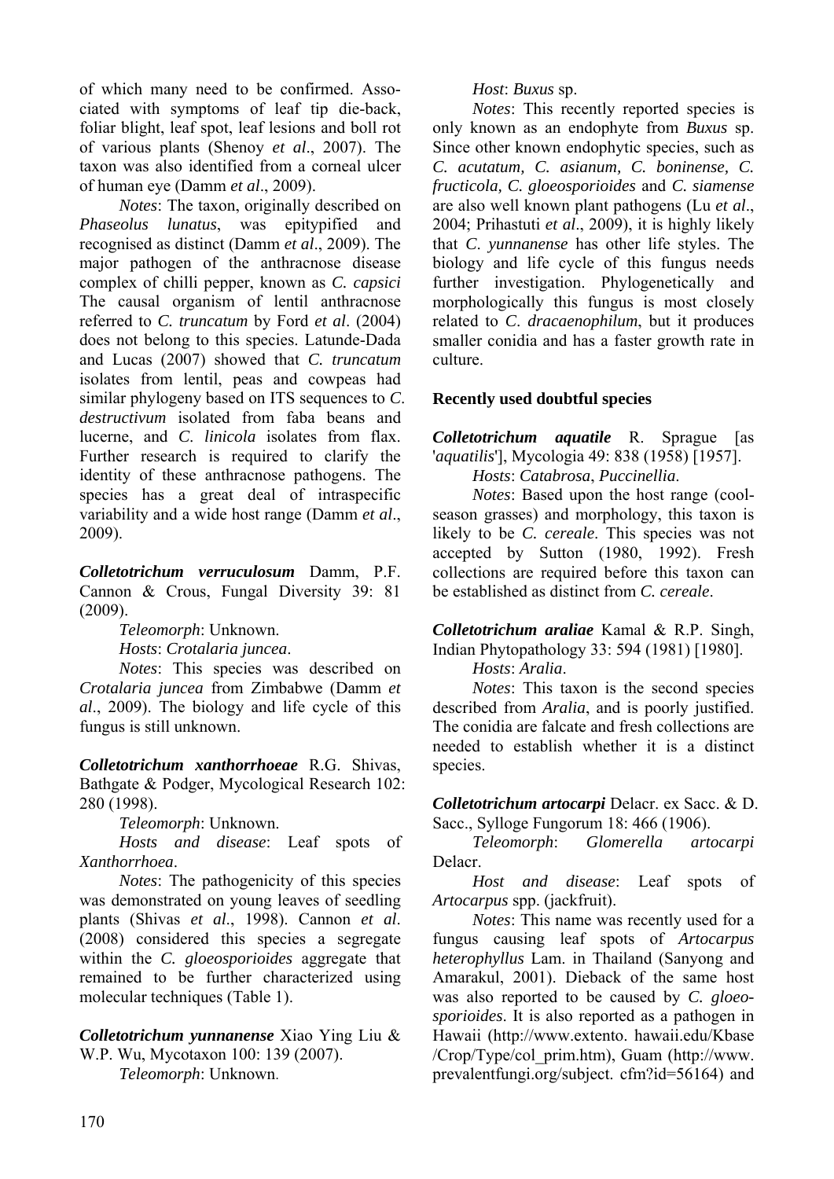of which many need to be confirmed. Associated with symptoms of leaf tip die-back, foliar blight, leaf spot, leaf lesions and boll rot of various plants (Shenoy *et al*., 2007). The taxon was also identified from a corneal ulcer of human eye (Damm *et al*., 2009).

*Notes*: The taxon, originally described on *Phaseolus lunatus*, was epitypified and recognised as distinct (Damm *et al*., 2009). The major pathogen of the anthracnose disease complex of chilli pepper, known as *C. capsici* The causal organism of lentil anthracnose referred to *C. truncatum* by Ford *et al*. (2004) does not belong to this species. Latunde-Dada and Lucas (2007) showed that *C. truncatum* isolates from lentil, peas and cowpeas had similar phylogeny based on ITS sequences to *C. destructivum* isolated from faba beans and lucerne, and *C. linicola* isolates from flax. Further research is required to clarify the identity of these anthracnose pathogens. The species has a great deal of intraspecific variability and a wide host range (Damm *et al*., 2009).

***Colletotrichum verruculosum*** Damm, P.F. Cannon & Crous, Fungal Diversity 39: 81 (2009).

*Teleomorph*: Unknown.

*Hosts*: *Crotalaria juncea*.

*Notes*: This species was described on *Crotalaria juncea* from Zimbabwe (Damm *et al*., 2009). The biology and life cycle of this fungus is still unknown.

***Colletotrichum xanthorrhoeae*** R.G. Shivas, Bathgate & Podger, Mycological Research 102: 280 (1998).

*Teleomorph*: Unknown.

*Hosts and disease*: Leaf spots of *Xanthorrhoea*.

*Notes*: The pathogenicity of this species was demonstrated on young leaves of seedling plants (Shivas *et al*., 1998). Cannon *et al*. (2008) considered this species a segregate within the *C. gloeosporioides* aggregate that remained to be further characterized using molecular techniques (Table 1).

***Colletotrichum yunnanense*** Xiao Ying Liu & W.P. Wu, Mycotaxon 100: 139 (2007).

*Teleomorph*: Unknown.

*Host*: *Buxus* sp.

*Notes*: This recently reported species is only known as an endophyte from *Buxus* sp. Since other known endophytic species, such as *C. acutatum, C. asianum, C. boninense, C. fructicola, C. gloeosporioides* and *C. siamense* are also well known plant pathogens (Lu *et al*., 2004; Prihastuti *et al*., 2009), it is highly likely that *C. yunnanense* has other life styles. The biology and life cycle of this fungus needs further investigation. Phylogenetically and morphologically this fungus is most closely related to *C. dracaenophilum*, but it produces smaller conidia and has a faster growth rate in culture.

## Recently used doubtful species

***Colletotrichum aquatile*** R. Sprague [as '*aquatilis*'], Mycologia 49: 838 (1958) [1957].

*Hosts*: *Catabrosa*, *Puccinellia*.

*Notes*: Based upon the host range (cool-season grasses) and morphology, this taxon is likely to be *C. cereale*. This species was not accepted by Sutton (1980, 1992). Fresh collections are required before this taxon can be established as distinct from *C. cereale*.

***Colletotrichum araliae*** Kamal & R.P. Singh, Indian Phytopathology 33: 594 (1981) [1980].

*Hosts*: *Aralia*.

*Notes*: This taxon is the second species described from *Aralia*, and is poorly justified. The conidia are falcate and fresh collections are needed to establish whether it is a distinct species.

***Colletotrichum artocarpi*** Delacr. ex Sacc. & D. Sacc., Sylloge Fungorum 18: 466 (1906).

*Teleomorph*: *Glomerella artocarpi* Delacr.

*Host and disease*: Leaf spots of *Artocarpus* spp. (jackfruit).

*Notes*: This name was recently used for a fungus causing leaf spots of *Artocarpus heterophyllus* Lam. in Thailand (Sanyong and Amarakul, 2001). Dieback of the same host was also reported to be caused by *C. gloeosporioides*. It is also reported as a pathogen in Hawaii (http://www.extento. hawaii.edu/Kbase /Crop/Type/col_prim.htm), Guam (http://www. prevalentfungi.org/subject. cfm?id=56164) and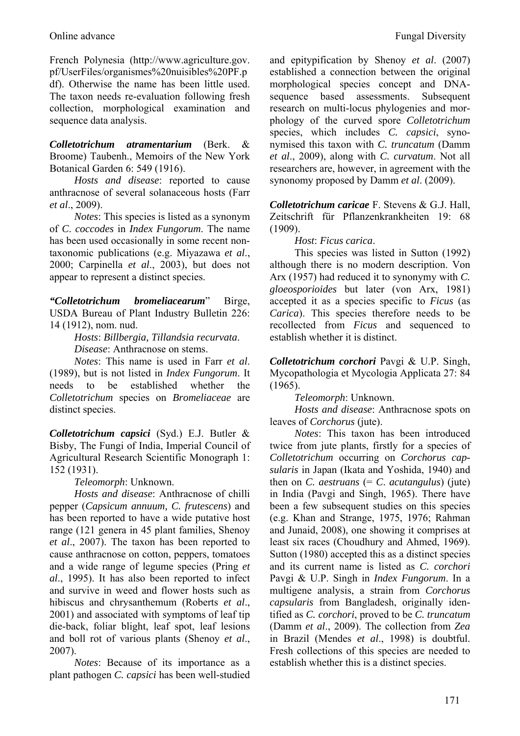French Polynesia (http://www.agriculture.gov.pf/UserFiles/organismes%20nuisibles%20PF.pdf). Otherwise the name has been little used. The taxon needs re-evaluation following fresh collection, morphological examination and sequence data analysis.

***Colletotrichum atramentarium*** (Berk. & Broome) Taubenh., Memoirs of the New York Botanical Garden 6: 549 (1916).

*Hosts and disease*: reported to cause anthracnose of several solanaceous hosts (Farr *et al*., 2009).

*Notes*: This species is listed as a synonym of *C. coccodes* in *Index Fungorum*. The name has been used occasionally in some recent non-taxonomic publications (e.g. Miyazawa *et al*., 2000; Carpinella *et al*., 2003), but does not appear to represent a distinct species.

***"Colletotrichum bromeliacearum"*** Birge, USDA Bureau of Plant Industry Bulletin 226: 14 (1912), nom. nud.

*Hosts*: *Billbergia, Tillandsia recurvata*.

*Disease*: Anthracnose on stems.

*Notes*: This name is used in Farr *et al*. (1989), but is not listed in *Index Fungorum*. It needs to be established whether the *Colletotrichum* species on *Bromeliaceae* are distinct species.

***Colletotrichum capsici*** (Syd.) E.J. Butler & Bisby, The Fungi of India, Imperial Council of Agricultural Research Scientific Monograph 1: 152 (1931).

*Teleomorph*: Unknown.

*Hosts and disease*: Anthracnose of chilli pepper (*Capsicum annuum, C. frutescens*) and has been reported to have a wide putative host range (121 genera in 45 plant families, Shenoy *et al*., 2007). The taxon has been reported to cause anthracnose on cotton, peppers, tomatoes and a wide range of legume species (Pring *et al*., 1995). It has also been reported to infect and survive in weed and flower hosts such as hibiscus and chrysanthemum (Roberts *et al*., 2001) and associated with symptoms of leaf tip die-back, foliar blight, leaf spot, leaf lesions and boll rot of various plants (Shenoy *et al*., 2007).

*Notes*: Because of its importance as a plant pathogen *C. capsici* has been well-studied and epitypification by Shenoy *et al*. (2007) established a connection between the original morphological species concept and DNA-sequence based assessments. Subsequent research on multi-locus phylogenies and morphology of the curved spore *Colletotrichum* species, which includes *C. capsici*, synonymised this taxon with *C. truncatum* (Damm *et al*., 2009), along with *C. curvatum*. Not all researchers are, however, in agreement with the synonomy proposed by Damm *et al*. (2009).

***Colletotrichum caricae*** F. Stevens & G.J. Hall, Zeitschrift für Pflanzenkrankheiten 19: 68 (1909).

*Host*: *Ficus carica*.

This species was listed in Sutton (1992) although there is no modern description. Von Arx (1957) had reduced it to synonymy with *C. gloeosporioides* but later (von Arx, 1981) accepted it as a species specific to *Ficus* (as *Carica*). This species therefore needs to be recollected from *Ficus* and sequenced to establish whether it is distinct.

***Colletotrichum corchori*** Pavgi & U.P. Singh, Mycopathologia et Mycologia Applicata 27: 84 (1965).

*Teleomorph*: Unknown.

*Hosts and disease*: Anthracnose spots on leaves of *Corchorus* (jute).

*Notes*: This taxon has been introduced twice from jute plants, firstly for a species of *Colletotrichum* occurring on *Corchorus capsularis* in Japan (Ikata and Yoshida, 1940) and then on *C. aestruans* (= *C. acutangulus*) (jute) in India (Pavgi and Singh, 1965). There have been a few subsequent studies on this species (e.g. Khan and Strange, 1975, 1976; Rahman and Junaid, 2008), one showing it comprises at least six races (Choudhury and Ahmed, 1969). Sutton (1980) accepted this as a distinct species and its current name is listed as *C. corchori* Pavgi & U.P. Singh in *Index Fungorum*. In a multigene analysis, a strain from *Corchorus capsularis* from Bangladesh, originally identified as *C. corchori*, proved to be *C. truncatum* (Damm *et al*., 2009). The collection from *Zea* in Brazil (Mendes *et al*., 1998) is doubtful. Fresh collections of this species are needed to establish whether this is a distinct species.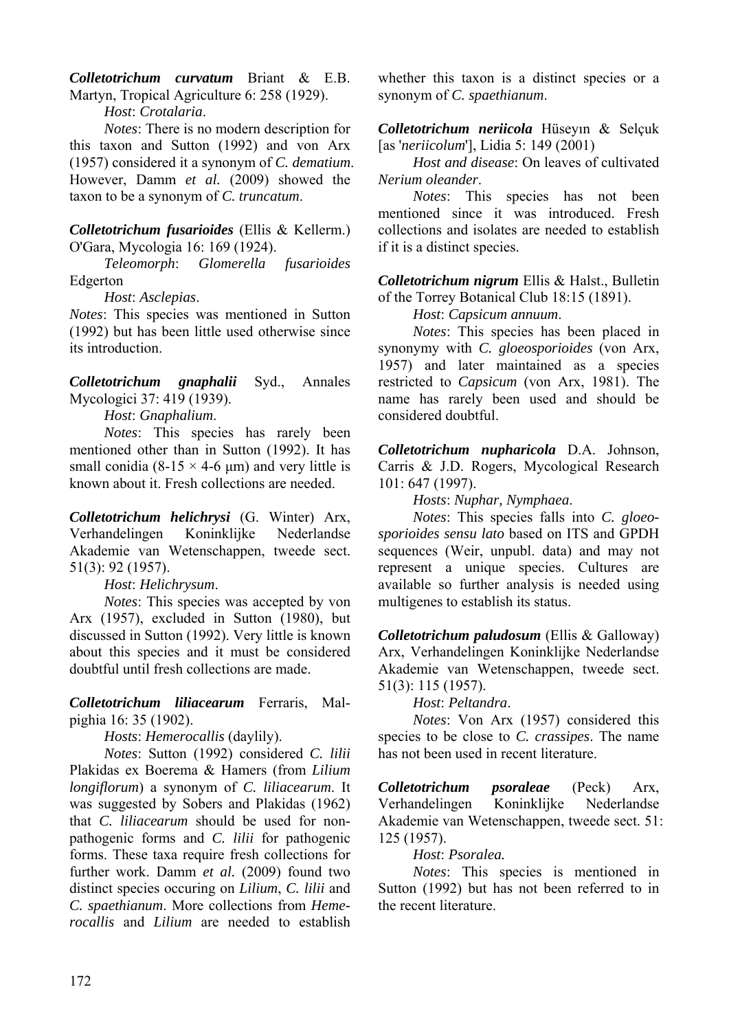***Colletotrichum curvatum*** Briant & E.B. Martyn, Tropical Agriculture 6: 258 (1929).

*Host*: *Crotalaria*.

*Notes*: There is no modern description for this taxon and Sutton (1992) and von Arx (1957) considered it a synonym of *C. dematium*. However, Damm *et al.* (2009) showed the taxon to be a synonym of *C. truncatum*.

***Colletotrichum fusarioides*** (Ellis & Kellerm.) O'Gara, Mycologia 16: 169 (1924).

*Teleomorph*: *Glomerella fusarioides* Edgerton

*Host*: *Asclepias*.

*Notes*: This species was mentioned in Sutton (1992) but has been little used otherwise since its introduction.

***Colletotrichum gnaphalii*** Syd., Annales Mycologici 37: 419 (1939).

*Host*: *Gnaphalium*.

*Notes*: This species has rarely been mentioned other than in Sutton (1992). It has small conidia (8-15 × 4-6 µm) and very little is known about it. Fresh collections are needed.

***Colletotrichum helichrysi*** (G. Winter) Arx, Verhandelingen Koninklijke Nederlandse Akademie van Wetenschappen, tweede sect. 51(3): 92 (1957).

*Host*: *Helichrysum*.

*Notes*: This species was accepted by von Arx (1957), excluded in Sutton (1980), but discussed in Sutton (1992). Very little is known about this species and it must be considered doubtful until fresh collections are made.

***Colletotrichum liliacearum*** Ferraris, Malpighia 16: 35 (1902).

*Hosts*: *Hemerocallis* (daylily).

*Notes*: Sutton (1992) considered *C. lilii* Plakidas ex Boerema & Hamers (from *Lilium longiflorum*) a synonym of *C. liliacearum*. It was suggested by Sobers and Plakidas (1962) that *C. liliacearum* should be used for non-pathogenic forms and *C. lilii* for pathogenic forms. These taxa require fresh collections for further work. Damm *et al.* (2009) found two distinct species occuring on *Lilium*, *C. lilii* and *C. spaethianum*. More collections from *Hemerocallis* and *Lilium* are needed to establish whether this taxon is a distinct species or a synonym of *C. spaethianum*.

***Colletotrichum neriicola*** Hüseyın & Selçuk [as '*neriicolum*'], Lidia 5: 149 (2001)

*Host and disease*: On leaves of cultivated *Nerium oleander*.

*Notes*: This species has not been mentioned since it was introduced. Fresh collections and isolates are needed to establish if it is a distinct species.

***Colletotrichum nigrum*** Ellis & Halst., Bulletin of the Torrey Botanical Club 18:15 (1891).

*Host*: *Capsicum annuum*.

*Notes*: This species has been placed in synonymy with *C. gloeosporioides* (von Arx, 1957) and later maintained as a species restricted to *Capsicum* (von Arx, 1981). The name has rarely been used and should be considered doubtful.

***Colletotrichum nupharicola*** D.A. Johnson, Carris & J.D. Rogers, Mycological Research 101: 647 (1997).

*Hosts*: *Nuphar, Nymphaea*.

*Notes*: This species falls into *C. gloeosporioides sensu lato* based on ITS and GPDH sequences (Weir, unpubl. data) and may not represent a unique species. Cultures are available so further analysis is needed using multigenes to establish its status.

***Colletotrichum paludosum*** (Ellis & Galloway) Arx, Verhandelingen Koninklijke Nederlandse Akademie van Wetenschappen, tweede sect. 51(3): 115 (1957).

*Host*: *Peltandra*.

*Notes*: Von Arx (1957) considered this species to be close to *C. crassipes*. The name has not been used in recent literature.

***Colletotrichum psoraleae*** (Peck) Arx, Verhandelingen Koninklijke Nederlandse Akademie van Wetenschappen, tweede sect. 51: 125 (1957).

*Host*: *Psoralea.*

*Notes*: This species is mentioned in Sutton (1992) but has not been referred to in the recent literature.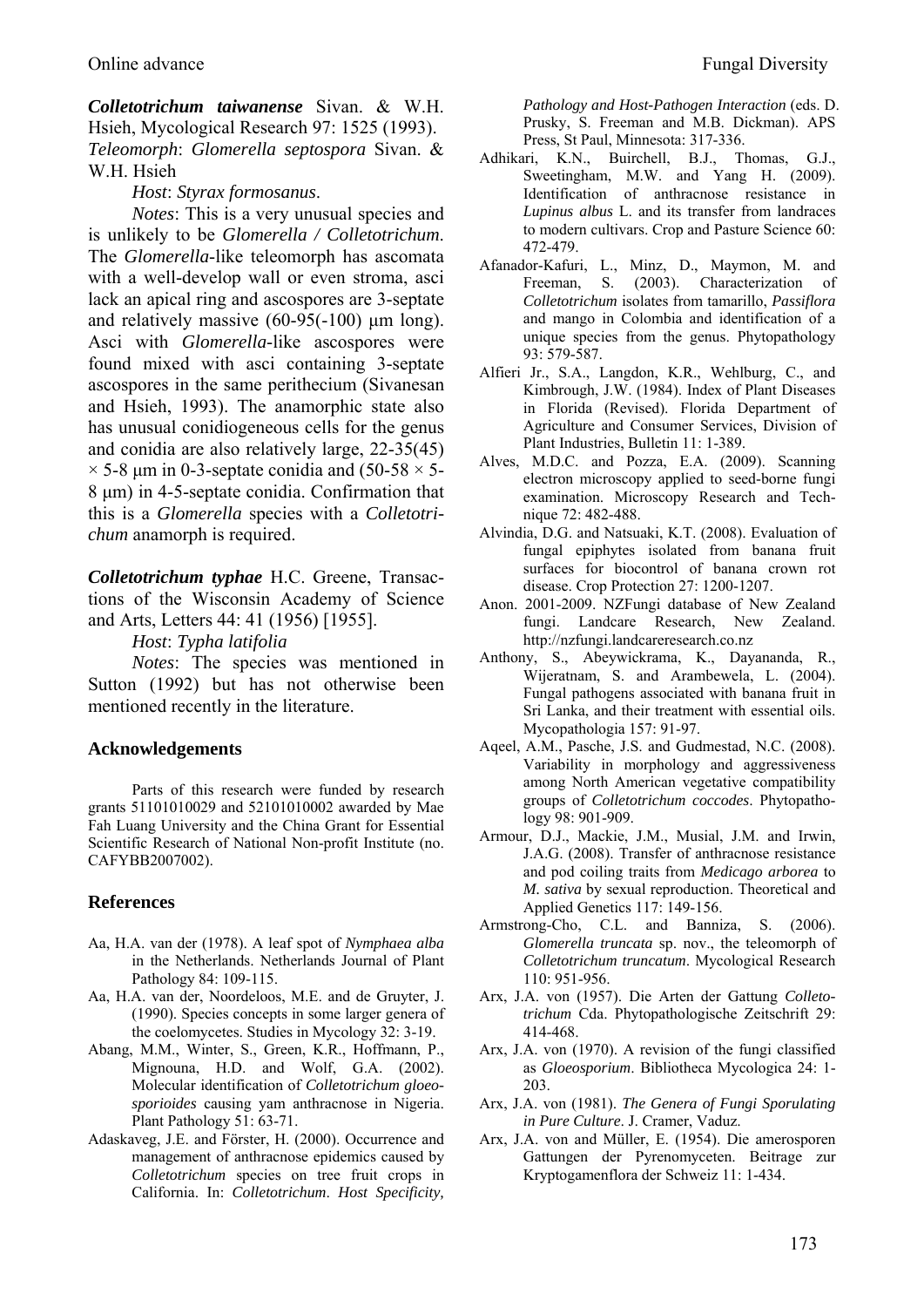***Colletotrichum taiwanense*** Sivan. & W.H. Hsieh, Mycological Research 97: 1525 (1993).
*Teleomorph*: *Glomerella septospora* Sivan. & W.H. Hsieh

*Host*: *Styrax formosanus*.

*Notes*: This is a very unusual species and is unlikely to be *Glomerella / Colletotrichum*. The *Glomerella*-like teleomorph has ascomata with a well-develop wall or even stroma, asci lack an apical ring and ascospores are 3-septate and relatively massive (60-95(-100) µm long). Asci with *Glomerella*-like ascospores were found mixed with asci containing 3-septate ascospores in the same perithecium (Sivanesan and Hsieh, 1993). The anamorphic state also has unusual conidiogeneous cells for the genus and conidia are also relatively large, 22-35(45) × 5-8 µm in 0-3-septate conidia and (50-58 × 5-8 µm) in 4-5-septate conidia. Confirmation that this is a *Glomerella* species with a *Colletotrichum* anamorph is required.

***Colletotrichum typhae*** H.C. Greene, Transactions of the Wisconsin Academy of Science and Arts, Letters 44: 41 (1956) [1955].

*Host*: *Typha latifolia*

*Notes*: The species was mentioned in Sutton (1992) but has not otherwise been mentioned recently in the literature.

## Acknowledgements

Parts of this research were funded by research grants 51101010029 and 52101010002 awarded by Mae Fah Luang University and the China Grant for Essential Scientific Research of National Non-profit Institute (no. CAFYBB2007002).

## References

Aa, H.A. van der (1978). A leaf spot of *Nymphaea alba* in the Netherlands. Netherlands Journal of Plant Pathology 84: 109-115.

Aa, H.A. van der, Noordeloos, M.E. and de Gruyter, J. (1990). Species concepts in some larger genera of the coelomycetes. Studies in Mycology 32: 3-19.

Abang, M.M., Winter, S., Green, K.R., Hoffmann, P., Mignouna, H.D. and Wolf, G.A. (2002). Molecular identification of *Colletotrichum gloeosporioides* causing yam anthracnose in Nigeria. Plant Pathology 51: 63-71.

Adaskaveg, J.E. and Förster, H. (2000). Occurrence and management of anthracnose epidemics caused by *Colletotrichum* species on tree fruit crops in California. In: *Colletotrichum*. *Host Specificity, Pathology and Host-Pathogen Interaction* (eds. D. Prusky, S. Freeman and M.B. Dickman). APS Press, St Paul, Minnesota: 317-336.

Adhikari, K.N., Buirchell, B.J., Thomas, G.J., Sweetingham, M.W. and Yang H. (2009). Identification of anthracnose resistance in *Lupinus albus* L. and its transfer from landraces to modern cultivars. Crop and Pasture Science 60: 472-479.

Afanador-Kafuri, L., Minz, D., Maymon, M. and Freeman, S. (2003). Characterization of *Colletotrichum* isolates from tamarillo, *Passiflora* and mango in Colombia and identification of a unique species from the genus. Phytopathology 93: 579-587.

Alfieri Jr., S.A., Langdon, K.R., Wehlburg, C., and Kimbrough, J.W. (1984). Index of Plant Diseases in Florida (Revised). Florida Department of Agriculture and Consumer Services, Division of Plant Industries, Bulletin 11: 1-389.

Alves, M.D.C. and Pozza, E.A. (2009). Scanning electron microscopy applied to seed-borne fungi examination. Microscopy Research and Technique 72: 482-488.

Alvindia, D.G. and Natsuaki, K.T. (2008). Evaluation of fungal epiphytes isolated from banana fruit surfaces for biocontrol of banana crown rot disease. Crop Protection 27: 1200-1207.

Anon. 2001-2009. NZFungi database of New Zealand fungi. Landcare Research, New Zealand. http://nzfungi.landcareresearch.co.nz

Anthony, S., Abeywickrama, K., Dayananda, R., Wijeratnam, S. and Arambewela, L. (2004). Fungal pathogens associated with banana fruit in Sri Lanka, and their treatment with essential oils. Mycopathologia 157: 91-97.

Aqeel, A.M., Pasche, J.S. and Gudmestad, N.C. (2008). Variability in morphology and aggressiveness among North American vegetative compatibility groups of *Colletotrichum coccodes*. Phytopathology 98: 901-909.

Armour, D.J., Mackie, J.M., Musial, J.M. and Irwin, J.A.G. (2008). Transfer of anthracnose resistance and pod coiling traits from *Medicago arborea* to *M. sativa* by sexual reproduction. Theoretical and Applied Genetics 117: 149-156.

Armstrong-Cho, C.L. and Banniza, S. (2006). *Glomerella truncata* sp. nov., the teleomorph of *Colletotrichum truncatum*. Mycological Research 110: 951-956.

Arx, J.A. von (1957). Die Arten der Gattung *Colletotrichum* Cda. Phytopathologische Zeitschrift 29: 414-468.

Arx, J.A. von (1970). A revision of the fungi classified as *Gloeosporium*. Bibliotheca Mycologica 24: 1-203.

Arx, J.A. von (1981). *The Genera of Fungi Sporulating in Pure Culture*. J. Cramer, Vaduz.

Arx, J.A. von and Müller, E. (1954). Die amerosporen Gattungen der Pyrenomyceten. Beitrage zur Kryptogamenflora der Schweiz 11: 1-434.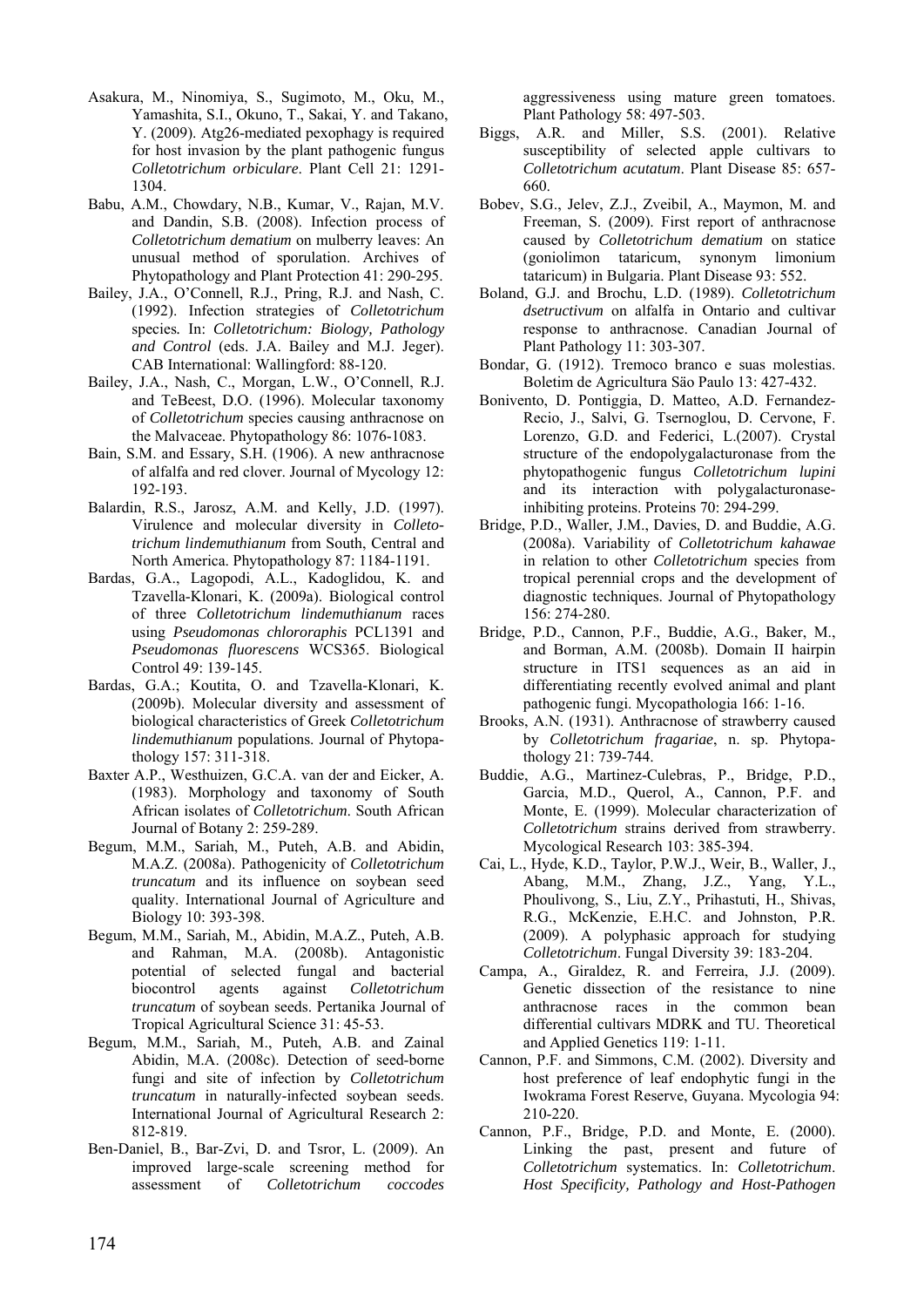Asakura, M., Ninomiya, S., Sugimoto, M., Oku, M., Yamashita, S.I., Okuno, T., Sakai, Y. and Takano, Y. (2009). Atg26-mediated pexophagy is required for host invasion by the plant pathogenic fungus *Colletotrichum orbiculare*. Plant Cell 21: 1291-1304.

Babu, A.M., Chowdary, N.B., Kumar, V., Rajan, M.V. and Dandin, S.B. (2008). Infection process of *Colletotrichum dematium* on mulberry leaves: An unusual method of sporulation. Archives of Phytopathology and Plant Protection 41: 290-295.

Bailey, J.A., O'Connell, R.J., Pring, R.J. and Nash, C. (1992). Infection strategies of *Colletotrichum* species. In: *Colletotrichum: Biology, Pathology and Control* (eds. J.A. Bailey and M.J. Jeger). CAB International: Wallingford: 88-120.

Bailey, J.A., Nash, C., Morgan, L.W., O'Connell, R.J. and TeBeest, D.O. (1996). Molecular taxonomy of *Colletotrichum* species causing anthracnose on the Malvaceae. Phytopathology 86: 1076-1083.

Bain, S.M. and Essary, S.H. (1906). A new anthracnose of alfalfa and red clover. Journal of Mycology 12: 192-193.

Balardin, R.S., Jarosz, A.M. and Kelly, J.D. (1997). Virulence and molecular diversity in *Colletotrichum lindemuthianum* from South, Central and North America. Phytopathology 87: 1184-1191.

Bardas, G.A., Lagopodi, A.L., Kadoglidou, K. and Tzavella-Klonari, K. (2009a). Biological control of three *Colletotrichum lindemuthianum* races using *Pseudomonas chlororaphis* PCL1391 and *Pseudomonas fluorescens* WCS365. Biological Control 49: 139-145.

Bardas, G.A.; Koutita, O. and Tzavella-Klonari, K. (2009b). Molecular diversity and assessment of biological characteristics of Greek *Colletotrichum lindemuthianum* populations. Journal of Phytopathology 157: 311-318.

Baxter A.P., Westhuizen, G.C.A. van der and Eicker, A. (1983). Morphology and taxonomy of South African isolates of *Colletotrichum*. South African Journal of Botany 2: 259-289.

Begum, M.M., Sariah, M., Puteh, A.B. and Abidin, M.A.Z. (2008a). Pathogenicity of *Colletotrichum truncatum* and its influence on soybean seed quality. International Journal of Agriculture and Biology 10: 393-398.

Begum, M.M., Sariah, M., Abidin, M.A.Z., Puteh, A.B. and Rahman, M.A. (2008b). Antagonistic potential of selected fungal and bacterial biocontrol agents against *Colletotrichum truncatum* of soybean seeds. Pertanika Journal of Tropical Agricultural Science 31: 45-53.

Begum, M.M., Sariah, M., Puteh, A.B. and Zainal Abidin, M.A. (2008c). Detection of seed-borne fungi and site of infection by *Colletotrichum truncatum* in naturally-infected soybean seeds. International Journal of Agricultural Research 2: 812-819.

Ben-Daniel, B., Bar-Zvi, D. and Tsror, L. (2009). An improved large-scale screening method for assessment of *Colletotrichum coccodes* aggressiveness using mature green tomatoes. Plant Pathology 58: 497-503.

Biggs, A.R. and Miller, S.S. (2001). Relative susceptibility of selected apple cultivars to *Colletotrichum acutatum*. Plant Disease 85: 657-660.

Bobev, S.G., Jelev, Z.J., Zveibil, A., Maymon, M. and Freeman, S. (2009). First report of anthracnose caused by *Colletotrichum dematium* on statice (goniolimon tataricum, synonym limonium tataricum) in Bulgaria. Plant Disease 93: 552.

Boland, G.J. and Brochu, L.D. (1989). *Colletotrichum dsetructivum* on alfalfa in Ontario and cultivar response to anthracnose. Canadian Journal of Plant Pathology 11: 303-307.

Bondar, G. (1912). Tremoco branco e suas molestias. Boletim de Agricultura Säo Paulo 13: 427-432.

Bonivento, D. Pontiggia, D. Matteo, A.D. Fernandez-Recio, J., Salvi, G. Tsernoglou, D. Cervone, F. Lorenzo, G.D. and Federici, L.(2007). Crystal structure of the endopolygalacturonase from the phytopathogenic fungus *Colletotrichum lupini* and its interaction with polygalacturonase-inhibiting proteins. Proteins 70: 294-299.

Bridge, P.D., Waller, J.M., Davies, D. and Buddie, A.G. (2008a). Variability of *Colletotrichum kahawae* in relation to other *Colletotrichum* species from tropical perennial crops and the development of diagnostic techniques. Journal of Phytopathology 156: 274-280.

Bridge, P.D., Cannon, P.F., Buddie, A.G., Baker, M., and Borman, A.M. (2008b). Domain II hairpin structure in ITS1 sequences as an aid in differentiating recently evolved animal and plant pathogenic fungi. Mycopathologia 166: 1-16.

Brooks, A.N. (1931). Anthracnose of strawberry caused by *Colletotrichum fragariae*, n. sp. Phytopathology 21: 739-744.

Buddie, A.G., Martinez-Culebras, P., Bridge, P.D., Garcia, M.D., Querol, A., Cannon, P.F. and Monte, E. (1999). Molecular characterization of *Colletotrichum* strains derived from strawberry. Mycological Research 103: 385-394.

Cai, L., Hyde, K.D., Taylor, P.W.J., Weir, B., Waller, J., Abang, M.M., Zhang, J.Z., Yang, Y.L., Phoulivong, S., Liu, Z.Y., Prihastuti, H., Shivas, R.G., McKenzie, E.H.C. and Johnston, P.R. (2009). A polyphasic approach for studying *Colletotrichum*. Fungal Diversity 39: 183-204.

Campa, A., Giraldez, R. and Ferreira, J.J. (2009). Genetic dissection of the resistance to nine anthracnose races in the common bean differential cultivars MDRK and TU. Theoretical and Applied Genetics 119: 1-11.

Cannon, P.F. and Simmons, C.M. (2002). Diversity and host preference of leaf endophytic fungi in the Iwokrama Forest Reserve, Guyana. Mycologia 94: 210-220.

Cannon, P.F., Bridge, P.D. and Monte, E. (2000). Linking the past, present and future of *Colletotrichum* systematics. In: *Colletotrichum*. *Host Specificity, Pathology and Host-Pathogen*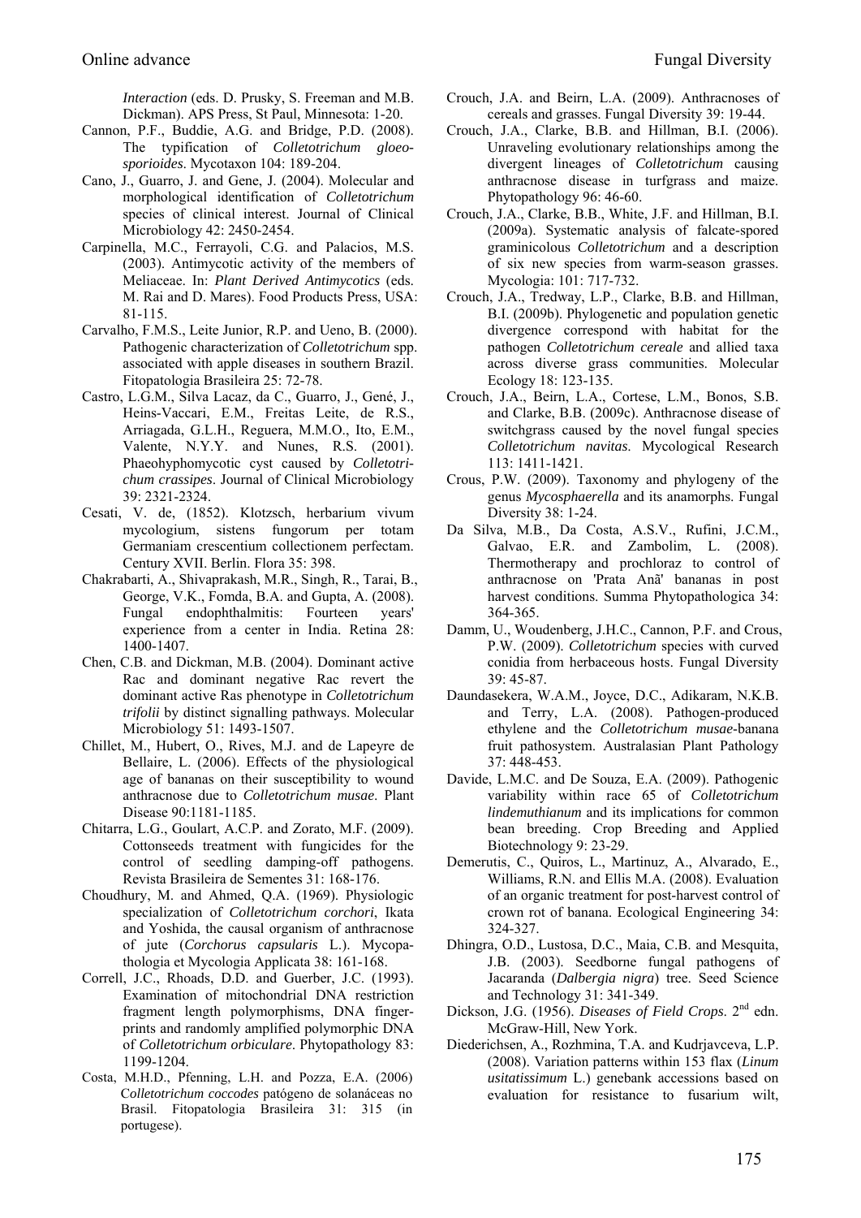*Interaction* (eds. D. Prusky, S. Freeman and M.B. Dickman). APS Press, St Paul, Minnesota: 1-20.

Cannon, P.F., Buddie, A.G. and Bridge, P.D. (2008). The typification of *Colletotrichum gloeosporioides*. Mycotaxon 104: 189-204.

Cano, J., Guarro, J. and Gene, J. (2004). Molecular and morphological identification of *Colletotrichum* species of clinical interest. Journal of Clinical Microbiology 42: 2450-2454.

Carpinella, M.C., Ferrayoli, C.G. and Palacios, M.S. (2003). Antimycotic activity of the members of Meliaceae. In: *Plant Derived Antimycotics* (eds. M. Rai and D. Mares). Food Products Press, USA: 81-115.

Carvalho, F.M.S., Leite Junior, R.P. and Ueno, B. (2000). Pathogenic characterization of *Colletotrichum* spp. associated with apple diseases in southern Brazil. Fitopatologia Brasileira 25: 72-78.

Castro, L.G.M., Silva Lacaz, da C., Guarro, J., Gené, J., Heins-Vaccari, E.M., Freitas Leite, de R.S., Arriagada, G.L.H., Reguera, M.M.O., Ito, E.M., Valente, N.Y.Y. and Nunes, R.S. (2001). Phaeohyphomycotic cyst caused by *Colletotrichum crassipes*. Journal of Clinical Microbiology 39: 2321-2324.

Cesati, V. de, (1852). Klotzsch, herbarium vivum mycologium, sistens fungorum per totam Germaniam crescentium collectionem perfectam. Century XVII. Berlin. Flora 35: 398.

Chakrabarti, A., Shivaprakash, M.R., Singh, R., Tarai, B., George, V.K., Fomda, B.A. and Gupta, A. (2008). Fungal endophthalmitis: Fourteen years' experience from a center in India. Retina 28: 1400-1407.

Chen, C.B. and Dickman, M.B. (2004). Dominant active Rac and dominant negative Rac revert the dominant active Ras phenotype in *Colletotrichum trifolii* by distinct signalling pathways. Molecular Microbiology 51: 1493-1507.

Chillet, M., Hubert, O., Rives, M.J. and de Lapeyre de Bellaire, L. (2006). Effects of the physiological age of bananas on their susceptibility to wound anthracnose due to *Colletotrichum musae*. Plant Disease 90:1181-1185.

Chitarra, L.G., Goulart, A.C.P. and Zorato, M.F. (2009). Cottonseeds treatment with fungicides for the control of seedling damping-off pathogens. Revista Brasileira de Sementes 31: 168-176.

Choudhury, M. and Ahmed, Q.A. (1969). Physiologic specialization of *Colletotrichum corchori*, Ikata and Yoshida, the causal organism of anthracnose of jute (*Corchorus capsularis* L.). Mycopathologia et Mycologia Applicata 38: 161-168.

Correll, J.C., Rhoads, D.D. and Guerber, J.C. (1993). Examination of mitochondrial DNA restriction fragment length polymorphisms, DNA fingerprints and randomly amplified polymorphic DNA of *Colletotrichum orbiculare*. Phytopathology 83: 1199-1204.

Costa, M.H.D., Pfenning, L.H. and Pozza, E.A. (2006) *Colletotrichum coccodes* patógeno de solanáceas no Brasil. Fitopatologia Brasileira 31: 315 (in portugese).

Crouch, J.A. and Beirn, L.A. (2009). Anthracnoses of cereals and grasses. Fungal Diversity 39: 19-44.

Crouch, J.A., Clarke, B.B. and Hillman, B.I. (2006). Unraveling evolutionary relationships among the divergent lineages of *Colletotrichum* causing anthracnose disease in turfgrass and maize. Phytopathology 96: 46-60.

Crouch, J.A., Clarke, B.B., White, J.F. and Hillman, B.I. (2009a). Systematic analysis of falcate-spored graminicolous *Colletotrichum* and a description of six new species from warm-season grasses. Mycologia: 101: 717-732.

Crouch, J.A., Tredway, L.P., Clarke, B.B. and Hillman, B.I. (2009b). Phylogenetic and population genetic divergence correspond with habitat for the pathogen *Colletotrichum cereale* and allied taxa across diverse grass communities. Molecular Ecology 18: 123-135.

Crouch, J.A., Beirn, L.A., Cortese, L.M., Bonos, S.B. and Clarke, B.B. (2009c). Anthracnose disease of switchgrass caused by the novel fungal species *Colletotrichum navitas*. Mycological Research 113: 1411-1421.

Crous, P.W. (2009). Taxonomy and phylogeny of the genus *Mycosphaerella* and its anamorphs. Fungal Diversity 38: 1-24.

Da Silva, M.B., Da Costa, A.S.V., Rufini, J.C.M., Galvao, E.R. and Zambolim, L. (2008). Thermotherapy and prochloraz to control of anthracnose on 'Prata Anã' bananas in post harvest conditions. Summa Phytopathologica 34: 364-365.

Damm, U., Woudenberg, J.H.C., Cannon, P.F. and Crous, P.W. (2009). *Colletotrichum* species with curved conidia from herbaceous hosts. Fungal Diversity 39: 45-87.

Daundasekera, W.A.M., Joyce, D.C., Adikaram, N.K.B. and Terry, L.A. (2008). Pathogen-produced ethylene and the *Colletotrichum musae*-banana fruit pathosystem. Australasian Plant Pathology 37: 448-453.

Davide, L.M.C. and De Souza, E.A. (2009). Pathogenic variability within race 65 of *Colletotrichum lindemuthianum* and its implications for common bean breeding. Crop Breeding and Applied Biotechnology 9: 23-29.

Demerutis, C., Quiros, L., Martinuz, A., Alvarado, E., Williams, R.N. and Ellis M.A. (2008). Evaluation of an organic treatment for post-harvest control of crown rot of banana. Ecological Engineering 34: 324-327.

Dhingra, O.D., Lustosa, D.C., Maia, C.B. and Mesquita, J.B. (2003). Seedborne fungal pathogens of Jacaranda (*Dalbergia nigra*) tree. Seed Science and Technology 31: 341-349.

Dickson, J.G. (1956). *Diseases of Field Crops*. 2nd edn. McGraw-Hill, New York.

Diederichsen, A., Rozhmina, T.A. and Kudrjavceva, L.P. (2008). Variation patterns within 153 flax (*Linum usitatissimum* L.) genebank accessions based on evaluation for resistance to fusarium wilt,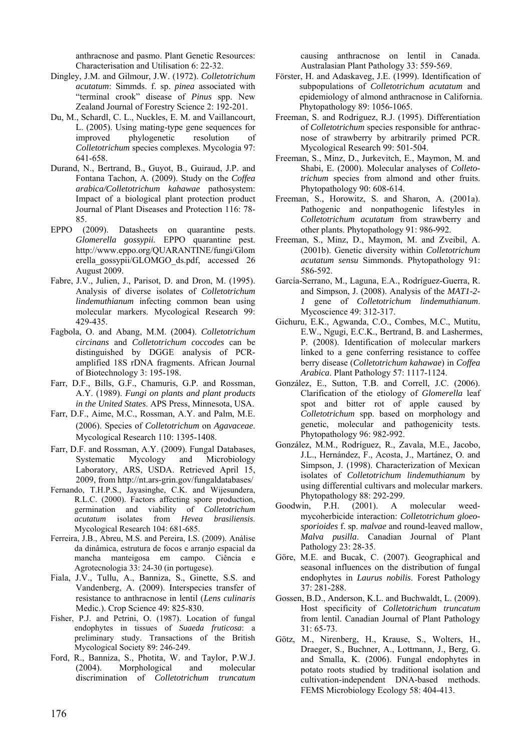anthracnose and pasmo. Plant Genetic Resources: Characterisation and Utilisation 6: 22-32.

Dingley, J.M. and Gilmour, J.W. (1972). *Colletotrichum acutatum*: Simmds. f. sp. *pinea* associated with "terminal crook" disease of *Pinus* spp. New Zealand Journal of Forestry Science 2: 192-201.

Du, M., Schardl, C. L., Nuckles, E. M. and Vaillancourt, L. (2005). Using mating-type gene sequences for improved phylogenetic resolution of *Colletotrichum* species complexes. Mycologia 97: 641-658.

Durand, N., Bertrand, B., Guyot, B., Guiraud, J.P. and Fontana Tachon, A. (2009). Study on the *Coffea arabica/Colletotrichum kahawae* pathosystem: Impact of a biological plant protection product Journal of Plant Diseases and Protection 116: 78-85.

EPPO (2009). Datasheets on quarantine pests. *Glomerella gossypii.* EPPO quarantine pest. http://www.eppo.org/QUARANTINE/fungi/Glomerella_gossypii/GLOMGO_ds.pdf, accessed 26 August 2009.

Fabre, J.V., Julien, J., Parisot, D. and Dron, M. (1995). Analysis of diverse isolates of *Colletotrichum lindemuthianum* infecting common bean using molecular markers. Mycological Research 99: 429-435.

Fagbola, O. and Abang, M.M. (2004). *Colletotrichum circinans* and *Colletotrichum coccodes* can be distinguished by DGGE analysis of PCR-amplified 18S rDNA fragments. African Journal of Biotechnology 3: 195-198.

Farr, D.F., Bills, G.F., Chamuris, G.P. and Rossman, A.Y. (1989). *Fungi on plants and plant products in the United States*. APS Press, Minnesota, USA.

Farr, D.F., Aime, M.C., Rossman, A.Y. and Palm, M.E. (2006). Species of *Colletotrichum* on *Agavaceae*. Mycological Research 110: 1395-1408.

Farr, D.F. and Rossman, A.Y. (2009). Fungal Databases, Systematic Mycology and Microbiology Laboratory, ARS, USDA. Retrieved April 15, 2009, from http://nt.ars-grin.gov/fungaldatabases/

Fernando, T.H.P.S., Jayasinghe, C.K. and Wijesundera, R.L.C. (2000). Factors affecting spore production, germination and viability of *Colletotrichum acutatum* isolates from *Hevea brasiliensis*. Mycological Research 104: 681-685.

Ferreira, J.B., Abreu, M.S. and Pereira, I.S. (2009). Análise da dinâmica, estrutura de focos e arranjo espacial da mancha manteigosa em campo. Ciência e Agrotecnologia 33: 24-30 (in portugese).

Fiala, J.V., Tullu, A., Banniza, S., Ginette, S.S. and Vandenberg, A. (2009). Interspecies transfer of resistance to anthracnose in lentil (*Lens culinaris* Medic.). Crop Science 49: 825-830.

Fisher, P.J. and Petrini, O. (1987). Location of fungal endophytes in tissues of *Suaeda fruticosa*: a preliminary study. Transactions of the British Mycological Society 89: 246-249.

Ford, R., Banniza, S., Photita, W. and Taylor, P.W.J. (2004). Morphological and molecular discrimination of *Colletotrichum truncatum* causing anthracnose on lentil in Canada. Australasian Plant Pathology 33: 559-569.

Förster, H. and Adaskaveg, J.E. (1999). Identification of subpopulations of *Colletotrichum acutatum* and epidemiology of almond anthracnose in California. Phytopathology 89: 1056-1065.

Freeman, S. and Rodriguez, R.J. (1995). Differentiation of *Colletotrichum* species responsible for anthracnose of strawberry by arbitrarily primed PCR. Mycological Research 99: 501-504.

Freeman, S., Minz, D., Jurkevitch, E., Maymon, M. and Shabi, E. (2000). Molecular analyses of *Colletotrichum* species from almond and other fruits. Phytopathology 90: 608-614.

Freeman, S., Horowitz, S. and Sharon, A. (2001a). Pathogenic and nonpathogenic lifestyles in *Colletotrichum acutatum* from strawberry and other plants. Phytopathology 91: 986-992.

Freeman, S., Minz, D., Maymon, M. and Zveibil, A. (2001b). Genetic diversity within *Colletotrichum acutatum sensu* Simmonds. Phytopathology 91: 586-592.

García-Serrano, M., Laguna, E.A., Rodríguez-Guerra, R. and Simpson, J. (2008). Analysis of the *MAT1-2-1* gene of *Colletotrichum lindemuthianum*. Mycoscience 49: 312-317.

Gichuru, E.K., Agwanda, C.O., Combes, M.C., Mutitu, E.W., Ngugi, E.C.K., Bertrand, B. and Lashermes, P. (2008). Identification of molecular markers linked to a gene conferring resistance to coffee berry disease (*Colletotrichum kahawae*) in *Coffea Arabica*. Plant Pathology 57: 1117-1124.

González, E., Sutton, T.B. and Correll, J.C. (2006). Clarification of the etiology of *Glomerella* leaf spot and bitter rot of apple caused by *Colletotrichum* spp. based on morphology and genetic, molecular and pathogenicity tests. Phytopathology 96: 982-992.

González, M.M., Rodríguez, R., Zavala, M.E., Jacobo, J.L., Hernández, F., Acosta, J., Martánez, O. and Simpson, J. (1998). Characterization of Mexican isolates of *Colletotrichum lindemuthianum* by using differential cultivars and molecular markers. Phytopathology 88: 292-299.

Goodwin, P.H. (2001). A molecular weed-mycoherbicide interaction: *Colletotrichum gloeosporioides* f. sp. *malvae* and round-leaved mallow, *Malva pusilla*. Canadian Journal of Plant Pathology 23: 28-35.

Göre, M.E. and Bucak, C. (2007). Geographical and seasonal influences on the distribution of fungal endophytes in *Laurus nobilis*. Forest Pathology 37: 281-288.

Gossen, B.D., Anderson, K.L. and Buchwaldt, L. (2009). Host specificity of *Colletotrichum truncatum* from lentil. Canadian Journal of Plant Pathology 31: 65-73.

Götz, M., Nirenberg, H., Krause, S., Wolters, H., Draeger, S., Buchner, A., Lottmann, J., Berg, G. and Smalla, K. (2006). Fungal endophytes in potato roots studied by traditional isolation and cultivation-independent DNA-based methods. FEMS Microbiology Ecology 58: 404-413.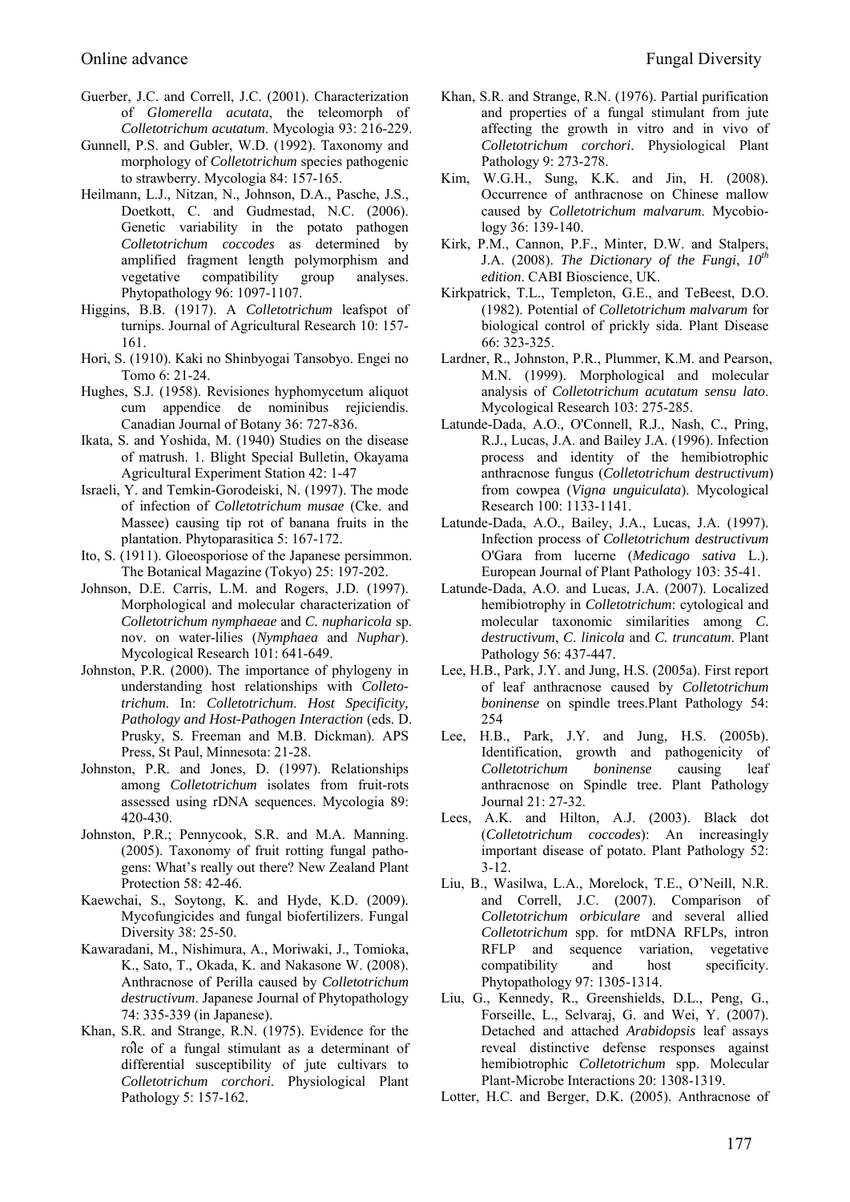Guerber, J.C. and Correll, J.C. (2001). Characterization of *Glomerella acutata*, the teleomorph of *Colletotrichum acutatum*. Mycologia 93: 216-229.

Gunnell, P.S. and Gubler, W.D. (1992). Taxonomy and morphology of *Colletotrichum* species pathogenic to strawberry. Mycologia 84: 157-165.

Heilmann, L.J., Nitzan, N., Johnson, D.A., Pasche, J.S., Doetkott, C. and Gudmestad, N.C. (2006). Genetic variability in the potato pathogen *Colletotrichum coccodes* as determined by amplified fragment length polymorphism and vegetative compatibility group analyses. Phytopathology 96: 1097-1107.

Higgins, B.B. (1917). A *Colletotrichum* leafspot of turnips. Journal of Agricultural Research 10: 157-161.

Hori, S. (1910). Kaki no Shinbyogai Tansobyo. Engei no Tomo 6: 21-24.

Hughes, S.J. (1958). Revisiones hyphomycetum aliquot cum appendice de nominibus rejiciendis. Canadian Journal of Botany 36: 727-836.

Ikata, S. and Yoshida, M. (1940) Studies on the disease of matrush. 1. Blight Special Bulletin, Okayama Agricultural Experiment Station 42: 1-47

Israeli, Y. and Temkin-Gorodeiski, N. (1997). The mode of infection of *Colletotrichum musae* (Cke. and Massee) causing tip rot of banana fruits in the plantation. Phytoparasitica 5: 167-172.

Ito, S. (1911). Gloeosporiose of the Japanese persimmon. The Botanical Magazine (Tokyo) 25: 197-202.

Johnson, D.E. Carris, L.M. and Rogers, J.D. (1997). Morphological and molecular characterization of *Colletotrichum nymphaeae* and *C. nupharicola* sp. nov. on water-lilies (*Nymphaea* and *Nuphar*). Mycological Research 101: 641-649.

Johnston, P.R. (2000). The importance of phylogeny in understanding host relationships with *Colletotrichum*. In: *Colletotrichum. Host Specificity, Pathology and Host-Pathogen Interaction* (eds. D. Prusky, S. Freeman and M.B. Dickman). APS Press, St Paul, Minnesota: 21-28.

Johnston, P.R. and Jones, D. (1997). Relationships among *Colletotrichum* isolates from fruit-rots assessed using rDNA sequences. Mycologia 89: 420-430.

Johnston, P.R.; Pennycook, S.R. and M.A. Manning. (2005). Taxonomy of fruit rotting fungal pathogens: What's really out there? New Zealand Plant Protection 58: 42-46.

Kaewchai, S., Soytong, K. and Hyde, K.D. (2009). Mycofungicides and fungal biofertilizers. Fungal Diversity 38: 25-50.

Kawaradani, M., Nishimura, A., Moriwaki, J., Tomioka, K., Sato, T., Okada, K. and Nakasone W. (2008). Anthracnose of Perilla caused by *Colletotrichum destructivum*. Japanese Journal of Phytopathology 74: 335-339 (in Japanese).

Khan, S.R. and Strange, R.N. (1975). Evidence for the rôle of a fungal stimulant as a determinant of differential susceptibility of jute cultivars to *Colletotrichum corchori*. Physiological Plant Pathology 5: 157-162.

Khan, S.R. and Strange, R.N. (1976). Partial purification and properties of a fungal stimulant from jute affecting the growth in vitro and in vivo of *Colletotrichum corchori*. Physiological Plant Pathology 9: 273-278.

Kim, W.G.H., Sung, K.K. and Jin, H. (2008). Occurrence of anthracnose on Chinese mallow caused by *Colletotrichum malvarum*. Mycobiology 36: 139-140.

Kirk, P.M., Cannon, P.F., Minter, D.W. and Stalpers, J.A. (2008). *The Dictionary of the Fungi*, *10th edition*. CABI Bioscience, UK.

Kirkpatrick, T.L., Templeton, G.E., and TeBeest, D.O. (1982). Potential of *Colletotrichum malvarum* for biological control of prickly sida. Plant Disease 66: 323-325.

Lardner, R., Johnston, P.R., Plummer, K.M. and Pearson, M.N. (1999). Morphological and molecular analysis of *Colletotrichum acutatum sensu lato*. Mycological Research 103: 275-285.

Latunde-Dada, A.O., O'Connell, R.J., Nash, C., Pring, R.J., Lucas, J.A. and Bailey J.A. (1996). Infection process and identity of the hemibiotrophic anthracnose fungus (*Colletotrichum destructivum*) from cowpea (*Vigna unguiculata*). Mycological Research 100: 1133-1141.

Latunde-Dada, A.O., Bailey, J.A., Lucas, J.A. (1997). Infection process of *Colletotrichum destructivum* O'Gara from lucerne (*Medicago sativa* L.). European Journal of Plant Pathology 103: 35-41.

Latunde-Dada, A.O. and Lucas, J.A. (2007). Localized hemibiotrophy in *Colletotrichum*: cytological and molecular taxonomic similarities among *C. destructivum*, *C. linicola* and *C. truncatum*. Plant Pathology 56: 437-447.

Lee, H.B., Park, J.Y. and Jung, H.S. (2005a). First report of leaf anthracnose caused by *Colletotrichum boninense* on spindle trees.Plant Pathology 54: 254

Lee, H.B., Park, J.Y. and Jung, H.S. (2005b). Identification, growth and pathogenicity of *Colletotrichum boninense* causing leaf anthracnose on Spindle tree. Plant Pathology Journal 21: 27-32.

Lees, A.K. and Hilton, A.J. (2003). Black dot (*Colletotrichum coccodes*): An increasingly important disease of potato. Plant Pathology 52: 3-12.

Liu, B., Wasilwa, L.A., Morelock, T.E., O'Neill, N.R. and Correll, J.C. (2007). Comparison of *Colletotrichum orbiculare* and several allied *Colletotrichum* spp. for mtDNA RFLPs, intron RFLP and sequence variation, vegetative compatibility and host specificity. Phytopathology 97: 1305-1314.

Liu, G., Kennedy, R., Greenshields, D.L., Peng, G., Forseille, L., Selvaraj, G. and Wei, Y. (2007). Detached and attached *Arabidopsis* leaf assays reveal distinctive defense responses against hemibiotrophic *Colletotrichum* spp. Molecular Plant-Microbe Interactions 20: 1308-1319.

Lotter, H.C. and Berger, D.K. (2005). Anthracnose of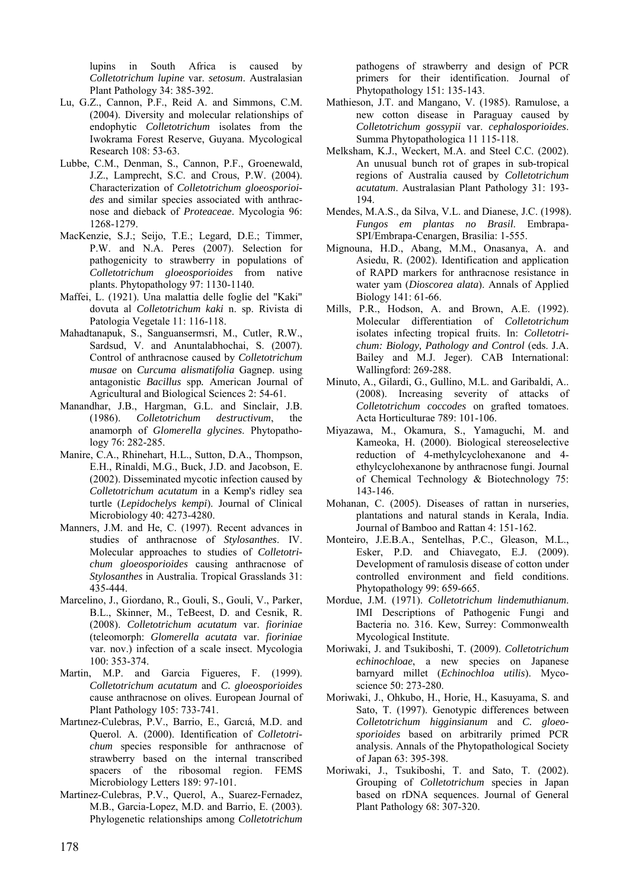lupins in South Africa is caused by *Colletotrichum lupine* var. *setosum*. Australasian Plant Pathology 34: 385-392.

Lu, G.Z., Cannon, P.F., Reid A. and Simmons, C.M. (2004). Diversity and molecular relationships of endophytic *Colletotrichum* isolates from the Iwokrama Forest Reserve, Guyana. Mycological Research 108: 53-63.

Lubbe, C.M., Denman, S., Cannon, P.F., Groenewald, J.Z., Lamprecht, S.C. and Crous, P.W. (2004). Characterization of *Colletotrichum gloeosporioides* and similar species associated with anthracnose and dieback of *Proteaceae*. Mycologia 96: 1268-1279.

MacKenzie, S.J.; Seijo, T.E.; Legard, D.E.; Timmer, P.W. and N.A. Peres (2007). Selection for pathogenicity to strawberry in populations of *Colletotrichum gloeosporioides* from native plants. Phytopathology 97: 1130-1140.

Maffei, L. (1921). Una malattia delle foglie del "Kaki" dovuta al *Colletotrichum kaki* n. sp. Rivista di Patologia Vegetale 11: 116-118.

Mahadtanapuk, S., Sanguansermsri, M., Cutler, R.W., Sardsud, V. and Anuntalabhochai, S. (2007). Control of anthracnose caused by *Colletotrichum musae* on *Curcuma alismatifolia* Gagnep. using antagonistic *Bacillus* spp*.* American Journal of Agricultural and Biological Sciences 2: 54-61.

Manandhar, J.B., Hargman, G.L. and Sinclair, J.B. (1986). *Colletotrichum destructivum*, the anamorph of *Glomerella glycines*. Phytopathology 76: 282-285.

Manire, C.A., Rhinehart, H.L., Sutton, D.A., Thompson, E.H., Rinaldi, M.G., Buck, J.D. and Jacobson, E. (2002). Disseminated mycotic infection caused by *Colletotrichum acutatum* in a Kemp's ridley sea turtle (*Lepidochelys kempi*). Journal of Clinical Microbiology 40: 4273-4280.

Manners, J.M. and He, C. (1997). Recent advances in studies of anthracnose of *Stylosanthes*. IV. Molecular approaches to studies of *Colletotrichum gloeosporioides* causing anthracnose of *Stylosanthes* in Australia. Tropical Grasslands 31: 435-444.

Marcelino, J., Giordano, R., Gouli, S., Gouli, V., Parker, B.L., Skinner, M., TeBeest, D. and Cesnik, R. (2008). *Colletotrichum acutatum* var. *fioriniae* (teleomorph: *Glomerella acutata* var. *fioriniae* var. nov.) infection of a scale insect. Mycologia 100: 353-374.

Martin, M.P. and Garcia Figueres, F. (1999). *Colletotrichum acutatum* and *C. gloeosporioides* cause anthracnose on olives. European Journal of Plant Pathology 105: 733-741.

Martınez-Culebras, P.V., Barrio, E., Garcıá, M.D. and Querol. A. (2000). Identification of *Colletotrichum* species responsible for anthracnose of strawberry based on the internal transcribed spacers of the ribosomal region. FEMS Microbiology Letters 189: 97-101.

Martinez-Culebras, P.V., Querol, A., Suarez-Fernadez, M.B., Garcia-Lopez, M.D. and Barrio, E. (2003). Phylogenetic relationships among *Colletotrichum* pathogens of strawberry and design of PCR primers for their identification. Journal of Phytopathology 151: 135-143.

Mathieson, J.T. and Mangano, V. (1985). Ramulose, a new cotton disease in Paraguay caused by *Colletotrichum gossypii* var. *cephalosporioides*. Summa Phytopathologica 11 115-118.

Melksham, K.J., Weckert, M.A. and Steel C.C. (2002). An unusual bunch rot of grapes in sub-tropical regions of Australia caused by *Colletotrichum acutatum*. Australasian Plant Pathology 31: 193-194.

Mendes, M.A.S., da Silva, V.L. and Dianese, J.C. (1998). *Fungos em plantas no Brasil*. Embrapa-SPI/Embrapa-Cenargen, Brasilia: 1-555.

Mignouna, H.D., Abang, M.M., Onasanya, A. and Asiedu, R. (2002). Identification and application of RAPD markers for anthracnose resistance in water yam (*Dioscorea alata*). Annals of Applied Biology 141: 61-66.

Mills, P.R., Hodson, A. and Brown, A.E. (1992). Molecular differentiation of *Colletotrichum* isolates infecting tropical fruits. In: *Colletotrichum: Biology, Pathology and Control* (eds. J.A. Bailey and M.J. Jeger). CAB International: Wallingford: 269-288.

Minuto, A., Gilardi, G., Gullino, M.L. and Garibaldi, A.. (2008). Increasing severity of attacks of *Colletotrichum coccodes* on grafted tomatoes. Acta Horticulturae 789: 101-106.

Miyazawa, M., Okamura, S., Yamaguchi, M. and Kameoka, H. (2000). Biological stereoselective reduction of 4-methylcyclohexanone and 4-ethylcyclohexanone by anthracnose fungi. Journal of Chemical Technology & Biotechnology 75: 143-146.

Mohanan, C. (2005). Diseases of rattan in nurseries, plantations and natural stands in Kerala, India. Journal of Bamboo and Rattan 4: 151-162.

Monteiro, J.E.B.A., Sentelhas, P.C., Gleason, M.L., Esker, P.D. and Chiavegato, E.J. (2009). Development of ramulosis disease of cotton under controlled environment and field conditions. Phytopathology 99: 659-665.

Mordue, J.M. (1971). *Colletotrichum lindemuthianum*. IMI Descriptions of Pathogenic Fungi and Bacteria no. 316. Kew, Surrey: Commonwealth Mycological Institute.

Moriwaki, J. and Tsukiboshi, T. (2009). *Colletotrichum echinochloae*, a new species on Japanese barnyard millet (*Echinochloa utilis*). Mycoscience 50: 273-280.

Moriwaki, J., Ohkubo, H., Horie, H., Kasuyama, S. and Sato, T. (1997). Genotypic differences between *Colletotrichum higginsianum* and *C. gloeosporioides* based on arbitrarily primed PCR analysis. Annals of the Phytopathological Society of Japan 63: 395-398.

Moriwaki, J., Tsukiboshi, T. and Sato, T. (2002). Grouping of *Colletotrichum* species in Japan based on rDNA sequences. Journal of General Plant Pathology 68: 307-320.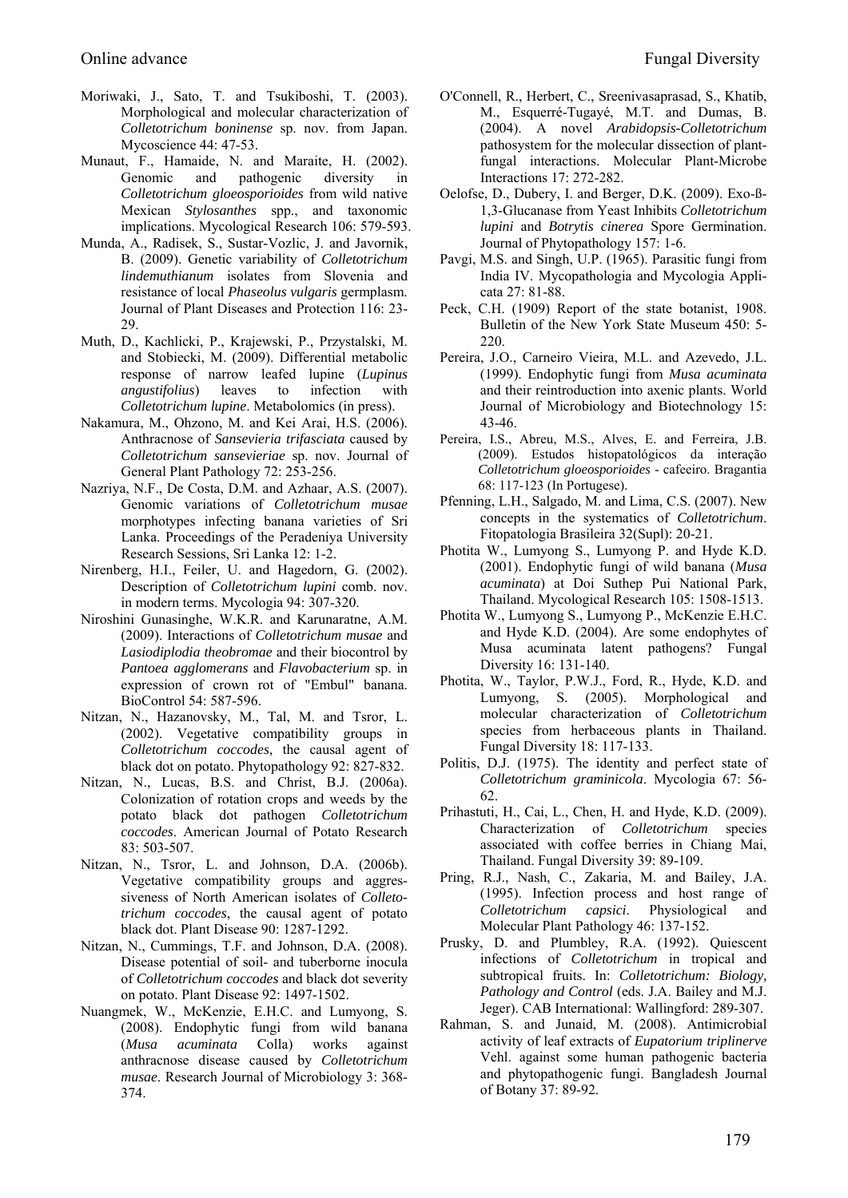Moriwaki, J., Sato, T. and Tsukiboshi, T. (2003). Morphological and molecular characterization of *Colletotrichum boninense* sp. nov. from Japan. Mycoscience 44: 47-53.

Munaut, F., Hamaide, N. and Maraite, H. (2002). Genomic and pathogenic diversity in *Colletotrichum gloeosporioides* from wild native Mexican *Stylosanthes* spp., and taxonomic implications. Mycological Research 106: 579-593.

Munda, A., Radisek, S., Sustar-Vozlic, J. and Javornik, B. (2009). Genetic variability of *Colletotrichum lindemuthianum* isolates from Slovenia and resistance of local *Phaseolus vulgaris* germplasm. Journal of Plant Diseases and Protection 116: 23-29.

Muth, D., Kachlicki, P., Krajewski, P., Przystalski, M. and Stobiecki, M. (2009). Differential metabolic response of narrow leafed lupine (*Lupinus angustifolius*) leaves to infection with *Colletotrichum lupine*. Metabolomics (in press).

Nakamura, M., Ohzono, M. and Kei Arai, H.S. (2006). Anthracnose of *Sansevieria trifasciata* caused by *Colletotrichum sansevieriae* sp. nov. Journal of General Plant Pathology 72: 253-256.

Nazriya, N.F., De Costa, D.M. and Azhaar, A.S. (2007). Genomic variations of *Colletotrichum musae* morphotypes infecting banana varieties of Sri Lanka. Proceedings of the Peradeniya University Research Sessions, Sri Lanka 12: 1-2.

Nirenberg, H.I., Feiler, U. and Hagedorn, G. (2002). Description of *Colletotrichum lupini* comb. nov. in modern terms. Mycologia 94: 307-320.

Niroshini Gunasinghe, W.K.R. and Karunaratne, A.M. (2009). Interactions of *Colletotrichum musae* and *Lasiodiplodia theobromae* and their biocontrol by *Pantoea agglomerans* and *Flavobacterium* sp. in expression of crown rot of "Embul" banana. BioControl 54: 587-596.

Nitzan, N., Hazanovsky, M., Tal, M. and Tsror, L. (2002). Vegetative compatibility groups in *Colletotrichum coccodes*, the causal agent of black dot on potato. Phytopathology 92: 827-832.

Nitzan, N., Lucas, B.S. and Christ, B.J. (2006a). Colonization of rotation crops and weeds by the potato black dot pathogen *Colletotrichum coccodes*. American Journal of Potato Research 83: 503-507.

Nitzan, N., Tsror, L. and Johnson, D.A. (2006b). Vegetative compatibility groups and aggressiveness of North American isolates of *Colletotrichum coccodes*, the causal agent of potato black dot. Plant Disease 90: 1287-1292.

Nitzan, N., Cummings, T.F. and Johnson, D.A. (2008). Disease potential of soil- and tuberborne inocula of *Colletotrichum coccodes* and black dot severity on potato. Plant Disease 92: 1497-1502.

Nuangmek, W., McKenzie, E.H.C. and Lumyong, S. (2008). Endophytic fungi from wild banana (*Musa acuminata* Colla) works against anthracnose disease caused by *Colletotrichum musae*. Research Journal of Microbiology 3: 368-374.

O'Connell, R., Herbert, C., Sreenivasaprasad, S., Khatib, M., Esquerré-Tugayé, M.T. and Dumas, B. (2004). A novel *Arabidopsis-Colletotrichum* pathosystem for the molecular dissection of plant-fungal interactions. Molecular Plant-Microbe Interactions 17: 272-282.

Oelofse, D., Dubery, I. and Berger, D.K. (2009). Exo-ß-1,3-Glucanase from Yeast Inhibits *Colletotrichum lupini* and *Botrytis cinerea* Spore Germination. Journal of Phytopathology 157: 1-6.

Pavgi, M.S. and Singh, U.P. (1965). Parasitic fungi from India IV. Mycopathologia and Mycologia Applicata 27: 81-88.

Peck, C.H. (1909) Report of the state botanist, 1908. Bulletin of the New York State Museum 450: 5-220.

Pereira, J.O., Carneiro Vieira, M.L. and Azevedo, J.L. (1999). Endophytic fungi from *Musa acuminata* and their reintroduction into axenic plants. World Journal of Microbiology and Biotechnology 15: 43-46.

Pereira, I.S., Abreu, M.S., Alves, E. and Ferreira, J.B. (2009). Estudos histopatológicos da interação *Colletotrichum gloeosporioides* - cafeeiro. Bragantia 68: 117-123 (In Portugese).

Pfenning, L.H., Salgado, M. and Lima, C.S. (2007). New concepts in the systematics of *Colletotrichum*. Fitopatologia Brasileira 32(Supl): 20-21.

Photita W., Lumyong S., Lumyong P. and Hyde K.D. (2001). Endophytic fungi of wild banana (*Musa acuminata*) at Doi Suthep Pui National Park, Thailand. Mycological Research 105: 1508-1513.

Photita W., Lumyong S., Lumyong P., McKenzie E.H.C. and Hyde K.D. (2004). Are some endophytes of Musa acuminata latent pathogens? Fungal Diversity 16: 131-140.

Photita, W., Taylor, P.W.J., Ford, R., Hyde, K.D. and Lumyong, S. (2005). Morphological and molecular characterization of *Colletotrichum* species from herbaceous plants in Thailand. Fungal Diversity 18: 117-133.

Politis, D.J. (1975). The identity and perfect state of *Colletotrichum graminicola*. Mycologia 67: 56-62.

Prihastuti, H., Cai, L., Chen, H. and Hyde, K.D. (2009). Characterization of *Colletotrichum* species associated with coffee berries in Chiang Mai, Thailand. Fungal Diversity 39: 89-109.

Pring, R.J., Nash, C., Zakaria, M. and Bailey, J.A. (1995). Infection process and host range of *Colletotrichum capsici*. Physiological and Molecular Plant Pathology 46: 137-152.

Prusky, D. and Plumbley, R.A. (1992). Quiescent infections of *Colletotrichum* in tropical and subtropical fruits. In: *Colletotrichum: Biology, Pathology and Control* (eds. J.A. Bailey and M.J. Jeger). CAB International: Wallingford: 289-307.

Rahman, S. and Junaid, M. (2008). Antimicrobial activity of leaf extracts of *Eupatorium triplinerve* Vehl. against some human pathogenic bacteria and phytopathogenic fungi. Bangladesh Journal of Botany 37: 89-92.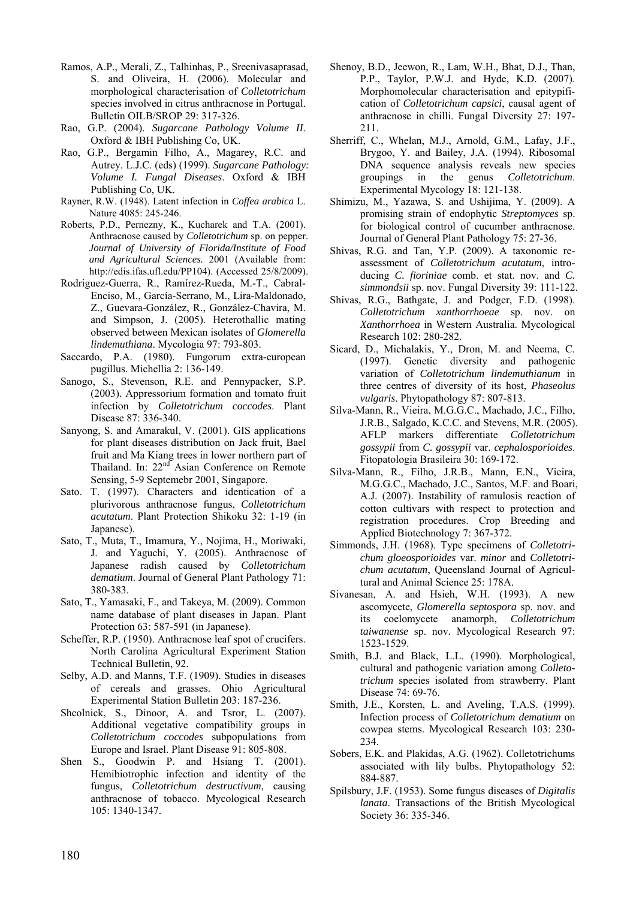Ramos, A.P., Merali, Z., Talhinhas, P., Sreenivasaprasad, S. and Oliveira, H. (2006). Molecular and morphological characterisation of *Colletotrichum* species involved in citrus anthracnose in Portugal. Bulletin OILB/SROP 29: 317-326.

Rao, G.P. (2004). *Sugarcane Pathology Volume II*. Oxford & IBH Publishing Co, UK.

Rao, G.P., Bergamin Filho, A., Magarey, R.C. and Autrey. L.J.C. (eds) (1999). *Sugarcane Pathology: Volume I. Fungal Diseases*. Oxford & IBH Publishing Co, UK.

Rayner, R.W. (1948). Latent infection in *Coffea arabica* L. Nature 4085: 245-246.

Roberts, P.D., Pernezny, K., Kucharek and T.A. (2001). Anthracnose caused by *Colletotrichum* sp. on pepper. *Journal of University of Florida/Institute of Food and Agricultural Sciences.* 2001 (Available from: http://edis.ifas.ufl.edu/PP104). (Accessed 25/8/2009).

Rodriguez-Guerra, R., Ramírez-Rueda, M.-T., Cabral-Enciso, M., García-Serrano, M., Lira-Maldonado, Z., Guevara-González, R., González-Chavira, M. and Simpson, J. (2005). Heterothallic mating observed between Mexican isolates of *Glomerella lindemuthiana*. Mycologia 97: 793-803.

Saccardo, P.A. (1980). Fungorum extra-european pugillus. Michellia 2: 136-149.

Sanogo, S., Stevenson, R.E. and Pennypacker, S.P. (2003). Appressorium formation and tomato fruit infection by *Colletotrichum coccodes*. Plant Disease 87: 336-340.

Sanyong, S. and Amarakul, V. (2001). GIS applications for plant diseases distribution on Jack fruit, Bael fruit and Ma Kiang trees in lower northern part of Thailand. In: 22nd Asian Conference on Remote Sensing, 5-9 Septemebr 2001, Singapore.

Sato. T. (1997). Characters and identication of a plurivorous anthracnose fungus, *Colletotrichum acutatum*. Plant Protection Shikoku 32: 1-19 (in Japanese).

Sato, T., Muta, T., Imamura, Y., Nojima, H., Moriwaki, J. and Yaguchi, Y. (2005). Anthracnose of Japanese radish caused by *Colletotrichum dematium*. Journal of General Plant Pathology 71: 380-383.

Sato, T., Yamasaki, F., and Takeya, M. (2009). Common name database of plant diseases in Japan. Plant Protection 63: 587-591 (in Japanese).

Scheffer, R.P. (1950). Anthracnose leaf spot of crucifers. North Carolina Agricultural Experiment Station Technical Bulletin, 92.

Selby, A.D. and Manns, T.F. (1909). Studies in diseases of cereals and grasses. Ohio Agricultural Experimental Station Bulletin 203: 187-236.

Shcolnick, S., Dinoor, A. and Tsror, L. (2007). Additional vegetative compatibility groups in *Colletotrichum coccodes* subpopulations from Europe and Israel. Plant Disease 91: 805-808.

Shen S., Goodwin P. and Hsiang T. (2001). Hemibiotrophic infection and identity of the fungus, *Colletotrichum destructivum*, causing anthracnose of tobacco. Mycological Research 105: 1340-1347.

Shenoy, B.D., Jeewon, R., Lam, W.H., Bhat, D.J., Than, P.P., Taylor, P.W.J. and Hyde, K.D. (2007). Morphomolecular characterisation and epitypification of *Colletotrichum capsici*, causal agent of anthracnose in chilli. Fungal Diversity 27: 197-211.

Sherriff, C., Whelan, M.J., Arnold, G.M., Lafay, J.F., Brygoo, Y. and Bailey, J.A. (1994). Ribosomal DNA sequence analysis reveals new species groupings in the genus *Colletotrichum*. Experimental Mycology 18: 121-138.

Shimizu, M., Yazawa, S. and Ushijima, Y. (2009). A promising strain of endophytic *Streptomyces* sp. for biological control of cucumber anthracnose. Journal of General Plant Pathology 75: 27-36.

Shivas, R.G. and Tan, Y.P. (2009). A taxonomic re-assessment of *Colletotrichum acutatum*, introducing *C. fioriniae* comb. et stat. nov. and *C. simmondsii* sp. nov. Fungal Diversity 39: 111-122.

Shivas, R.G., Bathgate, J. and Podger, F.D. (1998). *Colletotrichum xanthorrhoeae* sp. nov. on *Xanthorrhoea* in Western Australia. Mycological Research 102: 280-282.

Sicard, D., Michalakis, Y., Dron, M. and Neema, C. (1997). Genetic diversity and pathogenic variation of *Colletotrichum lindemuthianum* in three centres of diversity of its host, *Phaseolus vulgaris*. Phytopathology 87: 807-813.

Silva-Mann, R., Vieira, M.G.G.C., Machado, J.C., Filho, J.R.B., Salgado, K.C.C. and Stevens, M.R. (2005). AFLP markers differentiate *Colletotrichum gossypii* from *C. gossypii* var. *cephalosporioides*. Fitopatologia Brasileira 30: 169-172.

Silva-Mann, R., Filho, J.R.B., Mann, E.N., Vieira, M.G.G.C., Machado, J.C., Santos, M.F. and Boari, A.J. (2007). Instability of ramulosis reaction of cotton cultivars with respect to protection and registration procedures. Crop Breeding and Applied Biotechnology 7: 367-372.

Simmonds, J.H. (1968). Type specimens of *Colletotrichum gloeosporioides* var. *minor* and *Colletotrichum acutatum*, Queensland Journal of Agricultural and Animal Science 25: 178A.

Sivanesan, A. and Hsieh, W.H. (1993). A new ascomycete, *Glomerella septospora* sp. nov. and its coelomycete anamorph, *Colletotrichum taiwanense* sp. nov. Mycological Research 97: 1523-1529.

Smith, B.J. and Black, L.L. (1990). Morphological, cultural and pathogenic variation among *Colletotrichum* species isolated from strawberry. Plant Disease 74: 69-76.

Smith, J.E., Korsten, L. and Aveling, T.A.S. (1999). Infection process of *Colletotrichum dematium* on cowpea stems. Mycological Research 103: 230-234.

Sobers, E.K. and Plakidas, A.G. (1962). Colletotrichums associated with lily bulbs. Phytopathology 52: 884-887.

Spilsbury, J.F. (1953). Some fungus diseases of *Digitalis lanata*. Transactions of the British Mycological Society 36: 335-346.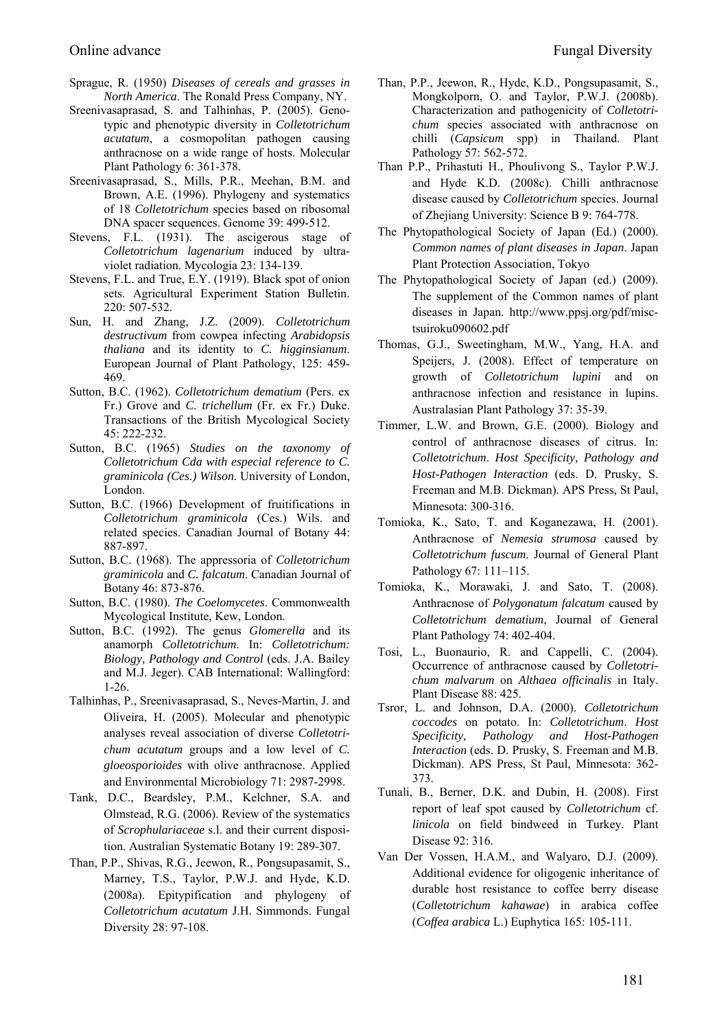Sprague, R. (1950) *Diseases of cereals and grasses in North America*. The Ronald Press Company, NY.

Sreenivasaprasad, S. and Talhinhas, P. (2005). Genotypic and phenotypic diversity in *Colletotrichum acutatum*, a cosmopolitan pathogen causing anthracnose on a wide range of hosts. Molecular Plant Pathology 6: 361-378.

Sreenivasaprasad, S., Mills, P.R., Meehan, B.M. and Brown, A.E. (1996). Phylogeny and systematics of 18 *Colletotrichum* species based on ribosomal DNA spacer sequences. Genome 39: 499-512.

Stevens, F.L. (1931). The ascigerous stage of *Colletotrichum lagenarium* induced by ultraviolet radiation. Mycologia 23: 134-139.

Stevens, F.L. and True, E.Y. (1919). Black spot of onion sets. Agricultural Experiment Station Bulletin. 220: 507-532.

Sun, H. and Zhang, J.Z. (2009). *Colletotrichum destructivum* from cowpea infecting *Arabidopsis thaliana* and its identity to *C. higginsianum*. European Journal of Plant Pathology, 125: 459-469.

Sutton, B.C. (1962). *Colletotrichum dematium* (Pers. ex Fr.) Grove and *C. trichellum* (Fr. ex Fr.) Duke. Transactions of the British Mycological Society 45: 222-232.

Sutton, B.C. (1965) *Studies on the taxonomy of Colletotrichum Cda with especial reference to C. graminicola (Ces.) Wilson*. University of London, London.

Sutton, B.C. (1966) Development of fruitifications in *Colletotrichum graminicola* (Ces.) Wils. and related species. Canadian Journal of Botany 44: 887-897.

Sutton, B.C. (1968). The appressoria of *Colletotrichum graminicola* and *C. falcatum*. Canadian Journal of Botany 46: 873-876.

Sutton, B.C. (1980). *The Coelomycetes*. Commonwealth Mycological Institute, Kew, London.

Sutton, B.C. (1992). The genus *Glomerella* and its anamorph *Colletotrichum*. In: *Colletotrichum: Biology, Pathology and Control* (eds. J.A. Bailey and M.J. Jeger). CAB International: Wallingford: 1-26.

Talhinhas, P., Sreenivasaprasad, S., Neves-Martin, J. and Oliveira, H. (2005). Molecular and phenotypic analyses reveal association of diverse *Colletotrichum acutatum* groups and a low level of *C. gloeosporioides* with olive anthracnose. Applied and Environmental Microbiology 71: 2987-2998.

Tank, D.C., Beardsley, P.M., Kelchner, S.A. and Olmstead, R.G. (2006). Review of the systematics of *Scrophulariaceae* s.l. and their current disposition. Australian Systematic Botany 19: 289-307.

Than, P.P., Shivas, R.G., Jeewon, R., Pongsupasamit, S., Marney, T.S., Taylor, P.W.J. and Hyde, K.D. (2008a). Epitypification and phylogeny of *Colletotrichum acutatum* J.H. Simmonds. Fungal Diversity 28: 97-108.

Than, P.P., Jeewon, R., Hyde, K.D., Pongsupasamit, S., Mongkolporn, O. and Taylor, P.W.J. (2008b). Characterization and pathogenicity of *Colletotrichum* species associated with anthracnose on chilli (*Capsicum* spp) in Thailand. Plant Pathology 57: 562-572.

Than P.P., Prihastuti H., Phoulivong S., Taylor P.W.J. and Hyde K.D. (2008c). Chilli anthracnose disease caused by *Colletotrichum* species. Journal of Zhejiang University: Science B 9: 764-778.

The Phytopathological Society of Japan (Ed.) (2000). *Common names of plant diseases in Japan*. Japan Plant Protection Association, Tokyo

The Phytopathological Society of Japan (ed.) (2009). The supplement of the Common names of plant diseases in Japan. http://www.ppsj.org/pdf/misc-tsuiroku090602.pdf

Thomas, G.J., Sweetingham, M.W., Yang, H.A. and Speijers, J. (2008). Effect of temperature on growth of *Colletotrichum lupini* and on anthracnose infection and resistance in lupins. Australasian Plant Pathology 37: 35-39.

Timmer, L.W. and Brown, G.E. (2000). Biology and control of anthracnose diseases of citrus. In: *Colletotrichum*. *Host Specificity, Pathology and Host-Pathogen Interaction* (eds. D. Prusky, S. Freeman and M.B. Dickman). APS Press, St Paul, Minnesota: 300-316.

Tomioka, K., Sato, T. and Koganezawa, H. (2001). Anthracnose of *Nemesia strumosa* caused by *Colletotrichum fuscum*. Journal of General Plant Pathology 67: 111–115.

Tomioka, K., Morawaki, J. and Sato, T. (2008). Anthracnose of *Polygonatum falcatum* caused by *Colletotrichum dematium*, Journal of General Plant Pathology 74: 402-404.

Tosi, L., Buonaurio, R. and Cappelli, C. (2004). Occurrence of anthracnose caused by *Colletotrichum malvarum* on *Althaea officinalis* in Italy. Plant Disease 88: 425.

Tsror, L. and Johnson, D.A. (2000). *Colletotrichum coccodes* on potato. In: *Colletotrichum*. *Host Specificity, Pathology and Host-Pathogen Interaction* (eds. D. Prusky, S. Freeman and M.B. Dickman). APS Press, St Paul, Minnesota: 362-373.

Tunali, B., Berner, D.K. and Dubin, H. (2008). First report of leaf spot caused by *Colletotrichum* cf. *linicola* on field bindweed in Turkey. Plant Disease 92: 316.

Van Der Vossen, H.A.M., and Walyaro, D.J. (2009). Additional evidence for oligogenic inheritance of durable host resistance to coffee berry disease (*Colletotrichum kahawae*) in arabica coffee (*Coffea arabica* L.) Euphytica 165: 105-111.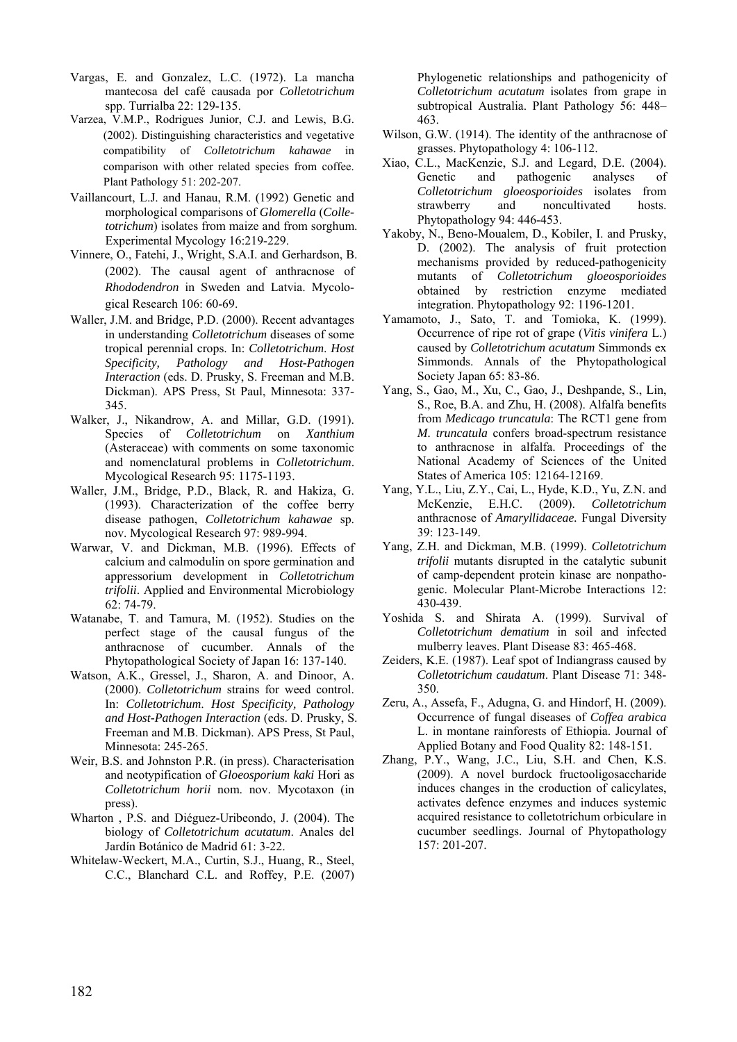Vargas, E. and Gonzalez, L.C. (1972). La mancha mantecosa del café causada por *Colletotrichum* spp. Turrialba 22: 129-135.

Varzea, V.M.P., Rodrigues Junior, C.J. and Lewis, B.G. (2002). Distinguishing characteristics and vegetative compatibility of *Colletotrichum kahawae* in comparison with other related species from coffee. Plant Pathology 51: 202-207.

Vaillancourt, L.J. and Hanau, R.M. (1992) Genetic and morphological comparisons of *Glomerella* (*Colletotrichum*) isolates from maize and from sorghum. Experimental Mycology 16:219-229.

Vinnere, O., Fatehi, J., Wright, S.A.I. and Gerhardson, B. (2002). The causal agent of anthracnose of *Rhododendron* in Sweden and Latvia. Mycological Research 106: 60-69.

Waller, J.M. and Bridge, P.D. (2000). Recent advantages in understanding *Colletotrichum* diseases of some tropical perennial crops. In: *Colletotrichum. Host Specificity, Pathology and Host-Pathogen Interaction* (eds. D. Prusky, S. Freeman and M.B. Dickman). APS Press, St Paul, Minnesota: 337-345.

Walker, J., Nikandrow, A. and Millar, G.D. (1991). Species of *Colletotrichum* on *Xanthium* (Asteraceae) with comments on some taxonomic and nomenclatural problems in *Colletotrichum*. Mycological Research 95: 1175-1193.

Waller, J.M., Bridge, P.D., Black, R. and Hakiza, G. (1993). Characterization of the coffee berry disease pathogen, *Colletotrichum kahawae* sp. nov. Mycological Research 97: 989-994.

Warwar, V. and Dickman, M.B. (1996). Effects of calcium and calmodulin on spore germination and appressorium development in *Colletotrichum trifolii*. Applied and Environmental Microbiology 62: 74-79.

Watanabe, T. and Tamura, M. (1952). Studies on the perfect stage of the causal fungus of the anthracnose of cucumber. Annals of the Phytopathological Society of Japan 16: 137-140.

Watson, A.K., Gressel, J., Sharon, A. and Dinoor, A. (2000). *Colletotrichum* strains for weed control. In: *Colletotrichum. Host Specificity, Pathology and Host-Pathogen Interaction* (eds. D. Prusky, S. Freeman and M.B. Dickman). APS Press, St Paul, Minnesota: 245-265.

Weir, B.S. and Johnston P.R. (in press). Characterisation and neotypification of *Gloeosporium kaki* Hori as *Colletotrichum horii* nom. nov. Mycotaxon (in press).

Wharton , P.S. and Diéguez-Uribeondo, J. (2004). The biology of *Colletotrichum acutatum*. Anales del Jardín Botánico de Madrid 61: 3-22.

Whitelaw-Weckert, M.A., Curtin, S.J., Huang, R., Steel, C.C., Blanchard C.L. and Roffey, P.E. (2007) Phylogenetic relationships and pathogenicity of *Colletotrichum acutatum* isolates from grape in subtropical Australia. Plant Pathology 56: 448–463.

Wilson, G.W. (1914). The identity of the anthracnose of grasses. Phytopathology 4: 106-112.

Xiao, C.L., MacKenzie, S.J. and Legard, D.E. (2004). Genetic and pathogenic analyses of *Colletotrichum gloeosporioides* isolates from strawberry and noncultivated hosts. Phytopathology 94: 446-453.

Yakoby, N., Beno-Moualem, D., Kobiler, I. and Prusky, D. (2002). The analysis of fruit protection mechanisms provided by reduced-pathogenicity mutants of *Colletotrichum gloeosporioides* obtained by restriction enzyme mediated integration. Phytopathology 92: 1196-1201.

Yamamoto, J., Sato, T. and Tomioka, K. (1999). Occurrence of ripe rot of grape (*Vitis vinifera* L.) caused by *Colletotrichum acutatum* Simmonds ex Simmonds. Annals of the Phytopathological Society Japan 65: 83-86.

Yang, S., Gao, M., Xu, C., Gao, J., Deshpande, S., Lin, S., Roe, B.A. and Zhu, H. (2008). Alfalfa benefits from *Medicago truncatula*: The RCT1 gene from *M. truncatula* confers broad-spectrum resistance to anthracnose in alfalfa. Proceedings of the National Academy of Sciences of the United States of America 105: 12164-12169.

Yang, Y.L., Liu, Z.Y., Cai, L., Hyde, K.D., Yu, Z.N. and McKenzie, E.H.C. (2009). *Colletotrichum* anthracnose of *Amaryllidaceae.* Fungal Diversity 39: 123-149.

Yang, Z.H. and Dickman, M.B. (1999). *Colletotrichum trifolii* mutants disrupted in the catalytic subunit of camp-dependent protein kinase are nonpathogenic. Molecular Plant-Microbe Interactions 12: 430-439.

Yoshida S. and Shirata A. (1999). Survival of *Colletotrichum dematium* in soil and infected mulberry leaves. Plant Disease 83: 465-468.

Zeiders, K.E. (1987). Leaf spot of Indiangrass caused by *Colletotrichum caudatum*. Plant Disease 71: 348-350.

Zeru, A., Assefa, F., Adugna, G. and Hindorf, H. (2009). Occurrence of fungal diseases of *Coffea arabica* L. in montane rainforests of Ethiopia. Journal of Applied Botany and Food Quality 82: 148-151.

Zhang, P.Y., Wang, J.C., Liu, S.H. and Chen, K.S. (2009). A novel burdock fructooligosaccharide induces changes in the croduction of calicylates, activates defence enzymes and induces systemic acquired resistance to colletotrichum orbiculare in cucumber seedlings. Journal of Phytopathology 157: 201-207.